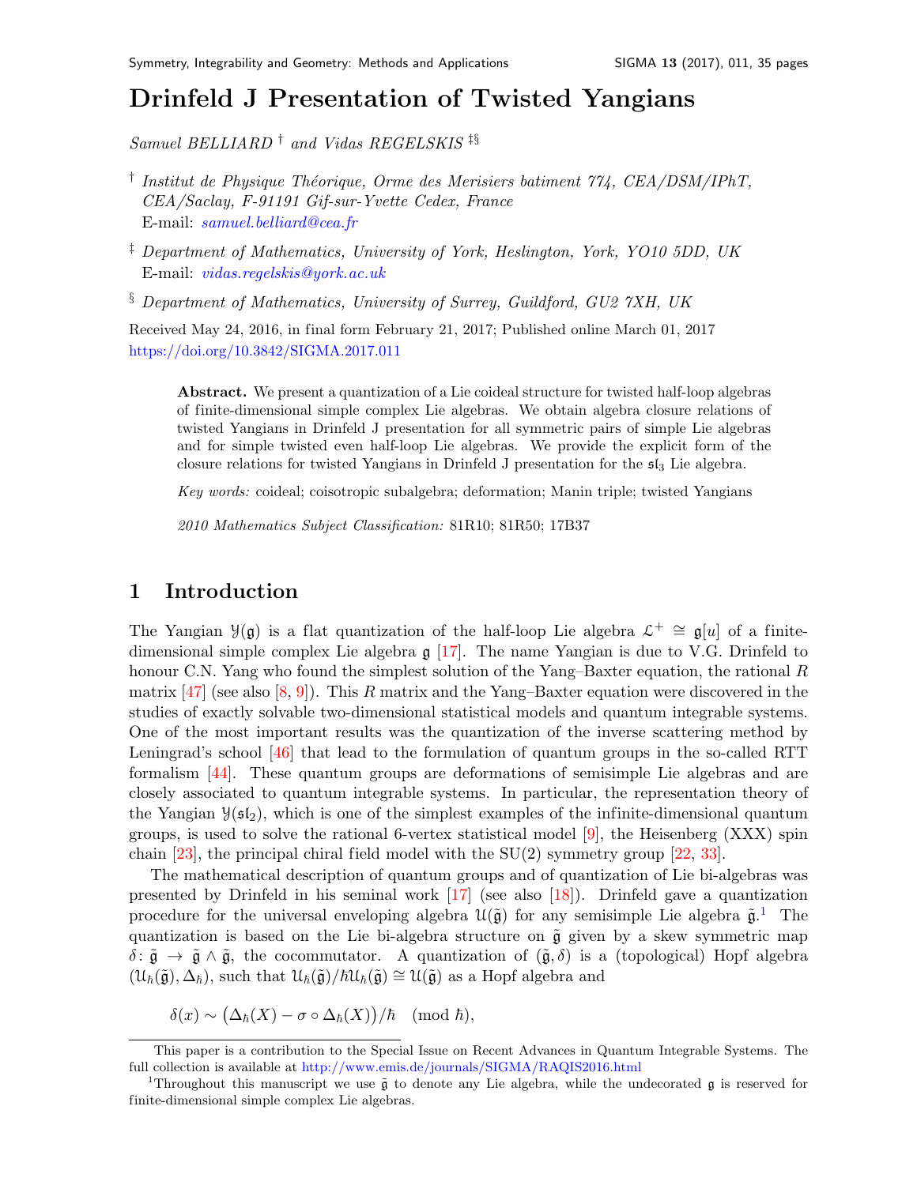# Drinfeld J Presentation of Twisted Yangians

*Samuel BELLIARD* [†] *and Vidas REGELSKIS* [‡§]

[†] *Institut de Physique Théorique, Orme des Merisiers batiment 774, CEA/DSM/IPhT, CEA/Saclay, F-91191 Gif-sur-Yvette Cedex, France*
E-mail: samuel.belliard@cea.fr

[‡] *Department of Mathematics, University of York, Heslington, York, YO10 5DD, UK*
E-mail: vidas.regelskis@york.ac.uk

[§] *Department of Mathematics, University of Surrey, Guildford, GU2 7XH, UK*

Received May 24, 2016, in final form February 21, 2017; Published online March 01, 2017
https://doi.org/10.3842/SIGMA.2017.011

> **Abstract.** We present a quantization of a Lie coideal structure for twisted half-loop algebras of finite-dimensional simple complex Lie algebras. We obtain algebra closure relations of twisted Yangians in Drinfeld J presentation for all symmetric pairs of simple Lie algebras and for simple twisted even half-loop Lie algebras. We provide the explicit form of the closure relations for twisted Yangians in Drinfeld J presentation for the $\mathfrak{sl}_3$ Lie algebra.
>
> *Key words:* coideal; coisotropic subalgebra; deformation; Manin triple; twisted Yangians
>
> *2010 Mathematics Subject Classification:* 81R10; 81R50; 17B37

## 1 Introduction

The Yangian $\mathcal{Y}(\mathfrak{g})$ is a flat quantization of the half-loop Lie algebra $\mathcal{L}^+ \cong \mathfrak{g}[u]$ of a finite-dimensional simple complex Lie algebra $\mathfrak{g}$ [17]. The name Yangian is due to V.G. Drinfeld to honour C.N. Yang who found the simplest solution of the Yang–Baxter equation, the rational $R$ matrix [47] (see also [8, 9]). This $R$ matrix and the Yang–Baxter equation were discovered in the studies of exactly solvable two-dimensional statistical models and quantum integrable systems. One of the most important results was the quantization of the inverse scattering method by Leningrad's school [46] that lead to the formulation of quantum groups in the so-called RTT formalism [44]. These quantum groups are deformations of semisimple Lie algebras and are closely associated to quantum integrable systems. In particular, the representation theory of the Yangian $\mathcal{Y}(\mathfrak{sl}_2)$, which is one of the simplest examples of the infinite-dimensional quantum groups, is used to solve the rational 6-vertex statistical model [9], the Heisenberg (XXX) spin chain [23], the principal chiral field model with the SU(2) symmetry group [22, 33].

The mathematical description of quantum groups and of quantization of Lie bi-algebras was presented by Drinfeld in his seminal work [17] (see also [18]). Drinfeld gave a quantization procedure for the universal enveloping algebra $\mathcal{U}(\tilde{\mathfrak{g}})$ for any semisimple Lie algebra $\tilde{\mathfrak{g}}$.[1] The quantization is based on the Lie bi-algebra structure on $\tilde{\mathfrak{g}}$ given by a skew symmetric map $\delta\colon \tilde{\mathfrak{g}} \to \tilde{\mathfrak{g}} \wedge \tilde{\mathfrak{g}}$, the cocommutator. A quantization of $(\tilde{\mathfrak{g}}, \delta)$ is a (topological) Hopf algebra $(\mathcal{U}_\hbar(\tilde{\mathfrak{g}}), \Delta_\hbar)$, such that $\mathcal{U}_\hbar(\tilde{\mathfrak{g}})/\hbar\mathcal{U}_\hbar(\tilde{\mathfrak{g}}) \cong \mathcal{U}(\tilde{\mathfrak{g}})$ as a Hopf algebra and

$$\delta(x) \sim \big(\Delta_\hbar(X) - \sigma \circ \Delta_\hbar(X)\big)/\hbar \pmod{\hbar},$$

---

This paper is a contribution to the Special Issue on Recent Advances in Quantum Integrable Systems. The full collection is available at http://www.emis.de/journals/SIGMA/RAQIS2016.html

[1] Throughout this manuscript we use $\tilde{\mathfrak{g}}$ to denote any Lie algebra, while the undecorated $\mathfrak{g}$ is reserved for finite-dimensional simple complex Lie algebras.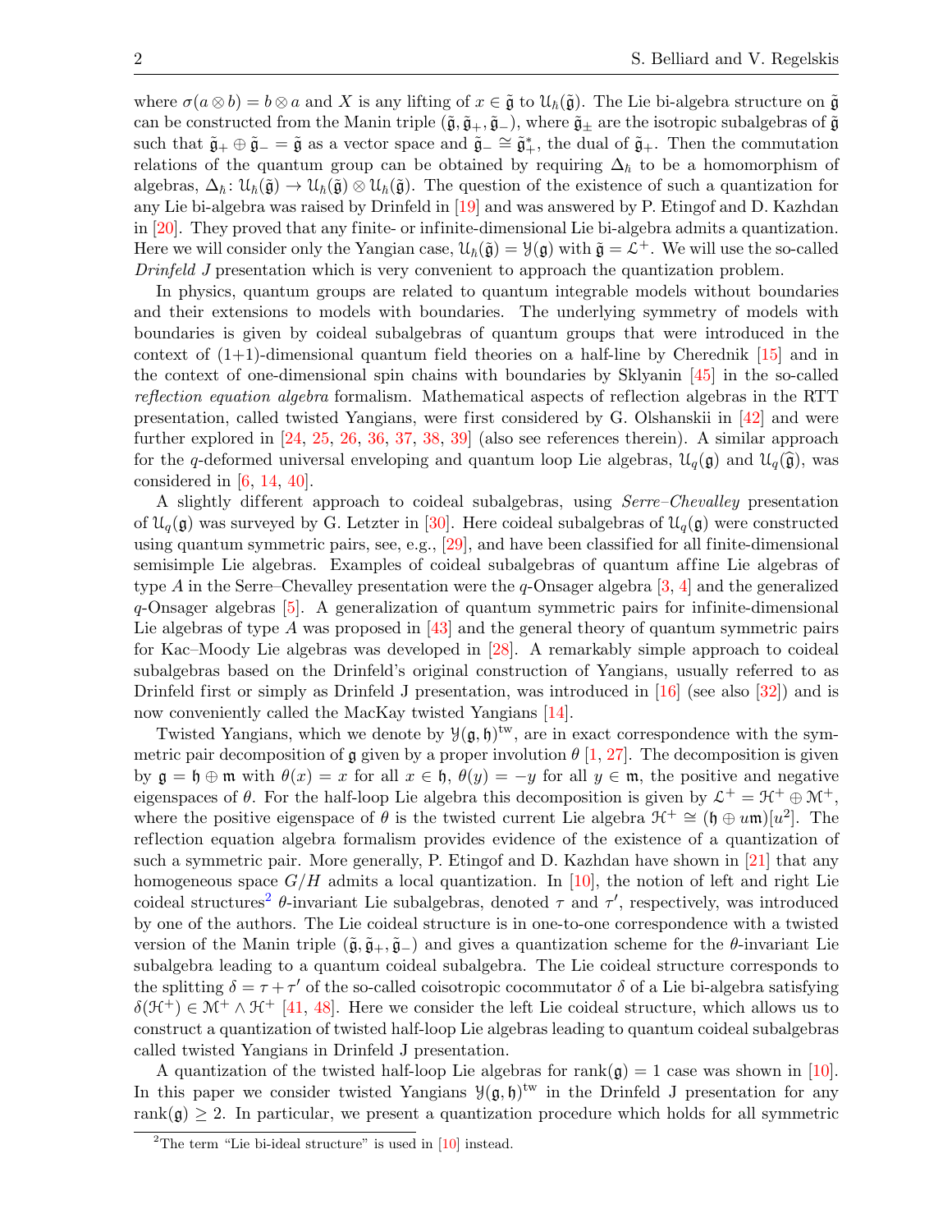where $\sigma(a\otimes b)=b\otimes a$ and $X$ is any lifting of $x\in\tilde{\mathfrak{g}}$ to $\mathcal{U}_\hbar(\tilde{\mathfrak{g}})$. The Lie bi-algebra structure on $\tilde{\mathfrak{g}}$ can be constructed from the Manin triple $(\tilde{\mathfrak{g}},\tilde{\mathfrak{g}}_+,\tilde{\mathfrak{g}}_-)$, where $\tilde{\mathfrak{g}}_\pm$ are the isotropic subalgebras of $\tilde{\mathfrak{g}}$ such that $\tilde{\mathfrak{g}}_+\oplus\tilde{\mathfrak{g}}_-=\tilde{\mathfrak{g}}$ as a vector space and $\tilde{\mathfrak{g}}_-\cong\tilde{\mathfrak{g}}_+^*$, the dual of $\tilde{\mathfrak{g}}_+$. Then the commutation relations of the quantum group can be obtained by requiring $\Delta_\hbar$ to be a homomorphism of algebras, $\Delta_\hbar\colon\mathcal{U}_\hbar(\tilde{\mathfrak{g}})\to\mathcal{U}_\hbar(\tilde{\mathfrak{g}})\otimes\mathcal{U}_\hbar(\tilde{\mathfrak{g}})$. The question of the existence of such a quantization for any Lie bi-algebra was raised by Drinfeld in [19] and was answered by P. Etingof and D. Kazhdan in [20]. They proved that any finite- or infinite-dimensional Lie bi-algebra admits a quantization. Here we will consider only the Yangian case, $\mathcal{U}_\hbar(\tilde{\mathfrak{g}})=\mathcal{Y}(\mathfrak{g})$ with $\tilde{\mathfrak{g}}=\mathcal{L}^+$. We will use the so-called *Drinfeld J* presentation which is very convenient to approach the quantization problem.

In physics, quantum groups are related to quantum integrable models without boundaries and their extensions to models with boundaries. The underlying symmetry of models with boundaries is given by coideal subalgebras of quantum groups that were introduced in the context of (1+1)-dimensional quantum field theories on a half-line by Cherednik [15] and in the context of one-dimensional spin chains with boundaries by Sklyanin [45] in the so-called *reflection equation algebra* formalism. Mathematical aspects of reflection algebras in the RTT presentation, called twisted Yangians, were first considered by G. Olshanskii in [42] and were further explored in [24, 25, 26, 36, 37, 38, 39] (also see references therein). A similar approach for the $q$-deformed universal enveloping and quantum loop Lie algebras, $\mathcal{U}_q(\mathfrak{g})$ and $\mathcal{U}_q(\widehat{\mathfrak{g}})$, was considered in [6, 14, 40].

A slightly different approach to coideal subalgebras, using *Serre–Chevalley* presentation of $\mathcal{U}_q(\mathfrak{g})$ was surveyed by G. Letzter in [30]. Here coideal subalgebras of $\mathcal{U}_q(\mathfrak{g})$ were constructed using quantum symmetric pairs, see, e.g., [29], and have been classified for all finite-dimensional semisimple Lie algebras. Examples of coideal subalgebras of quantum affine Lie algebras of type $A$ in the Serre–Chevalley presentation were the $q$-Onsager algebra [3, 4] and the generalized $q$-Onsager algebras [5]. A generalization of quantum symmetric pairs for infinite-dimensional Lie algebras of type $A$ was proposed in [43] and the general theory of quantum symmetric pairs for Kac–Moody Lie algebras was developed in [28]. A remarkably simple approach to coideal subalgebras based on the Drinfeld's original construction of Yangians, usually referred to as Drinfeld first or simply as Drinfeld J presentation, was introduced in [16] (see also [32]) and is now conveniently called the MacKay twisted Yangians [14].

Twisted Yangians, which we denote by $\mathcal{Y}(\mathfrak{g},\mathfrak{h})^{\rm tw}$, are in exact correspondence with the symmetric pair decomposition of $\mathfrak{g}$ given by a proper involution $\theta$ [1, 27]. The decomposition is given by $\mathfrak{g}=\mathfrak{h}\oplus\mathfrak{m}$ with $\theta(x)=x$ for all $x\in\mathfrak{h}$, $\theta(y)=-y$ for all $y\in\mathfrak{m}$, the positive and negative eigenspaces of $\theta$. For the half-loop Lie algebra this decomposition is given by $\mathcal{L}^+=\mathcal{H}^+\oplus\mathcal{M}^+$, where the positive eigenspace of $\theta$ is the twisted current Lie algebra $\mathcal{H}^+\cong(\mathfrak{h}\oplus u\mathfrak{m})[u^2]$. The reflection equation algebra formalism provides evidence of the existence of a quantization of such a symmetric pair. More generally, P. Etingof and D. Kazhdan have shown in [21] that any homogeneous space $G/H$ admits a local quantization. In [10], the notion of left and right Lie coideal structures[2] $\theta$-invariant Lie subalgebras, denoted $\tau$ and $\tau'$, respectively, was introduced by one of the authors. The Lie coideal structure is in one-to-one correspondence with a twisted version of the Manin triple $(\tilde{\mathfrak{g}},\tilde{\mathfrak{g}}_+,\tilde{\mathfrak{g}}_-)$ and gives a quantization scheme for the $\theta$-invariant Lie subalgebra leading to a quantum coideal subalgebra. The Lie coideal structure corresponds to the splitting $\delta=\tau+\tau'$ of the so-called coisotropic cocommutator $\delta$ of a Lie bi-algebra satisfying $\delta(\mathcal{H}^+)\in\mathcal{M}^+\wedge\mathcal{H}^+$ [41, 48]. Here we consider the left Lie coideal structure, which allows us to construct a quantization of twisted half-loop Lie algebras leading to quantum coideal subalgebras called twisted Yangians in Drinfeld J presentation.

A quantization of the twisted half-loop Lie algebras for $\operatorname{rank}(\mathfrak{g})=1$ case was shown in [10]. In this paper we consider twisted Yangians $\mathcal{Y}(\mathfrak{g},\mathfrak{h})^{\rm tw}$ in the Drinfeld J presentation for any $\operatorname{rank}(\mathfrak{g})\geq 2$. In particular, we present a quantization procedure which holds for all symmetric

[2] The term "Lie bi-ideal structure" is used in [10] instead.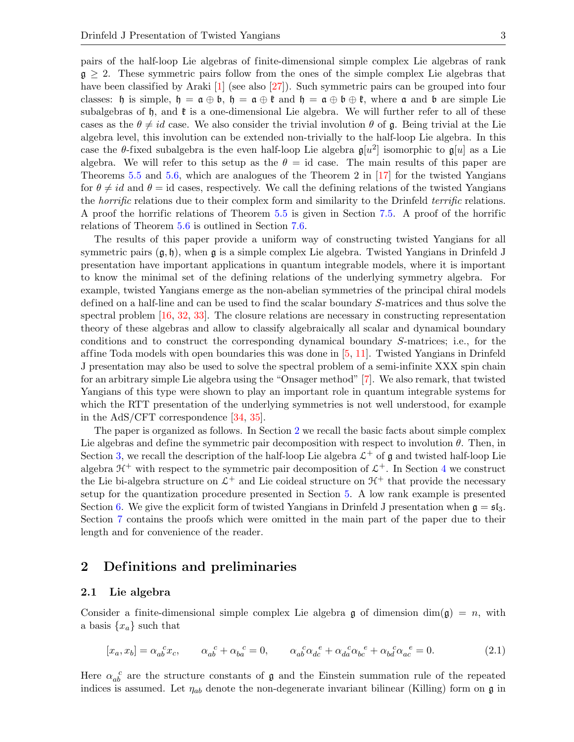pairs of the half-loop Lie algebras of finite-dimensional simple complex Lie algebras of rank $\mathfrak{g} \geq 2$. These symmetric pairs follow from the ones of the simple complex Lie algebras that have been classified by Araki [1] (see also [27]). Such symmetric pairs can be grouped into four classes: $\mathfrak{h}$ is simple, $\mathfrak{h} = \mathfrak{a} \oplus \mathfrak{b}$, $\mathfrak{h} = \mathfrak{a} \oplus \mathfrak{k}$ and $\mathfrak{h} = \mathfrak{a} \oplus \mathfrak{b} \oplus \mathfrak{k}$, where $\mathfrak{a}$ and $\mathfrak{b}$ are simple Lie subalgebras of $\mathfrak{h}$, and $\mathfrak{k}$ is a one-dimensional Lie algebra. We will further refer to all of these cases as the $\theta \neq id$ case. We also consider the trivial involution $\theta$ of $\mathfrak{g}$. Being trivial at the Lie algebra level, this involution can be extended non-trivially to the half-loop Lie algebra. In this case the $\theta$-fixed subalgebra is the even half-loop Lie algebra $\mathfrak{g}[u^2]$ isomorphic to $\mathfrak{g}[u]$ as a Lie algebra. We will refer to this setup as the $\theta = \mathrm{id}$ case. The main results of this paper are Theorems 5.5 and 5.6, which are analogues of the Theorem 2 in [17] for the twisted Yangians for $\theta \neq id$ and $\theta = \mathrm{id}$ cases, respectively. We call the defining relations of the twisted Yangians the *horrific* relations due to their complex form and similarity to the Drinfeld *terrific* relations. A proof the horrific relations of Theorem 5.5 is given in Section 7.5. A proof of the horrific relations of Theorem 5.6 is outlined in Section 7.6.

The results of this paper provide a uniform way of constructing twisted Yangians for all symmetric pairs $(\mathfrak{g}, \mathfrak{h})$, when $\mathfrak{g}$ is a simple complex Lie algebra. Twisted Yangians in Drinfeld J presentation have important applications in quantum integrable models, where it is important to know the minimal set of the defining relations of the underlying symmetry algebra. For example, twisted Yangians emerge as the non-abelian symmetries of the principal chiral models defined on a half-line and can be used to find the scalar boundary $S$-matrices and thus solve the spectral problem [16, 32, 33]. The closure relations are necessary in constructing representation theory of these algebras and allow to classify algebraically all scalar and dynamical boundary conditions and to construct the corresponding dynamical boundary $S$-matrices; i.e., for the affine Toda models with open boundaries this was done in [5, 11]. Twisted Yangians in Drinfeld J presentation may also be used to solve the spectral problem of a semi-infinite XXX spin chain for an arbitrary simple Lie algebra using the "Onsager method" [7]. We also remark, that twisted Yangians of this type were shown to play an important role in quantum integrable systems for which the RTT presentation of the underlying symmetries is not well understood, for example in the AdS/CFT correspondence [34, 35].

The paper is organized as follows. In Section 2 we recall the basic facts about simple complex Lie algebras and define the symmetric pair decomposition with respect to involution $\theta$. Then, in Section 3, we recall the description of the half-loop Lie algebra $\mathcal{L}^+$ of $\mathfrak{g}$ and twisted half-loop Lie algebra $\mathcal{H}^+$ with respect to the symmetric pair decomposition of $\mathcal{L}^+$. In Section 4 we construct the Lie bi-algebra structure on $\mathcal{L}^+$ and Lie coideal structure on $\mathcal{H}^+$ that provide the necessary setup for the quantization procedure presented in Section 5. A low rank example is presented Section 6. We give the explicit form of twisted Yangians in Drinfeld J presentation when $\mathfrak{g} = \mathfrak{sl}_3$. Section 7 contains the proofs which were omitted in the main part of the paper due to their length and for convenience of the reader.

## 2 Definitions and preliminaries

### 2.1 Lie algebra

Consider a finite-dimensional simple complex Lie algebra $\mathfrak{g}$ of dimension $\dim(\mathfrak{g}) = n$, with a basis $\{x_a\}$ such that

$$[x_a, x_b] = \alpha_{ab}^{\;\;c} x_c, \qquad \alpha_{ab}^{\;\;c} + \alpha_{ba}^{\;\;c} = 0, \qquad \alpha_{ab}^{\;\;c}\alpha_{dc}^{\;\;e} + \alpha_{da}^{\;\;c}\alpha_{bc}^{\;\;e} + \alpha_{bd}^{\;\;c}\alpha_{ac}^{\;\;e} = 0. \tag{2.1}$$

Here $\alpha_{ab}^{\;\;c}$ are the structure constants of $\mathfrak{g}$ and the Einstein summation rule of the repeated indices is assumed. Let $\eta_{ab}$ denote the non-degenerate invariant bilinear (Killing) form on $\mathfrak{g}$ in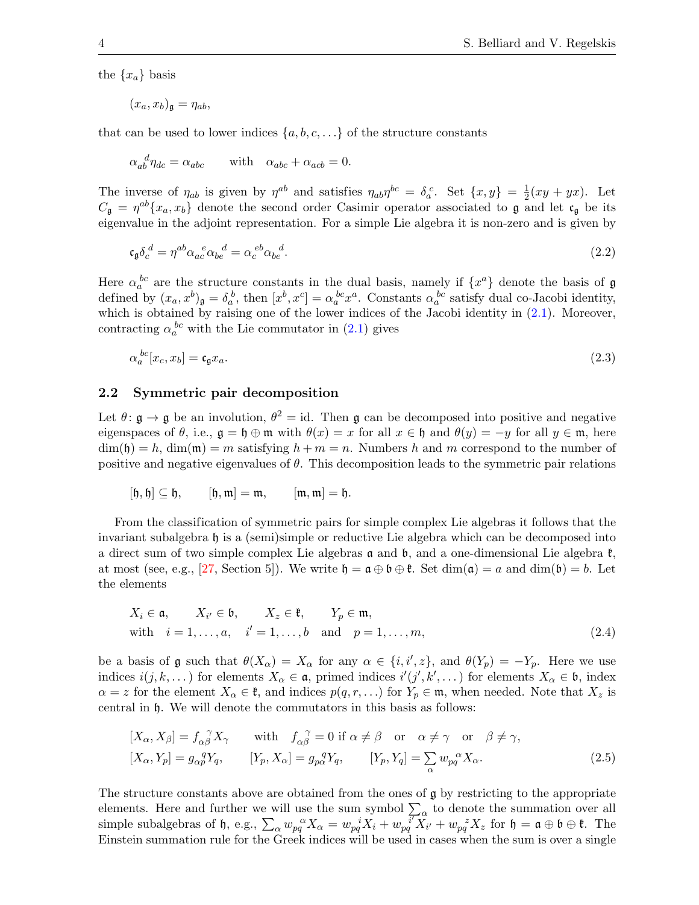the $\{x_a\}$ basis

$$(x_a, x_b)_{\mathfrak{g}} = \eta_{ab},$$

that can be used to lower indices $\{a, b, c, \dots\}$ of the structure constants

$$\alpha_{ab}^{\ \ d}\eta_{dc} = \alpha_{abc} \qquad \text{with} \quad \alpha_{abc} + \alpha_{acb} = 0.$$

The inverse of $\eta_{ab}$ is given by $\eta^{ab}$ and satisfies $\eta_{ab}\eta^{bc} = \delta_a^{\ c}$. Set $\{x, y\} = \frac{1}{2}(xy + yx)$. Let $C_{\mathfrak{g}} = \eta^{ab}\{x_a, x_b\}$ denote the second order Casimir operator associated to $\mathfrak{g}$ and let $\mathfrak{c}_{\mathfrak{g}}$ be its eigenvalue in the adjoint representation. For a simple Lie algebra it is non-zero and is given by

$$\mathfrak{c}_{\mathfrak{g}}\delta_c^{\ d} = \eta^{ab}\alpha_{ac}^{\ \ e}\alpha_{be}^{\ \ d} = \alpha_c^{\ eb}\alpha_{be}^{\ \ d}. \tag{2.2}$$

Here $\alpha_a^{\ bc}$ are the structure constants in the dual basis, namely if $\{x^a\}$ denote the basis of $\mathfrak{g}$ defined by $(x_a, x^b)_{\mathfrak{g}} = \delta_a^{\ b}$, then $[x^b, x^c] = \alpha_a^{\ bc}x^a$. Constants $\alpha_a^{\ bc}$ satisfy dual co-Jacobi identity, which is obtained by raising one of the lower indices of the Jacobi identity in (2.1). Moreover, contracting $\alpha_a^{\ bc}$ with the Lie commutator in (2.1) gives

$$\alpha_a^{\ bc}[x_c, x_b] = \mathfrak{c}_{\mathfrak{g}}x_a. \tag{2.3}$$

### 2.2 Symmetric pair decomposition

Let $\theta\colon \mathfrak{g} \to \mathfrak{g}$ be an involution, $\theta^2 = \mathrm{id}$. Then $\mathfrak{g}$ can be decomposed into positive and negative eigenspaces of $\theta$, i.e., $\mathfrak{g} = \mathfrak{h} \oplus \mathfrak{m}$ with $\theta(x) = x$ for all $x \in \mathfrak{h}$ and $\theta(y) = -y$ for all $y \in \mathfrak{m}$, here $\dim(\mathfrak{h}) = h$, $\dim(\mathfrak{m}) = m$ satisfying $h + m = n$. Numbers $h$ and $m$ correspond to the number of positive and negative eigenvalues of $\theta$. This decomposition leads to the symmetric pair relations

$$[\mathfrak{h}, \mathfrak{h}] \subseteq \mathfrak{h}, \qquad [\mathfrak{h}, \mathfrak{m}] = \mathfrak{m}, \qquad [\mathfrak{m}, \mathfrak{m}] = \mathfrak{h}.$$

From the classification of symmetric pairs for simple complex Lie algebras it follows that the invariant subalgebra $\mathfrak{h}$ is a (semi)simple or reductive Lie algebra which can be decomposed into a direct sum of two simple complex Lie algebras $\mathfrak{a}$ and $\mathfrak{b}$, and a one-dimensional Lie algebra $\mathfrak{k}$, at most (see, e.g., [27, Section 5]). We write $\mathfrak{h} = \mathfrak{a} \oplus \mathfrak{b} \oplus \mathfrak{k}$. Set $\dim(\mathfrak{a}) = a$ and $\dim(\mathfrak{b}) = b$. Let the elements

$$\begin{aligned} &X_i \in \mathfrak{a}, \qquad X_{i'} \in \mathfrak{b}, \qquad X_z \in \mathfrak{k}, \qquad Y_p \in \mathfrak{m}, \\ &\text{with} \quad i = 1, \dots, a, \quad i' = 1, \dots, b \quad \text{and} \quad p = 1, \dots, m, \end{aligned} \tag{2.4}$$

be a basis of $\mathfrak{g}$ such that $\theta(X_\alpha) = X_\alpha$ for any $\alpha \in \{i, i', z\}$, and $\theta(Y_p) = -Y_p$. Here we use indices $i(j, k, \dots)$ for elements $X_\alpha \in \mathfrak{a}$, primed indices $i'(j', k', \dots)$ for elements $X_\alpha \in \mathfrak{b}$, index $\alpha = z$ for the element $X_\alpha \in \mathfrak{k}$, and indices $p(q, r, \dots)$ for $Y_p \in \mathfrak{m}$, when needed. Note that $X_z$ is central in $\mathfrak{h}$. We will denote the commutators in this basis as follows:

$$\begin{aligned} &[X_\alpha, X_\beta] = f_{\alpha\beta}^{\ \ \gamma}X_\gamma \qquad \text{with} \quad f_{\alpha\beta}^{\ \ \gamma} = 0 \text{ if } \alpha \neq \beta \quad \text{or} \quad \alpha \neq \gamma \quad \text{or} \quad \beta \neq \gamma, \\ &[X_\alpha, Y_p] = g_{\alpha p}^{\ \ q}Y_q, \qquad [Y_p, X_\alpha] = g_{p\alpha}^{\ \ q}Y_q, \qquad [Y_p, Y_q] = \sum_\alpha w_{pq}^{\ \ \alpha}X_\alpha. \end{aligned} \tag{2.5}$$

The structure constants above are obtained from the ones of $\mathfrak{g}$ by restricting to the appropriate elements. Here and further we will use the sum symbol $\sum_\alpha$ to denote the summation over all simple subalgebras of $\mathfrak{h}$, e.g., $\sum_\alpha w_{pq}^{\ \ \alpha}X_\alpha = w_{pq}^{\ \ i}X_i + w_{pq}^{\ \ i'}X_{i'} + w_{pq}^{\ \ z}X_z$ for $\mathfrak{h} = \mathfrak{a} \oplus \mathfrak{b} \oplus \mathfrak{k}$. The Einstein summation rule for the Greek indices will be used in cases when the sum is over a single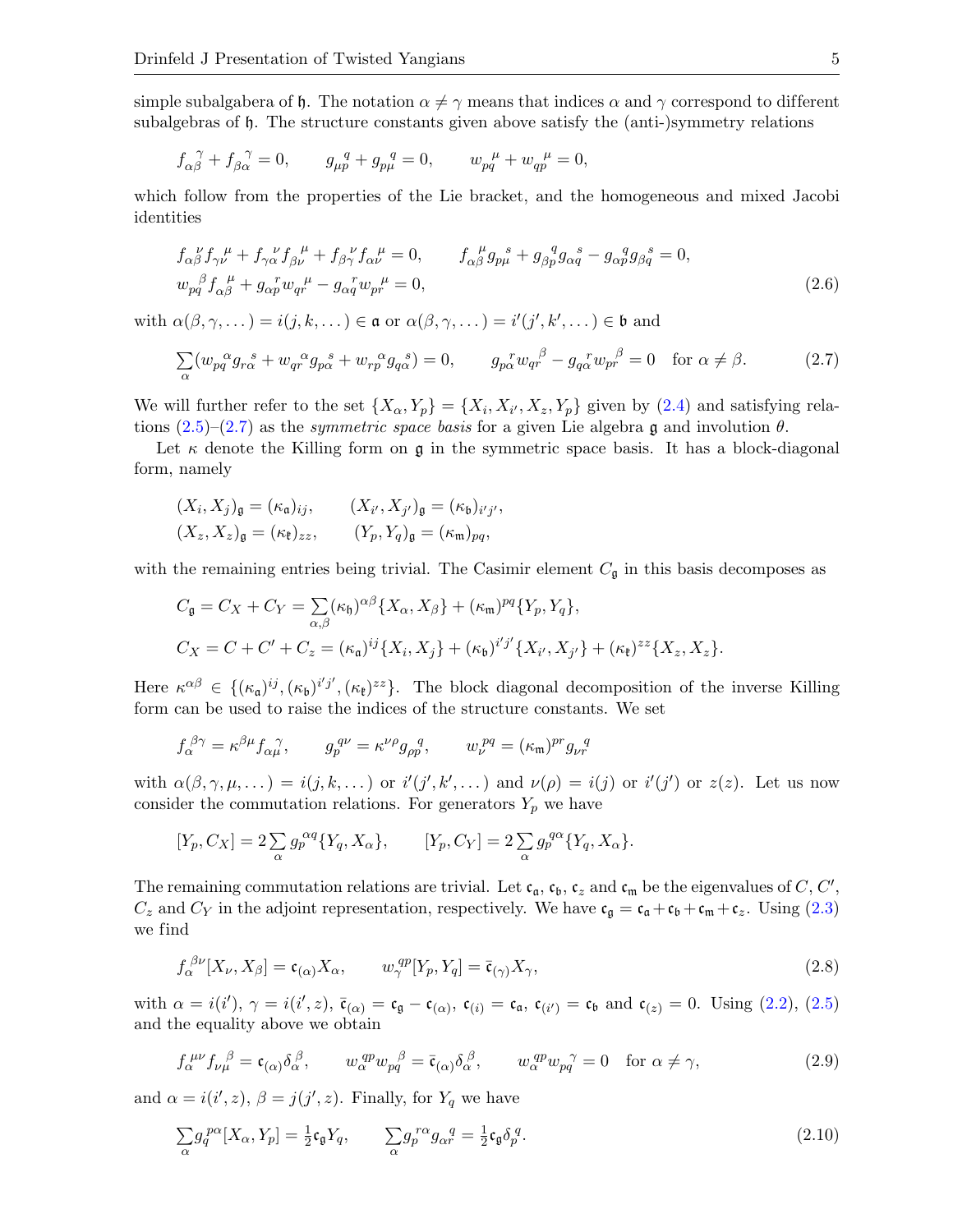simple subalgabera of $\mathfrak{h}$. The notation $\alpha \neq \gamma$ means that indices $\alpha$ and $\gamma$ correspond to different subalgebras of $\mathfrak{h}$. The structure constants given above satisfy the (anti-)symmetry relations

$$f_{\alpha\beta}^{\ \ \gamma} + f_{\beta\alpha}^{\ \ \gamma} = 0, \qquad g_{\mu p}^{\ \ q} + g_{p\mu}^{\ \ q} = 0, \qquad w_{pq}^{\ \ \mu} + w_{qp}^{\ \ \mu} = 0,$$

which follow from the properties of the Lie bracket, and the homogeneous and mixed Jacobi identities

$$\begin{aligned}
&f_{\alpha\beta}^{\ \ \nu} f_{\gamma\nu}^{\ \ \mu} + f_{\gamma\alpha}^{\ \ \nu} f_{\beta\nu}^{\ \ \mu} + f_{\beta\gamma}^{\ \ \nu} f_{\alpha\nu}^{\ \ \mu} = 0, \qquad f_{\alpha\beta}^{\ \ \mu} g_{p\mu}^{\ \ s} + g_{\beta p}^{\ \ q} g_{\alpha q}^{\ \ s} - g_{\alpha p}^{\ \ q} g_{\beta q}^{\ \ s} = 0, \\
&w_{pq}^{\ \ \beta} f_{\alpha\beta}^{\ \ \mu} + g_{\alpha p}^{\ \ r} w_{qr}^{\ \ \mu} - g_{\alpha q}^{\ \ r} w_{pr}^{\ \ \mu} = 0,
\end{aligned} \tag{2.6}$$

with $\alpha(\beta,\gamma,\dots) = i(j,k,\dots) \in \mathfrak{a}$ or $\alpha(\beta,\gamma,\dots) = i'(j',k',\dots) \in \mathfrak{b}$ and

$$\sum_\alpha (w_{pq}^{\ \ \alpha} g_{r\alpha}^{\ \ s} + w_{qr}^{\ \ \alpha} g_{p\alpha}^{\ \ s} + w_{rp}^{\ \ \alpha} g_{q\alpha}^{\ \ s}) = 0, \qquad g_{p\alpha}^{\ \ r} w_{qr}^{\ \ \beta} - g_{q\alpha}^{\ \ r} w_{pr}^{\ \ \beta} = 0 \quad \text{for } \alpha \neq \beta. \tag{2.7}$$

We will further refer to the set $\{X_\alpha, Y_p\} = \{X_i, X_{i'}, X_z, Y_p\}$ given by (2.4) and satisfying relations (2.5)–(2.7) as the *symmetric space basis* for a given Lie algebra $\mathfrak{g}$ and involution $\theta$.

Let $\kappa$ denote the Killing form on $\mathfrak{g}$ in the symmetric space basis. It has a block-diagonal form, namely

$$\begin{aligned}
&(X_i, X_j)_\mathfrak{g} = (\kappa_\mathfrak{a})_{ij}, \qquad (X_{i'}, X_{j'})_\mathfrak{g} = (\kappa_\mathfrak{b})_{i'j'}, \\
&(X_z, X_z)_\mathfrak{g} = (\kappa_\mathfrak{k})_{zz}, \qquad (Y_p, Y_q)_\mathfrak{g} = (\kappa_\mathfrak{m})_{pq},
\end{aligned}$$

with the remaining entries being trivial. The Casimir element $C_\mathfrak{g}$ in this basis decomposes as

$$\begin{aligned}
&C_\mathfrak{g} = C_X + C_Y = \sum_{\alpha,\beta} (\kappa_\mathfrak{h})^{\alpha\beta} \{X_\alpha, X_\beta\} + (\kappa_\mathfrak{m})^{pq} \{Y_p, Y_q\}, \\
&C_X = C + C' + C_z = (\kappa_\mathfrak{a})^{ij} \{X_i, X_j\} + (\kappa_\mathfrak{b})^{i'j'} \{X_{i'}, X_{j'}\} + (\kappa_\mathfrak{k})^{zz} \{X_z, X_z\}.
\end{aligned}$$

Here $\kappa^{\alpha\beta} \in \{(\kappa_\mathfrak{a})^{ij}, (\kappa_\mathfrak{b})^{i'j'}, (\kappa_\mathfrak{k})^{zz}\}$. The block diagonal decomposition of the inverse Killing form can be used to raise the indices of the structure constants. We set

$$f_\alpha^{\ \beta\gamma} = \kappa^{\beta\mu} f_{\alpha\mu}^{\ \ \gamma}, \qquad g_p^{\ q\nu} = \kappa^{\nu\rho} g_{\rho p}^{\ \ q}, \qquad w_\nu^{\ pq} = (\kappa_\mathfrak{m})^{pr} g_{\nu r}^{\ \ q}$$

with $\alpha(\beta,\gamma,\mu,\dots) = i(j,k,\dots)$ or $i'(j',k',\dots)$ and $\nu(\rho) = i(j)$ or $i'(j')$ or $z(z)$. Let us now consider the commutation relations. For generators $Y_p$ we have

$$[Y_p, C_X] = 2\sum_\alpha g_p^{\ \alpha q} \{Y_q, X_\alpha\}, \qquad [Y_p, C_Y] = 2\sum_\alpha g_p^{\ q\alpha} \{Y_q, X_\alpha\}.$$

The remaining commutation relations are trivial. Let $\mathfrak{c}_\mathfrak{a}$, $\mathfrak{c}_\mathfrak{b}$, $\mathfrak{c}_z$ and $\mathfrak{c}_\mathfrak{m}$ be the eigenvalues of $C$, $C'$, $C_z$ and $C_Y$ in the adjoint representation, respectively. We have $\mathfrak{c}_\mathfrak{g} = \mathfrak{c}_\mathfrak{a} + \mathfrak{c}_\mathfrak{b} + \mathfrak{c}_\mathfrak{m} + \mathfrak{c}_z$. Using (2.3) we find

$$f_\alpha^{\ \beta\nu} [X_\nu, X_\beta] = \mathfrak{c}_{(\alpha)} X_\alpha, \qquad w_\gamma^{\ qp} [Y_p, Y_q] = \bar{\mathfrak{c}}_{(\gamma)} X_\gamma, \tag{2.8}$$

with $\alpha = i(i')$, $\gamma = i(i', z)$, $\bar{\mathfrak{c}}_{(\alpha)} = \mathfrak{c}_\mathfrak{g} - \mathfrak{c}_{(\alpha)}$, $\mathfrak{c}_{(i)} = \mathfrak{c}_\mathfrak{a}$, $\mathfrak{c}_{(i')} = \mathfrak{c}_\mathfrak{b}$ and $\mathfrak{c}_{(z)} = 0$. Using (2.2), (2.5) and the equality above we obtain

$$f_\alpha^{\ \mu\nu} f_{\nu\mu}^{\ \ \beta} = \mathfrak{c}_{(\alpha)} \delta_\alpha^{\ \beta}, \qquad w_\alpha^{\ qp} w_{pq}^{\ \ \beta} = \bar{\mathfrak{c}}_{(\alpha)} \delta_\alpha^{\ \beta}, \qquad w_\alpha^{\ qp} w_{pq}^{\ \ \gamma} = 0 \quad \text{for } \alpha \neq \gamma, \tag{2.9}$$

and $\alpha = i(i', z)$, $\beta = j(j', z)$. Finally, for $Y_q$ we have

$$\sum_\alpha g_q^{\ p\alpha} [X_\alpha, Y_p] = \tfrac{1}{2} \mathfrak{c}_\mathfrak{g} Y_q, \qquad \sum_\alpha g_p^{\ r\alpha} g_{\alpha r}^{\ \ q} = \tfrac{1}{2} \mathfrak{c}_\mathfrak{g} \delta_p^{\ q}. \tag{2.10}$$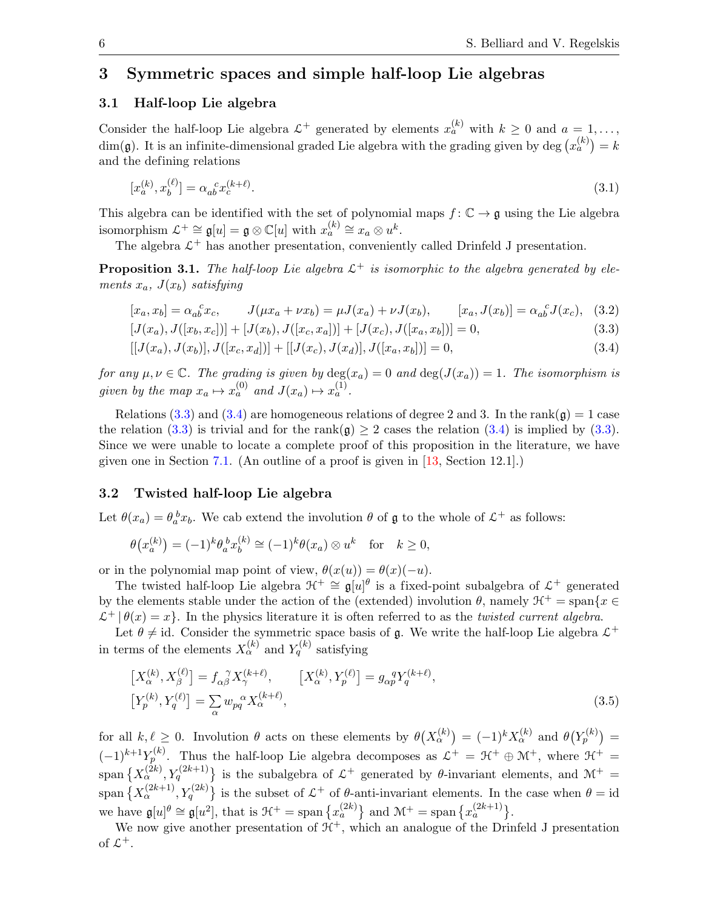## 3 Symmetric spaces and simple half-loop Lie algebras

### 3.1 Half-loop Lie algebra

Consider the half-loop Lie algebra $\mathcal{L}^+$ generated by elements $x_a^{(k)}$ with $k \geq 0$ and $a = 1, \ldots, \dim(\mathfrak{g})$. It is an infinite-dimensional graded Lie algebra with the grading given by $\deg\big(x_a^{(k)}\big) = k$ and the defining relations

$$[x_a^{(k)}, x_b^{(\ell)}] = \alpha_{ab}^{\ \ c} x_c^{(k+\ell)}. \tag{3.1}$$

This algebra can be identified with the set of polynomial maps $f\colon \mathbb{C} \to \mathfrak{g}$ using the Lie algebra isomorphism $\mathcal{L}^+ \cong \mathfrak{g}[u] = \mathfrak{g} \otimes \mathbb{C}[u]$ with $x_a^{(k)} \cong x_a \otimes u^k$.

The algebra $\mathcal{L}^+$ has another presentation, conveniently called Drinfeld J presentation.

**Proposition 3.1.** *The half-loop Lie algebra $\mathcal{L}^+$ is isomorphic to the algebra generated by elements $x_a$, $J(x_b)$ satisfying*

$$[x_a, x_b] = \alpha_{ab}^{\ \ c} x_c, \qquad J(\mu x_a + \nu x_b) = \mu J(x_a) + \nu J(x_b), \qquad [x_a, J(x_b)] = \alpha_{ab}^{\ \ c} J(x_c), \tag{3.2}$$

$$[J(x_a), J([x_b, x_c])] + [J(x_b), J([x_c, x_a])] + [J(x_c), J([x_a, x_b])] = 0, \tag{3.3}$$

$$[[J(x_a), J(x_b)], J([x_c, x_d])] + [[J(x_c), J(x_d)], J([x_a, x_b])] = 0, \tag{3.4}$$

*for any $\mu, \nu \in \mathbb{C}$. The grading is given by $\deg(x_a) = 0$ and $\deg(J(x_a)) = 1$. The isomorphism is given by the map $x_a \mapsto x_a^{(0)}$ and $J(x_a) \mapsto x_a^{(1)}$.*

Relations (3.3) and (3.4) are homogeneous relations of degree 2 and 3. In the $\mathrm{rank}(\mathfrak{g}) = 1$ case the relation (3.3) is trivial and for the $\mathrm{rank}(\mathfrak{g}) \geq 2$ cases the relation (3.4) is implied by (3.3). Since we were unable to locate a complete proof of this proposition in the literature, we have given one in Section 7.1. (An outline of a proof is given in [13, Section 12.1].)

### 3.2 Twisted half-loop Lie algebra

Let $\theta(x_a) = \theta_a^{\ b} x_b$. We cab extend the involution $\theta$ of $\mathfrak{g}$ to the whole of $\mathcal{L}^+$ as follows:

$$\theta\big(x_a^{(k)}\big) = (-1)^k \theta_a^{\ b} x_b^{(k)} \cong (-1)^k \theta(x_a) \otimes u^k \quad \text{for} \quad k \geq 0,$$

or in the polynomial map point of view, $\theta(x(u)) = \theta(x)(-u)$.

The twisted half-loop Lie algebra $\mathcal{H}^+ \cong \mathfrak{g}[u]^\theta$ is a fixed-point subalgebra of $\mathcal{L}^+$ generated by the elements stable under the action of the (extended) involution $\theta$, namely $\mathcal{H}^+ = \mathrm{span}\{x \in \mathcal{L}^+ \,|\, \theta(x) = x\}$. In the physics literature it is often referred to as the *twisted current algebra*.

Let $\theta \neq \mathrm{id}$. Consider the symmetric space basis of $\mathfrak{g}$. We write the half-loop Lie algebra $\mathcal{L}^+$ in terms of the elements $X_\alpha^{(k)}$ and $Y_q^{(k)}$ satisfying

$$\big[X_\alpha^{(k)}, X_\beta^{(\ell)}\big] = f_{\alpha\beta}^{\ \ \gamma} X_\gamma^{(k+\ell)}, \qquad \big[X_\alpha^{(k)}, Y_p^{(\ell)}\big] = g_{\alpha p}^{\ \ q} Y_q^{(k+\ell)},$$
$$\big[Y_p^{(k)}, Y_q^{(\ell)}\big] = \sum_\alpha w_{pq}^{\ \ \alpha} X_\alpha^{(k+\ell)}, \tag{3.5}$$

for all $k, \ell \geq 0$. Involution $\theta$ acts on these elements by $\theta\big(X_\alpha^{(k)}\big) = (-1)^k X_\alpha^{(k)}$ and $\theta\big(Y_p^{(k)}\big) = (-1)^{k+1} Y_p^{(k)}$. Thus the half-loop Lie algebra decomposes as $\mathcal{L}^+ = \mathcal{H}^+ \oplus \mathcal{M}^+$, where $\mathcal{H}^+ = \mathrm{span}\big\{X_\alpha^{(2k)}, Y_q^{(2k+1)}\big\}$ is the subalgebra of $\mathcal{L}^+$ generated by $\theta$-invariant elements, and $\mathcal{M}^+ = \mathrm{span}\big\{X_\alpha^{(2k+1)}, Y_q^{(2k)}\big\}$ is the subset of $\mathcal{L}^+$ of $\theta$-anti-invariant elements. In the case when $\theta = \mathrm{id}$ we have $\mathfrak{g}[u]^\theta \cong \mathfrak{g}[u^2]$, that is $\mathcal{H}^+ = \mathrm{span}\big\{x_a^{(2k)}\big\}$ and $\mathcal{M}^+ = \mathrm{span}\big\{x_a^{(2k+1)}\big\}$.

We now give another presentation of $\mathcal{H}^+$, which an analogue of the Drinfeld J presentation of $\mathcal{L}^+$.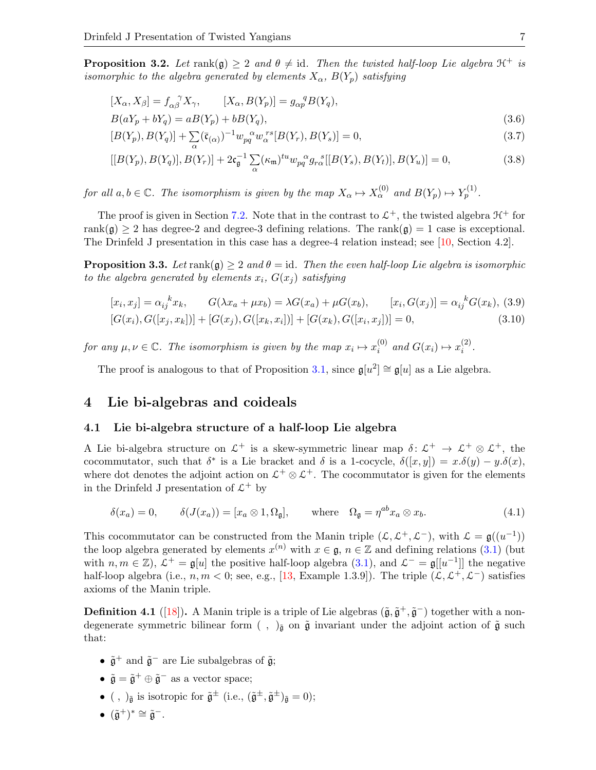**Proposition 3.2.** *Let* $\operatorname{rank}(\mathfrak{g}) \geq 2$ *and* $\theta \neq \mathrm{id}$*. Then the twisted half-loop Lie algebra* $\mathcal{H}^+$ *is isomorphic to the algebra generated by elements* $X_\alpha$, $B(Y_p)$ *satisfying*

$$
\begin{aligned}
&[X_\alpha, X_\beta] = f_{\alpha\beta}{}^{\gamma} X_\gamma, \qquad [X_\alpha, B(Y_p)] = g_{\alpha p}{}^{q} B(Y_q), \\
&B(aY_p + bY_q) = aB(Y_p) + bB(Y_q), && (3.6) \\
&[B(Y_p), B(Y_q)] + \sum_\alpha (\bar{\mathfrak{c}}_{(\alpha)})^{-1} w_{pq}{}^{\alpha} w_\alpha{}^{rs} [B(Y_r), B(Y_s)] = 0, && (3.7) \\
&[[B(Y_p), B(Y_q)], B(Y_r)] + 2\mathfrak{c}_{\mathfrak{g}}^{-1} \sum_\alpha (\kappa_{\mathfrak{m}})^{tu} w_{pq}{}^{\alpha} g_{r\alpha}{}^{s} [[B(Y_s), B(Y_t)], B(Y_u)] = 0, && (3.8)
\end{aligned}
$$

*for all* $a, b \in \mathbb{C}$*. The isomorphism is given by the map* $X_\alpha \mapsto X_\alpha^{(0)}$ *and* $B(Y_p) \mapsto Y_p^{(1)}$.

The proof is given in Section 7.2. Note that in the contrast to $\mathcal{L}^+$, the twisted algebra $\mathcal{H}^+$ for $\operatorname{rank}(\mathfrak{g}) \geq 2$ has degree-2 and degree-3 defining relations. The $\operatorname{rank}(\mathfrak{g}) = 1$ case is exceptional. The Drinfeld J presentation in this case has a degree-4 relation instead; see [10, Section 4.2].

**Proposition 3.3.** *Let* $\operatorname{rank}(\mathfrak{g}) \geq 2$ *and* $\theta = \mathrm{id}$*. Then the even half-loop Lie algebra is isomorphic to the algebra generated by elements* $x_i$, $G(x_j)$ *satisfying*

$$
\begin{aligned}
&[x_i, x_j] = \alpha_{ij}{}^{k} x_k, \qquad G(\lambda x_a + \mu x_b) = \lambda G(x_a) + \mu G(x_b), \qquad [x_i, G(x_j)] = \alpha_{ij}{}^{k} G(x_k), && (3.9) \\
&[G(x_i), G([x_j, x_k])] + [G(x_j), G([x_k, x_i])] + [G(x_k), G([x_i, x_j])] = 0, && (3.10)
\end{aligned}
$$

*for any* $\mu, \nu \in \mathbb{C}$*. The isomorphism is given by the map* $x_i \mapsto x_i^{(0)}$ *and* $G(x_i) \mapsto x_i^{(2)}$.

The proof is analogous to that of Proposition 3.1, since $\mathfrak{g}[u^2] \cong \mathfrak{g}[u]$ as a Lie algebra.

## 4 Lie bi-algebras and coideals

### 4.1 Lie bi-algebra structure of a half-loop Lie algebra

A Lie bi-algebra structure on $\mathcal{L}^+$ is a skew-symmetric linear map $\delta\colon \mathcal{L}^+ \to \mathcal{L}^+ \otimes \mathcal{L}^+$, the cocommutator, such that $\delta^*$ is a Lie bracket and $\delta$ is a 1-cocycle, $\delta([x, y]) = x.\delta(y) - y.\delta(x)$, where dot denotes the adjoint action on $\mathcal{L}^+ \otimes \mathcal{L}^+$. The cocommutator is given for the elements in the Drinfeld J presentation of $\mathcal{L}^+$ by

$$
\delta(x_a) = 0, \qquad \delta(J(x_a)) = [x_a \otimes 1, \Omega_{\mathfrak{g}}], \qquad \text{where} \quad \Omega_{\mathfrak{g}} = \eta^{ab} x_a \otimes x_b. \tag{4.1}
$$

This cocommutator can be constructed from the Manin triple $(\mathcal{L}, \mathcal{L}^+, \mathcal{L}^-)$, with $\mathcal{L} = \mathfrak{g}((u^{-1}))$ the loop algebra generated by elements $x^{(n)}$ with $x \in \mathfrak{g}$, $n \in \mathbb{Z}$ and defining relations (3.1) (but with $n, m \in \mathbb{Z}$), $\mathcal{L}^+ = \mathfrak{g}[u]$ the positive half-loop algebra (3.1), and $\mathcal{L}^- = \mathfrak{g}[[u^{-1}]]$ the negative half-loop algebra (i.e., $n, m < 0$; see, e.g., [13, Example 1.3.9]). The triple $(\mathcal{L}, \mathcal{L}^+, \mathcal{L}^-)$ satisfies axioms of the Manin triple.

**Definition 4.1** ([18])**.** A Manin triple is a triple of Lie algebras $(\tilde{\mathfrak{g}}, \tilde{\mathfrak{g}}^+, \tilde{\mathfrak{g}}^-)$ together with a non-degenerate symmetric bilinear form $(\ ,\ )_{\tilde{\mathfrak{g}}}$ on $\tilde{\mathfrak{g}}$ invariant under the adjoint action of $\tilde{\mathfrak{g}}$ such that:

- $\tilde{\mathfrak{g}}^+$ and $\tilde{\mathfrak{g}}^-$ are Lie subalgebras of $\tilde{\mathfrak{g}}$;
- $\tilde{\mathfrak{g}} = \tilde{\mathfrak{g}}^+ \oplus \tilde{\mathfrak{g}}^-$ as a vector space;
- $(\ ,\ )_{\tilde{\mathfrak{g}}}$ is isotropic for $\tilde{\mathfrak{g}}^\pm$ (i.e., $(\tilde{\mathfrak{g}}^\pm, \tilde{\mathfrak{g}}^\pm)_{\tilde{\mathfrak{g}}} = 0$);
- $(\tilde{\mathfrak{g}}^+)^* \cong \tilde{\mathfrak{g}}^-$.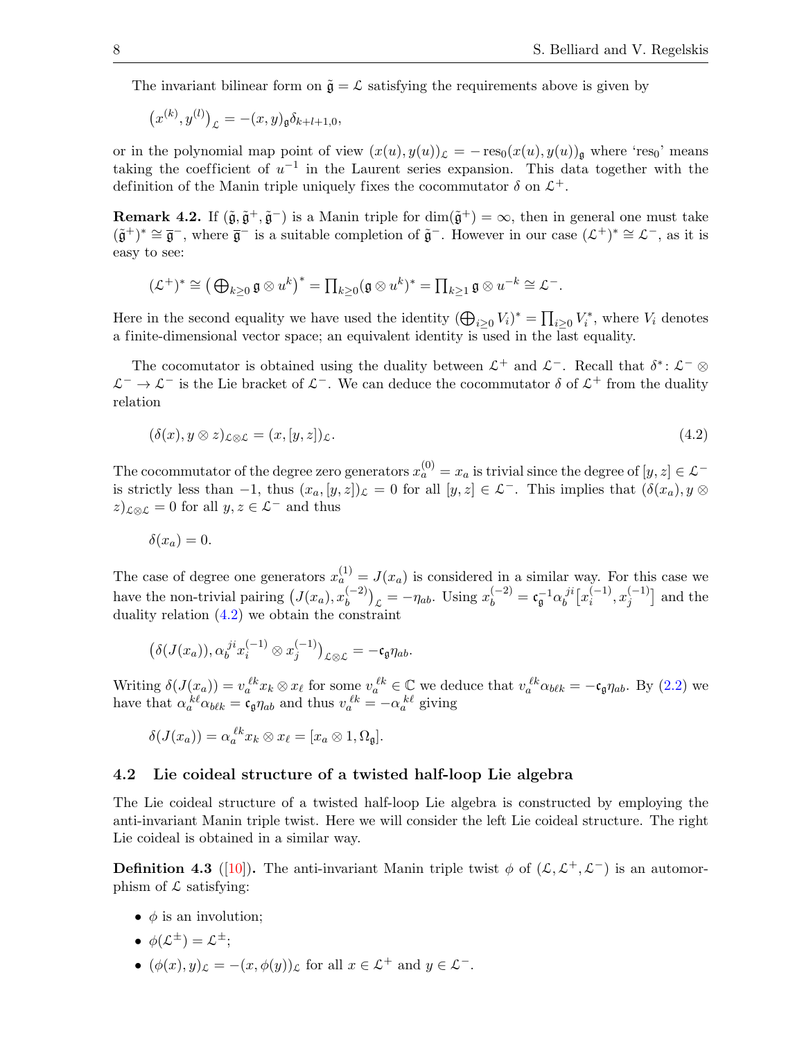The invariant bilinear form on $\tilde{\mathfrak{g}} = \mathcal{L}$ satisfying the requirements above is given by

$$\left(x^{(k)}, y^{(l)}\right)_{\mathcal{L}} = -(x,y)_{\mathfrak{g}}\delta_{k+l+1,0},$$

or in the polynomial map point of view $(x(u), y(u))_{\mathcal{L}} = -\operatorname{res}_0(x(u), y(u))_{\mathfrak{g}}$ where 'res$_0$' means taking the coefficient of $u^{-1}$ in the Laurent series expansion. This data together with the definition of the Manin triple uniquely fixes the cocommutator $\delta$ on $\mathcal{L}^+$.

**Remark 4.2.** If $(\tilde{\mathfrak{g}}, \tilde{\mathfrak{g}}^+, \tilde{\mathfrak{g}}^-)$ is a Manin triple for $\dim(\tilde{\mathfrak{g}}^+) = \infty$, then in general one must take $(\tilde{\mathfrak{g}}^+)^* \cong \overline{\mathfrak{g}}^-$, where $\overline{\mathfrak{g}}^-$ is a suitable completion of $\tilde{\mathfrak{g}}^-$. However in our case $(\mathcal{L}^+)^* \cong \mathcal{L}^-$, as it is easy to see:

$$(\mathcal{L}^+)^* \cong \left(\bigoplus\nolimits_{k\geq 0} \mathfrak{g}\otimes u^k\right)^* = \prod\nolimits_{k\geq 0}(\mathfrak{g}\otimes u^k)^* = \prod\nolimits_{k\geq 1}\mathfrak{g}\otimes u^{-k} \cong \mathcal{L}^-.$$

Here in the second equality we have used the identity $(\bigoplus_{i\geq 0} V_i)^* = \prod_{i\geq 0} V_i^*$, where $V_i$ denotes a finite-dimensional vector space; an equivalent identity is used in the last equality.

The cocomutator is obtained using the duality between $\mathcal{L}^+$ and $\mathcal{L}^-$. Recall that $\delta^* \colon \mathcal{L}^- \otimes \mathcal{L}^- \to \mathcal{L}^-$ is the Lie bracket of $\mathcal{L}^-$. We can deduce the cocommutator $\delta$ of $\mathcal{L}^+$ from the duality relation

$$(\delta(x), y\otimes z)_{\mathcal{L}\otimes\mathcal{L}} = (x, [y,z])_{\mathcal{L}}. \tag{4.2}$$

The cocommutator of the degree zero generators $x_a^{(0)} = x_a$ is trivial since the degree of $[y,z] \in \mathcal{L}^-$ is strictly less than $-1$, thus $(x_a, [y,z])_{\mathcal{L}} = 0$ for all $[y,z] \in \mathcal{L}^-$. This implies that $(\delta(x_a), y \otimes z)_{\mathcal{L}\otimes\mathcal{L}} = 0$ for all $y, z \in \mathcal{L}^-$ and thus

$$\delta(x_a) = 0.$$

The case of degree one generators $x_a^{(1)} = J(x_a)$ is considered in a similar way. For this case we have the non-trivial pairing $\left(J(x_a), x_b^{(-2)}\right)_{\mathcal{L}} = -\eta_{ab}$. Using $x_b^{(-2)} = \mathfrak{c}_{\mathfrak{g}}^{-1}\alpha_b{}^{ji}\big[x_i^{(-1)}, x_j^{(-1)}\big]$ and the duality relation (4.2) we obtain the constraint

$$\left(\delta(J(x_a)), \alpha_b{}^{ji} x_i^{(-1)} \otimes x_j^{(-1)}\right)_{\mathcal{L}\otimes\mathcal{L}} = -\mathfrak{c}_{\mathfrak{g}}\eta_{ab}.$$

Writing $\delta(J(x_a)) = v_a{}^{\ell k} x_k \otimes x_\ell$ for some $v_a{}^{\ell k} \in \mathbb{C}$ we deduce that $v_a{}^{\ell k}\alpha_{b\ell k} = -\mathfrak{c}_{\mathfrak{g}}\eta_{ab}$. By (2.2) we have that $\alpha_a{}^{k\ell}\alpha_{b\ell k} = \mathfrak{c}_{\mathfrak{g}}\eta_{ab}$ and thus $v_a{}^{\ell k} = -\alpha_a{}^{k\ell}$ giving

$$\delta(J(x_a)) = \alpha_a{}^{\ell k} x_k \otimes x_\ell = [x_a \otimes 1, \Omega_{\mathfrak{g}}].$$

### 4.2 Lie coideal structure of a twisted half-loop Lie algebra

The Lie coideal structure of a twisted half-loop Lie algebra is constructed by employing the anti-invariant Manin triple twist. Here we will consider the left Lie coideal structure. The right Lie coideal is obtained in a similar way.

**Definition 4.3** ([10]). The anti-invariant Manin triple twist $\phi$ of $(\mathcal{L}, \mathcal{L}^+, \mathcal{L}^-)$ is an automorphism of $\mathcal{L}$ satisfying:

- $\phi$ is an involution;
- $\phi(\mathcal{L}^\pm) = \mathcal{L}^\pm$;
- $(\phi(x), y)_{\mathcal{L}} = -(x, \phi(y))_{\mathcal{L}}$ for all $x \in \mathcal{L}^+$ and $y \in \mathcal{L}^-$.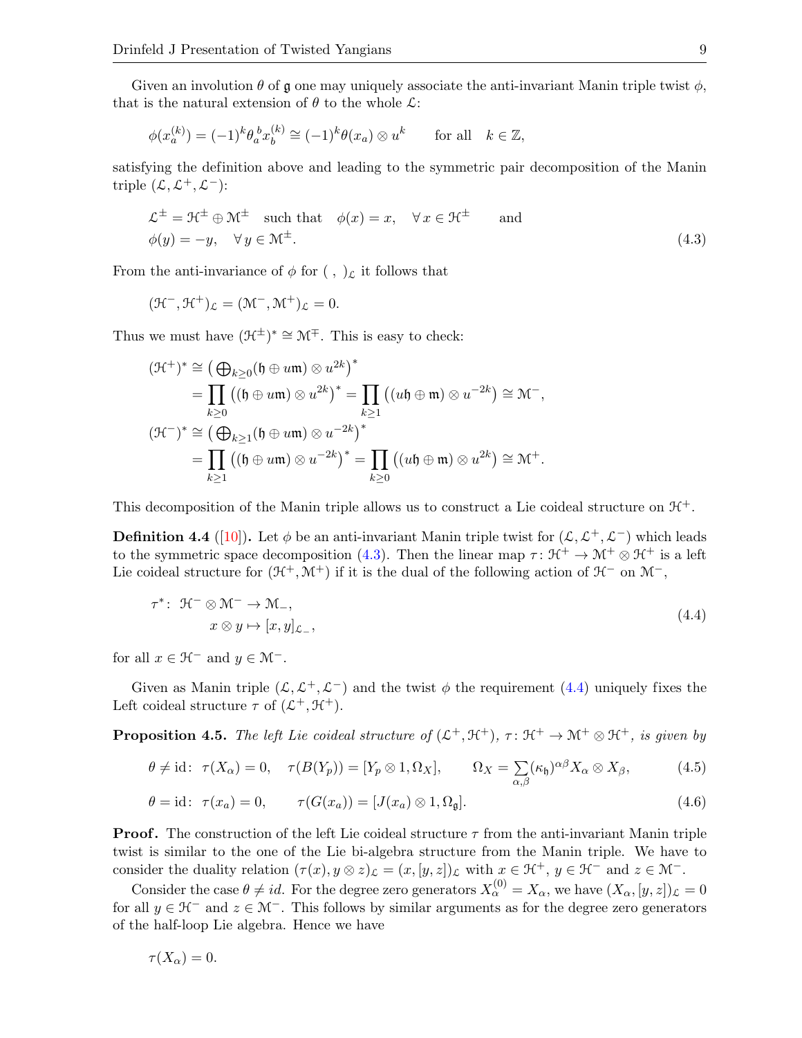Given an involution $\theta$ of $\mathfrak{g}$ one may uniquely associate the anti-invariant Manin triple twist $\phi$, that is the natural extension of $\theta$ to the whole $\mathcal{L}$:

$$\phi(x_a^{(k)}) = (-1)^k \theta_a{}^b x_b^{(k)} \cong (-1)^k \theta(x_a) \otimes u^k \qquad \text{for all} \quad k \in \mathbb{Z},$$

satisfying the definition above and leading to the symmetric pair decomposition of the Manin triple $(\mathcal{L}, \mathcal{L}^+, \mathcal{L}^-)$:

$$\begin{aligned}
&\mathcal{L}^\pm = \mathcal{H}^\pm \oplus \mathcal{M}^\pm \quad \text{such that} \quad \phi(x) = x, \quad \forall\, x \in \mathcal{H}^\pm \qquad \text{and} \\
&\phi(y) = -y, \quad \forall\, y \in \mathcal{M}^\pm.
\end{aligned} \tag{4.3}$$

From the anti-invariance of $\phi$ for $(\ ,\ )_\mathcal{L}$ it follows that

$$(\mathcal{H}^-, \mathcal{H}^+)_\mathcal{L} = (\mathcal{M}^-, \mathcal{M}^+)_\mathcal{L} = 0.$$

Thus we must have $(\mathcal{H}^\pm)^* \cong \mathcal{M}^\mp$. This is easy to check:

$$\begin{aligned}
(\mathcal{H}^+)^* &\cong \big(\textstyle\bigoplus_{k\geq 0} (\mathfrak{h} \oplus u\mathfrak{m}) \otimes u^{2k}\big)^* \\
&= \prod_{k\geq 0} \big((\mathfrak{h} \oplus u\mathfrak{m}) \otimes u^{2k}\big)^* = \prod_{k \geq 1} \big((u\mathfrak{h} \oplus \mathfrak{m}) \otimes u^{-2k}\big) \cong \mathcal{M}^-, \\
(\mathcal{H}^-)^* &\cong \big(\textstyle\bigoplus_{k\geq 1} (\mathfrak{h} \oplus u\mathfrak{m}) \otimes u^{-2k}\big)^* \\
&= \prod_{k\geq 1} \big((\mathfrak{h} \oplus u\mathfrak{m}) \otimes u^{-2k}\big)^* = \prod_{k \geq 0} \big((u\mathfrak{h} \oplus \mathfrak{m}) \otimes u^{2k}\big) \cong \mathcal{M}^+.
\end{aligned}$$

This decomposition of the Manin triple allows us to construct a Lie coideal structure on $\mathcal{H}^+$.

**Definition 4.4** ([10])**.** Let $\phi$ be an anti-invariant Manin triple twist for $(\mathcal{L}, \mathcal{L}^+, \mathcal{L}^-)$ which leads to the symmetric space decomposition (4.3). Then the linear map $\tau\colon \mathcal{H}^+ \to \mathcal{M}^+ \otimes \mathcal{H}^+$ is a left Lie coideal structure for $(\mathcal{H}^+, \mathcal{M}^+)$ if it is the dual of the following action of $\mathcal{H}^-$ on $\mathcal{M}^-$,

$$\begin{aligned}
\tau^*\colon\ &\mathcal{H}^- \otimes \mathcal{M}^- \to \mathcal{M}_-, \\
&x \otimes y \mapsto [x, y]_{\mathcal{L}_-},
\end{aligned} \tag{4.4}$$

for all $x \in \mathcal{H}^-$ and $y \in \mathcal{M}^-$.

Given as Manin triple $(\mathcal{L}, \mathcal{L}^+, \mathcal{L}^-)$ and the twist $\phi$ the requirement (4.4) uniquely fixes the Left coideal structure $\tau$ of $(\mathcal{L}^+, \mathcal{H}^+)$.

**Proposition 4.5.** *The left Lie coideal structure of $(\mathcal{L}^+, \mathcal{H}^+)$, $\tau\colon \mathcal{H}^+ \to \mathcal{M}^+ \otimes \mathcal{H}^+$, is given by*

$$\theta \neq \mathrm{id}\colon\ \tau(X_\alpha) = 0, \quad \tau(B(Y_p)) = [Y_p \otimes 1, \Omega_X], \qquad \Omega_X = \sum_{\alpha,\beta} (\kappa_\mathfrak{h})^{\alpha\beta} X_\alpha \otimes X_\beta, \tag{4.5}$$

$$\theta = \mathrm{id}\colon\ \tau(x_a) = 0, \qquad \tau(G(x_a)) = [J(x_a) \otimes 1, \Omega_\mathfrak{g}]. \tag{4.6}$$

**Proof.** The construction of the left Lie coideal structure $\tau$ from the anti-invariant Manin triple twist is similar to the one of the Lie bi-algebra structure from the Manin triple. We have to consider the duality relation $(\tau(x), y \otimes z)_\mathcal{L} = (x, [y, z])_\mathcal{L}$ with $x \in \mathcal{H}^+$, $y \in \mathcal{H}^-$ and $z \in \mathcal{M}^-$.

Consider the case $\theta \neq id$. For the degree zero generators $X_\alpha^{(0)} = X_\alpha$, we have $(X_\alpha, [y, z])_\mathcal{L} = 0$ for all $y \in \mathcal{H}^-$ and $z \in \mathcal{M}^-$. This follows by similar arguments as for the degree zero generators of the half-loop Lie algebra. Hence we have

$$\tau(X_\alpha) = 0.$$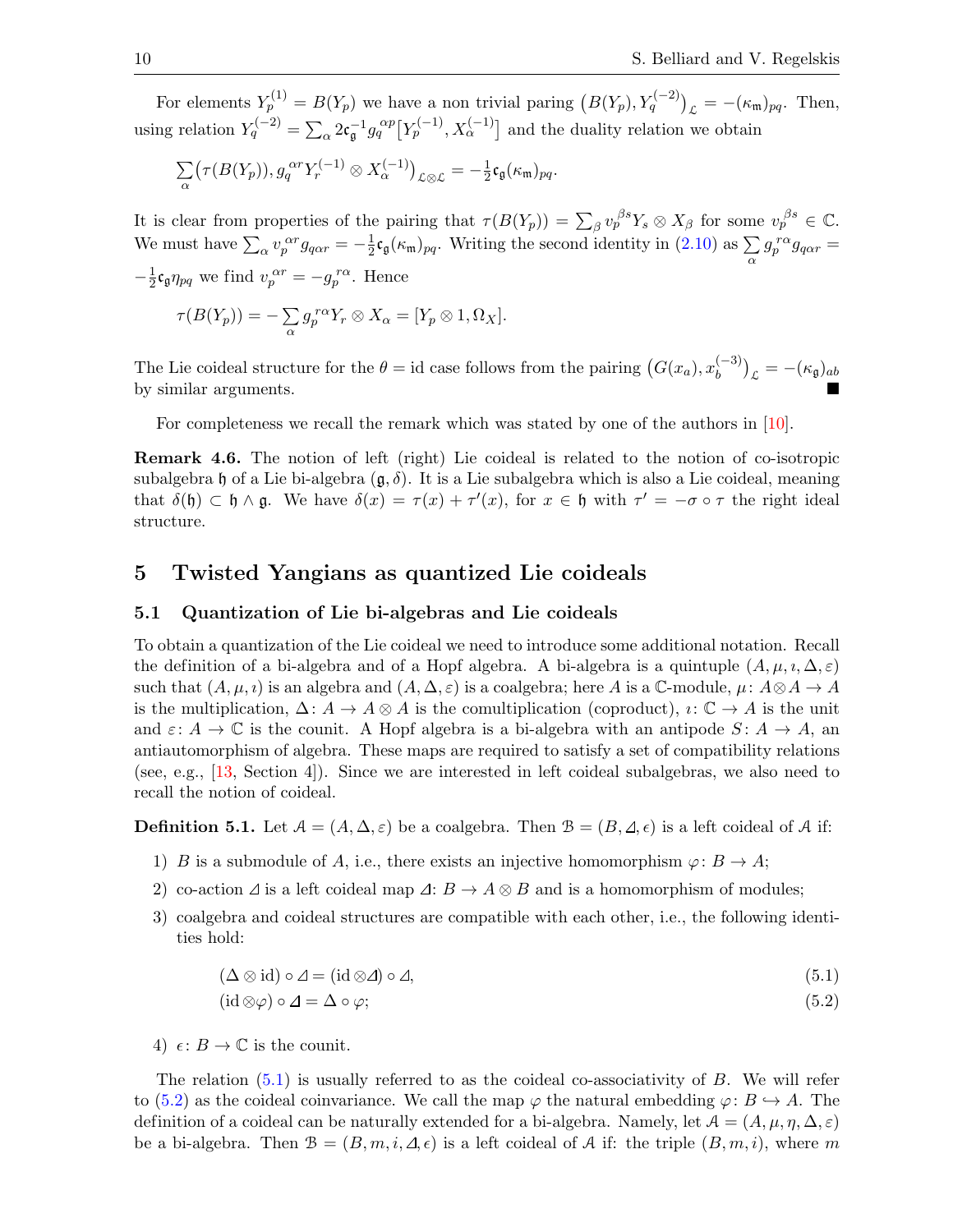For elements $Y_p^{(1)} = B(Y_p)$ we have a non trivial paring $\big(B(Y_p), Y_q^{(-2)}\big)_{\mathcal{L}} = -(\kappa_{\mathfrak{m}})_{pq}$. Then, using relation $Y_q^{(-2)} = \sum_\alpha 2\mathfrak{c}_{\mathfrak{g}}^{-1} g_q^{\ \alpha p} \big[Y_p^{(-1)}, X_\alpha^{(-1)}\big]$ and the duality relation we obtain

$$\sum_\alpha \big(\tau(B(Y_p)), g_q^{\ \alpha r} Y_r^{(-1)} \otimes X_\alpha^{(-1)}\big)_{\mathcal{L}\otimes\mathcal{L}} = -\tfrac{1}{2}\mathfrak{c}_{\mathfrak{g}}(\kappa_{\mathfrak{m}})_{pq}.$$

It is clear from properties of the pairing that $\tau(B(Y_p)) = \sum_\beta v_p^{\ \beta s} Y_s \otimes X_\beta$ for some $v_p^{\ \beta s} \in \mathbb{C}$. We must have $\sum_\alpha v_p^{\ \alpha r} g_{q\alpha r} = -\frac{1}{2}\mathfrak{c}_{\mathfrak{g}}(\kappa_{\mathfrak{m}})_{pq}$. Writing the second identity in (2.10) as $\sum\limits_\alpha g_p^{\ r\alpha} g_{q\alpha r} = -\frac{1}{2}\mathfrak{c}_{\mathfrak{g}}\eta_{pq}$ we find $v_p^{\ \alpha r} = -g_p^{\ r\alpha}$. Hence

$$\tau(B(Y_p)) = -\sum_\alpha g_p^{\ r\alpha} Y_r \otimes X_\alpha = [Y_p \otimes 1, \Omega_X].$$

The Lie coideal structure for the $\theta = \mathrm{id}$ case follows from the pairing $\big(G(x_a), x_b^{(-3)}\big)_{\mathcal{L}} = -(\kappa_{\mathfrak{g}})_{ab}$ by similar arguments. ■

For completeness we recall the remark which was stated by one of the authors in [10].

**Remark 4.6.** The notion of left (right) Lie coideal is related to the notion of co-isotropic subalgebra $\mathfrak{h}$ of a Lie bi-algebra $(\mathfrak{g}, \delta)$. It is a Lie subalgebra which is also a Lie coideal, meaning that $\delta(\mathfrak{h}) \subset \mathfrak{h} \wedge \mathfrak{g}$. We have $\delta(x) = \tau(x) + \tau'(x)$, for $x \in \mathfrak{h}$ with $\tau' = -\sigma \circ \tau$ the right ideal structure.

# 5 Twisted Yangians as quantized Lie coideals

## 5.1 Quantization of Lie bi-algebras and Lie coideals

To obtain a quantization of the Lie coideal we need to introduce some additional notation. Recall the definition of a bi-algebra and of a Hopf algebra. A bi-algebra is a quintuple $(A, \mu, \imath, \Delta, \varepsilon)$ such that $(A, \mu, \imath)$ is an algebra and $(A, \Delta, \varepsilon)$ is a coalgebra; here $A$ is a $\mathbb{C}$-module, $\mu\colon A\otimes A \to A$ is the multiplication, $\Delta\colon A \to A\otimes A$ is the comultiplication (coproduct), $\imath\colon \mathbb{C} \to A$ is the unit and $\varepsilon\colon A \to \mathbb{C}$ is the counit. A Hopf algebra is a bi-algebra with an antipode $S\colon A \to A$, an antiautomorphism of algebra. These maps are required to satisfy a set of compatibility relations (see, e.g., [13, Section 4]). Since we are interested in left coideal subalgebras, we also need to recall the notion of coideal.

**Definition 5.1.** Let $\mathcal{A} = (A, \Delta, \varepsilon)$ be a coalgebra. Then $\mathcal{B} = (B, \varDelta, \epsilon)$ is a left coideal of $\mathcal{A}$ if:

1) $B$ is a submodule of $A$, i.e., there exists an injective homomorphism $\varphi\colon B \to A$;
2) co-action $\varDelta$ is a left coideal map $\varDelta\colon B \to A\otimes B$ and is a homomorphism of modules;
3) coalgebra and coideal structures are compatible with each other, i.e., the following identities hold:

$$(\Delta\otimes\mathrm{id})\circ\varDelta = (\mathrm{id}\otimes\varDelta)\circ\varDelta, \tag{5.1}$$

$$(\mathrm{id}\otimes\varphi)\circ\varDelta = \Delta\circ\varphi; \tag{5.2}$$

4) $\epsilon\colon B \to \mathbb{C}$ is the counit.

The relation (5.1) is usually referred to as the coideal co-associativity of $B$. We will refer to (5.2) as the coideal coinvariance. We call the map $\varphi$ the natural embedding $\varphi\colon B \hookrightarrow A$. The definition of a coideal can be naturally extended for a bi-algebra. Namely, let $\mathcal{A} = (A, \mu, \eta, \Delta, \varepsilon)$ be a bi-algebra. Then $\mathcal{B} = (B, m, i, \varDelta, \epsilon)$ is a left coideal of $\mathcal{A}$ if: the triple $(B, m, i)$, where $m$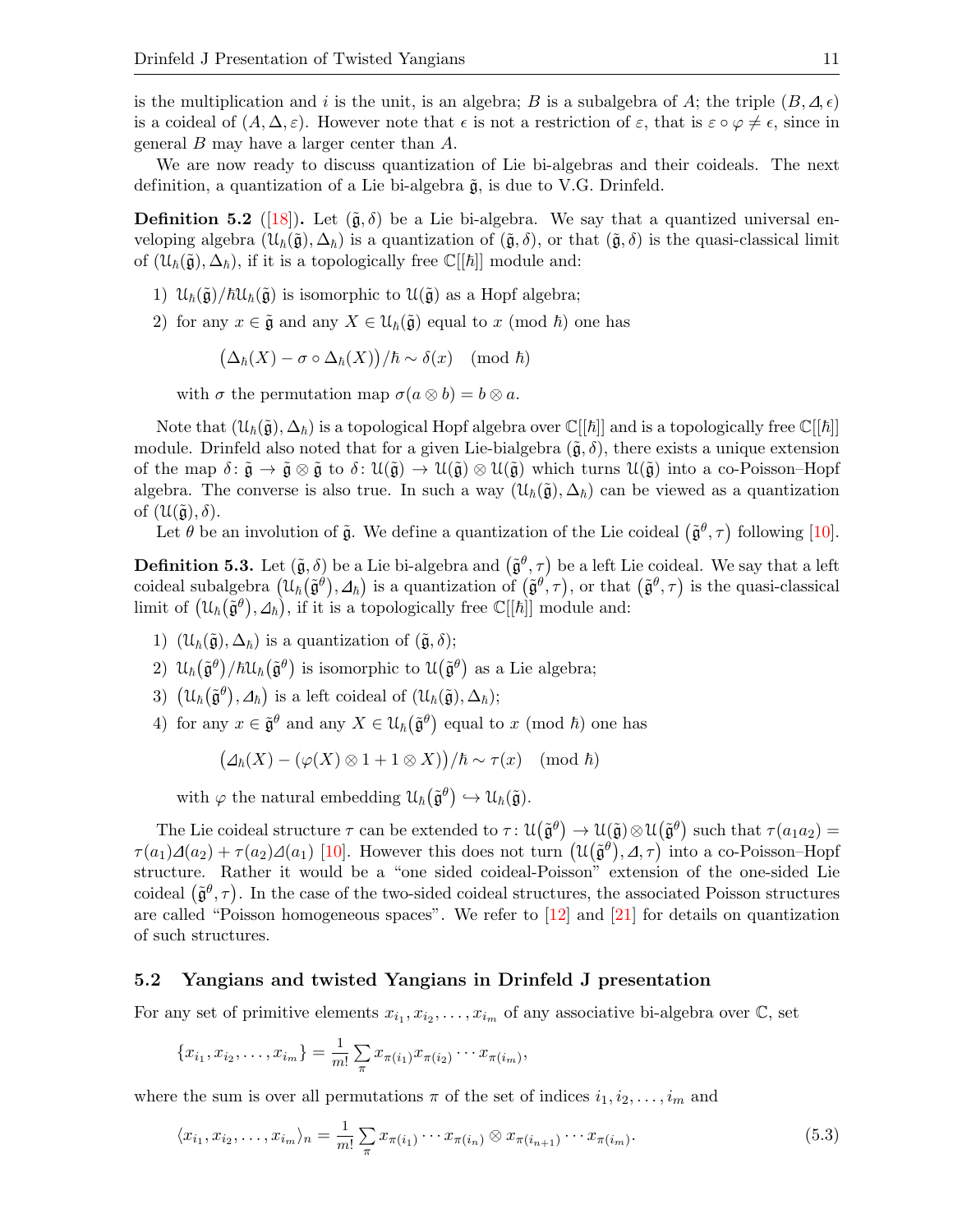is the multiplication and $i$ is the unit, is an algebra; $B$ is a subalgebra of $A$; the triple $(B, \mathit{\Delta}, \epsilon)$ is a coideal of $(A, \Delta, \varepsilon)$. However note that $\epsilon$ is not a restriction of $\varepsilon$, that is $\varepsilon \circ \varphi \neq \epsilon$, since in general $B$ may have a larger center than $A$.

We are now ready to discuss quantization of Lie bi-algebras and their coideals. The next definition, a quantization of a Lie bi-algebra $\tilde{\mathfrak{g}}$, is due to V.G. Drinfeld.

**Definition 5.2** ([18])**.** Let $(\tilde{\mathfrak{g}}, \delta)$ be a Lie bi-algebra. We say that a quantized universal enveloping algebra $(\mathcal{U}_\hbar(\tilde{\mathfrak{g}}), \Delta_\hbar)$ is a quantization of $(\tilde{\mathfrak{g}}, \delta)$, or that $(\tilde{\mathfrak{g}}, \delta)$ is the quasi-classical limit of $(\mathcal{U}_\hbar(\tilde{\mathfrak{g}}), \Delta_\hbar)$, if it is a topologically free $\mathbb{C}[[\hbar]]$ module and:

1) $\mathcal{U}_\hbar(\tilde{\mathfrak{g}})/\hbar\mathcal{U}_\hbar(\tilde{\mathfrak{g}})$ is isomorphic to $\mathcal{U}(\tilde{\mathfrak{g}})$ as a Hopf algebra;
2) for any $x \in \tilde{\mathfrak{g}}$ and any $X \in \mathcal{U}_\hbar(\tilde{\mathfrak{g}})$ equal to $x$ (mod $\hbar$) one has

$$\big(\Delta_\hbar(X) - \sigma \circ \Delta_\hbar(X)\big)/\hbar \sim \delta(x) \pmod{\hbar}$$

with $\sigma$ the permutation map $\sigma(a \otimes b) = b \otimes a$.

Note that $(\mathcal{U}_\hbar(\tilde{\mathfrak{g}}), \Delta_\hbar)$ is a topological Hopf algebra over $\mathbb{C}[[\hbar]]$ and is a topologically free $\mathbb{C}[[\hbar]]$ module. Drinfeld also noted that for a given Lie-bialgebra $(\tilde{\mathfrak{g}}, \delta)$, there exists a unique extension of the map $\delta\colon \tilde{\mathfrak{g}} \to \tilde{\mathfrak{g}} \otimes \tilde{\mathfrak{g}}$ to $\delta\colon \mathcal{U}(\tilde{\mathfrak{g}}) \to \mathcal{U}(\tilde{\mathfrak{g}}) \otimes \mathcal{U}(\tilde{\mathfrak{g}})$ which turns $\mathcal{U}(\tilde{\mathfrak{g}})$ into a co-Poisson–Hopf algebra. The converse is also true. In such a way $(\mathcal{U}_\hbar(\tilde{\mathfrak{g}}), \Delta_\hbar)$ can be viewed as a quantization of $(\mathcal{U}(\tilde{\mathfrak{g}}), \delta)$.

Let $\theta$ be an involution of $\tilde{\mathfrak{g}}$. We define a quantization of the Lie coideal $(\tilde{\mathfrak{g}}^\theta, \tau)$ following [10].

**Definition 5.3.** Let $(\tilde{\mathfrak{g}}, \delta)$ be a Lie bi-algebra and $(\tilde{\mathfrak{g}}^\theta, \tau)$ be a left Lie coideal. We say that a left coideal subalgebra $(\mathcal{U}_\hbar(\tilde{\mathfrak{g}}^\theta), \mathit{\Delta}_\hbar)$ is a quantization of $(\tilde{\mathfrak{g}}^\theta, \tau)$, or that $(\tilde{\mathfrak{g}}^\theta, \tau)$ is the quasi-classical limit of $(\mathcal{U}_\hbar(\tilde{\mathfrak{g}}^\theta), \mathit{\Delta}_\hbar)$, if it is a topologically free $\mathbb{C}[[\hbar]]$ module and:

1) $(\mathcal{U}_\hbar(\tilde{\mathfrak{g}}), \Delta_\hbar)$ is a quantization of $(\tilde{\mathfrak{g}}, \delta)$;
2) $\mathcal{U}_\hbar(\tilde{\mathfrak{g}}^\theta)/\hbar\mathcal{U}_\hbar(\tilde{\mathfrak{g}}^\theta)$ is isomorphic to $\mathcal{U}(\tilde{\mathfrak{g}}^\theta)$ as a Lie algebra;
3) $(\mathcal{U}_\hbar(\tilde{\mathfrak{g}}^\theta), \mathit{\Delta}_\hbar)$ is a left coideal of $(\mathcal{U}_\hbar(\tilde{\mathfrak{g}}), \Delta_\hbar)$;
4) for any $x \in \tilde{\mathfrak{g}}^\theta$ and any $X \in \mathcal{U}_\hbar(\tilde{\mathfrak{g}}^\theta)$ equal to $x$ (mod $\hbar$) one has

$$\big(\mathit{\Delta}_\hbar(X) - (\varphi(X) \otimes 1 + 1 \otimes X)\big)/\hbar \sim \tau(x) \pmod{\hbar}$$

with $\varphi$ the natural embedding $\mathcal{U}_\hbar(\tilde{\mathfrak{g}}^\theta) \hookrightarrow \mathcal{U}_\hbar(\tilde{\mathfrak{g}})$.

The Lie coideal structure $\tau$ can be extended to $\tau\colon \mathcal{U}(\tilde{\mathfrak{g}}^\theta) \to \mathcal{U}(\tilde{\mathfrak{g}}) \otimes \mathcal{U}(\tilde{\mathfrak{g}}^\theta)$ such that $\tau(a_1 a_2) = \tau(a_1)\mathit{\Delta}(a_2) + \tau(a_2)\mathit{\Delta}(a_1)$ [10]. However this does not turn $(\mathcal{U}(\tilde{\mathfrak{g}}^\theta), \mathit{\Delta}, \tau)$ into a co-Poisson–Hopf structure. Rather it would be a "one sided coideal-Poisson" extension of the one-sided Lie coideal $(\tilde{\mathfrak{g}}^\theta, \tau)$. In the case of the two-sided coideal structures, the associated Poisson structures are called "Poisson homogeneous spaces". We refer to [12] and [21] for details on quantization of such structures.

### 5.2 Yangians and twisted Yangians in Drinfeld J presentation

For any set of primitive elements $x_{i_1}, x_{i_2}, \ldots, x_{i_m}$ of any associative bi-algebra over $\mathbb{C}$, set

$$\{x_{i_1}, x_{i_2}, \ldots, x_{i_m}\} = \frac{1}{m!}\sum_\pi x_{\pi(i_1)} x_{\pi(i_2)} \cdots x_{\pi(i_m)},$$

where the sum is over all permutations $\pi$ of the set of indices $i_1, i_2, \ldots, i_m$ and

$$\langle x_{i_1}, x_{i_2}, \ldots, x_{i_m}\rangle_n = \frac{1}{m!}\sum_\pi x_{\pi(i_1)} \cdots x_{\pi(i_n)} \otimes x_{\pi(i_{n+1})} \cdots x_{\pi(i_m)}. \tag{5.3}$$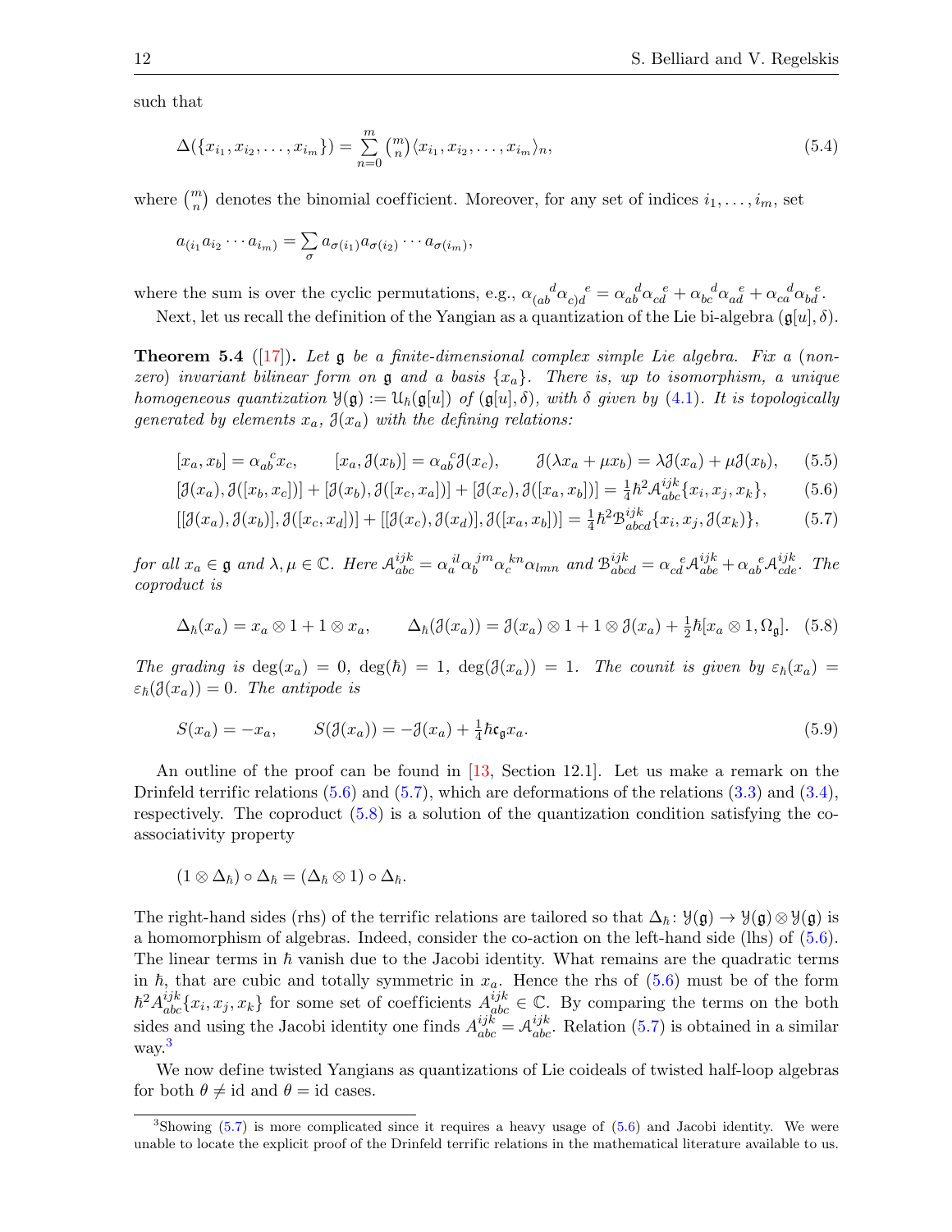such that

$$\Delta(\{x_{i_1}, x_{i_2}, \ldots, x_{i_m}\}) = \sum_{n=0}^{m} \binom{m}{n} \langle x_{i_1}, x_{i_2}, \ldots, x_{i_m} \rangle_n, \tag{5.4}$$

where $\binom{m}{n}$ denotes the binomial coefficient. Moreover, for any set of indices $i_1, \ldots, i_m$, set

$$a_{(i_1} a_{i_2} \cdots a_{i_m)} = \sum_{\sigma} a_{\sigma(i_1)} a_{\sigma(i_2)} \cdots a_{\sigma(i_m)},$$

where the sum is over the cyclic permutations, e.g., $\alpha_{(ab}{}^{d} \alpha_{c)d}{}^{e} = \alpha_{ab}{}^{d} \alpha_{cd}{}^{e} + \alpha_{bc}{}^{d} \alpha_{ad}{}^{e} + \alpha_{ca}{}^{d} \alpha_{bd}{}^{e}$.

Next, let us recall the definition of the Yangian as a quantization of the Lie bi-algebra $(\mathfrak{g}[u], \delta)$.

**Theorem 5.4** ([17]). *Let $\mathfrak{g}$ be a finite-dimensional complex simple Lie algebra. Fix a (non-zero) invariant bilinear form on $\mathfrak{g}$ and a basis $\{x_a\}$. There is, up to isomorphism, a unique homogeneous quantization $\mathcal{Y}(\mathfrak{g}) := \mathcal{U}_\hbar(\mathfrak{g}[u])$ of $(\mathfrak{g}[u], \delta)$, with $\delta$ given by (4.1). It is topologically generated by elements $x_a$, $\mathcal{J}(x_a)$ with the defining relations:*

$$[x_a, x_b] = \alpha_{ab}{}^{c} x_c, \qquad [x_a, \mathcal{J}(x_b)] = \alpha_{ab}{}^{c} \mathcal{J}(x_c), \qquad \mathcal{J}(\lambda x_a + \mu x_b) = \lambda \mathcal{J}(x_a) + \mu \mathcal{J}(x_b), \tag{5.5}$$

$$[\mathcal{J}(x_a), \mathcal{J}([x_b, x_c])] + [\mathcal{J}(x_b), \mathcal{J}([x_c, x_a])] + [\mathcal{J}(x_c), \mathcal{J}([x_a, x_b])] = \tfrac{1}{4}\hbar^2 \mathcal{A}_{abc}^{ijk} \{x_i, x_j, x_k\}, \tag{5.6}$$

$$[[\mathcal{J}(x_a), \mathcal{J}(x_b)], \mathcal{J}([x_c, x_d])] + [[\mathcal{J}(x_c), \mathcal{J}(x_d)], \mathcal{J}([x_a, x_b])] = \tfrac{1}{4}\hbar^2 \mathcal{B}_{abcd}^{ijk} \{x_i, x_j, \mathcal{J}(x_k)\}, \tag{5.7}$$

*for all $x_a \in \mathfrak{g}$ and $\lambda, \mu \in \mathbb{C}$. Here $\mathcal{A}_{abc}^{ijk} = \alpha_a{}^{il} \alpha_b{}^{jm} \alpha_c{}^{kn} \alpha_{lmn}$ and $\mathcal{B}_{abcd}^{ijk} = \alpha_{cd}{}^{e} \mathcal{A}_{abe}^{ijk} + \alpha_{ab}{}^{e} \mathcal{A}_{cde}^{ijk}$. The coproduct is*

$$\Delta_\hbar(x_a) = x_a \otimes 1 + 1 \otimes x_a, \qquad \Delta_\hbar(\mathcal{J}(x_a)) = \mathcal{J}(x_a) \otimes 1 + 1 \otimes \mathcal{J}(x_a) + \tfrac{1}{2}\hbar [x_a \otimes 1, \Omega_{\mathfrak{g}}]. \tag{5.8}$$

*The grading is $\deg(x_a) = 0$, $\deg(\hbar) = 1$, $\deg(\mathcal{J}(x_a)) = 1$. The counit is given by $\varepsilon_\hbar(x_a) = \varepsilon_\hbar(\mathcal{J}(x_a)) = 0$. The antipode is*

$$S(x_a) = -x_a, \qquad S(\mathcal{J}(x_a)) = -\mathcal{J}(x_a) + \tfrac{1}{4}\hbar \mathfrak{c}_{\mathfrak{g}} x_a. \tag{5.9}$$

An outline of the proof can be found in [13, Section 12.1]. Let us make a remark on the Drinfeld terrific relations (5.6) and (5.7), which are deformations of the relations (3.3) and (3.4), respectively. The coproduct (5.8) is a solution of the quantization condition satisfying the co-associativity property

$$(1 \otimes \Delta_\hbar) \circ \Delta_\hbar = (\Delta_\hbar \otimes 1) \circ \Delta_\hbar.$$

The right-hand sides (rhs) of the terrific relations are tailored so that $\Delta_\hbar \colon \mathcal{Y}(\mathfrak{g}) \to \mathcal{Y}(\mathfrak{g}) \otimes \mathcal{Y}(\mathfrak{g})$ is a homomorphism of algebras. Indeed, consider the co-action on the left-hand side (lhs) of (5.6). The linear terms in $\hbar$ vanish due to the Jacobi identity. What remains are the quadratic terms in $\hbar$, that are cubic and totally symmetric in $x_a$. Hence the rhs of (5.6) must be of the form $\hbar^2 A_{abc}^{ijk} \{x_i, x_j, x_k\}$ for some set of coefficients $A_{abc}^{ijk} \in \mathbb{C}$. By comparing the terms on the both sides and using the Jacobi identity one finds $A_{abc}^{ijk} = \mathcal{A}_{abc}^{ijk}$. Relation (5.7) is obtained in a similar way.[3]

We now define twisted Yangians as quantizations of Lie coideals of twisted half-loop algebras for both $\theta \neq \mathrm{id}$ and $\theta = \mathrm{id}$ cases.

[3] Showing (5.7) is more complicated since it requires a heavy usage of (5.6) and Jacobi identity. We were unable to locate the explicit proof of the Drinfeld terrific relations in the mathematical literature available to us.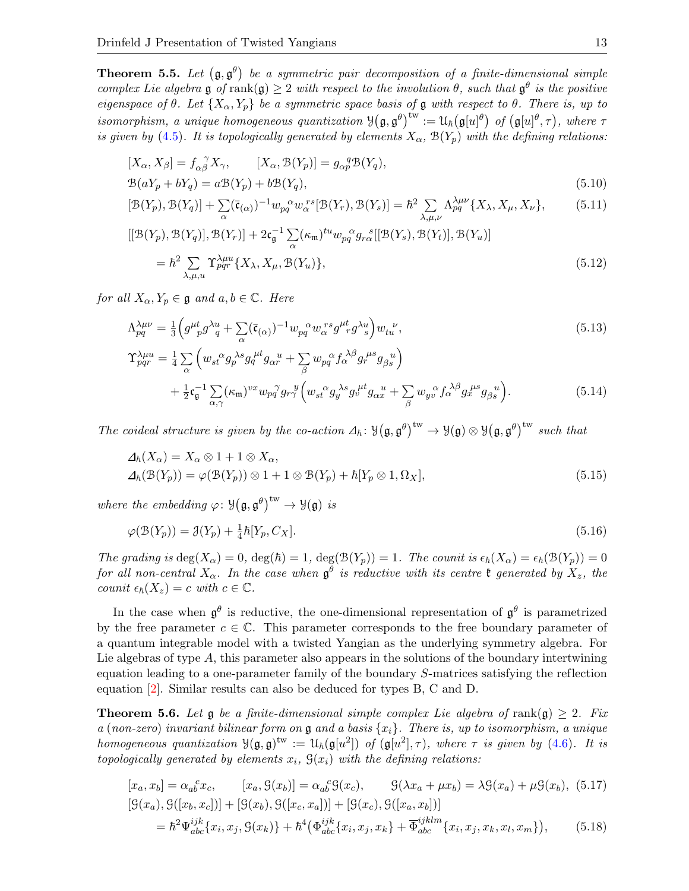**Theorem 5.5.** *Let $(\mathfrak{g},\mathfrak{g}^\theta)$ be a symmetric pair decomposition of a finite-dimensional simple complex Lie algebra $\mathfrak{g}$ of $\operatorname{rank}(\mathfrak{g})\geq 2$ with respect to the involution $\theta$, such that $\mathfrak{g}^\theta$ is the positive eigenspace of $\theta$. Let $\{X_\alpha, Y_p\}$ be a symmetric space basis of $\mathfrak{g}$ with respect to $\theta$. There is, up to isomorphism, a unique homogeneous quantization $\mathcal{Y}(\mathfrak{g},\mathfrak{g}^\theta)^{\rm tw}:=\mathcal{U}_\hbar(\mathfrak{g}[u]^\theta)$ of $(\mathfrak{g}[u]^\theta,\tau)$, where $\tau$ is given by (4.5). It is topologically generated by elements $X_\alpha$, $\mathcal{B}(Y_p)$ with the defining relations:*

$$
\begin{aligned}
&[X_\alpha,X_\beta]=f_{\alpha\beta}^{\;\;\gamma}X_\gamma, \qquad [X_\alpha,\mathcal{B}(Y_p)]=g_{\alpha p}^{\;\;q}\mathcal{B}(Y_q),\\
&\mathcal{B}(aY_p+bY_q)=a\mathcal{B}(Y_p)+b\mathcal{B}(Y_q), && (5.10)\\
&[\mathcal{B}(Y_p),\mathcal{B}(Y_q)]+\sum_\alpha(\bar{\mathfrak{c}}_{(\alpha)})^{-1}w_{pq}^{\;\;\alpha}w_\alpha^{\;\;rs}[\mathcal{B}(Y_r),\mathcal{B}(Y_s)]=\hbar^2\sum_{\lambda,\mu,\nu}\Lambda_{pq}^{\lambda\mu\nu}\{X_\lambda,X_\mu,X_\nu\}, && (5.11)\\
&[[\mathcal{B}(Y_p),\mathcal{B}(Y_q)],\mathcal{B}(Y_r)]+2\mathfrak{c}_{\mathfrak{g}}^{-1}\sum_\alpha(\kappa_{\mathfrak{m}})^{tu}w_{pq}^{\;\;\alpha}g_{r\alpha}^{\;\;s}[[\mathcal{B}(Y_s),\mathcal{B}(Y_t)],\mathcal{B}(Y_u)]\\
&\qquad=\hbar^2\sum_{\lambda,\mu,u}\Upsilon_{pqr}^{\lambda\mu u}\{X_\lambda,X_\mu,\mathcal{B}(Y_u)\}, && (5.12)
\end{aligned}
$$

*for all $X_\alpha, Y_p\in\mathfrak{g}$ and $a,b\in\mathbb{C}$. Here*

$$
\begin{aligned}
&\Lambda_{pq}^{\lambda\mu\nu}=\tfrac{1}{3}\Big(g^{\mu t}_{\;\;p}g^{\lambda u}_{\;\;q}+\sum_\alpha(\bar{\mathfrak{c}}_{(\alpha)})^{-1}w_{pq}^{\;\;\alpha}w_\alpha^{\;\;rs}g^{\mu t}_{\;\;r}g^{\lambda u}_{\;\;s}\Big)w_{tu}^{\;\;\nu}, && (5.13)\\
&\Upsilon_{pqr}^{\lambda\mu u}=\tfrac{1}{4}\sum_\alpha\Big(w_{st}^{\;\;\alpha}g_p^{\;\lambda s}g_q^{\;\mu t}g_{\alpha r}^{\;\;u}+\sum_\beta w_{pq}^{\;\;\alpha}f_\alpha^{\;\lambda\beta}g_r^{\;\mu s}g_{\beta s}^{\;\;u}\Big)\\
&\qquad+\tfrac{1}{2}\mathfrak{c}_{\mathfrak{g}}^{-1}\sum_{\alpha,\gamma}(\kappa_{\mathfrak{m}})^{vx}w_{pq}^{\;\;\gamma}g_{r\gamma}^{\;\;y}\Big(w_{st}^{\;\;\alpha}g_y^{\;\lambda s}g_v^{\;\mu t}g_{\alpha x}^{\;\;u}+\sum_\beta w_{yv}^{\;\;\alpha}f_\alpha^{\;\lambda\beta}g_x^{\;\mu s}g_{\beta s}^{\;\;u}\Big). && (5.14)
\end{aligned}
$$

*The coideal structure is given by the co-action $\varDelta_\hbar\colon\mathcal{Y}(\mathfrak{g},\mathfrak{g}^\theta)^{\rm tw}\to\mathcal{Y}(\mathfrak{g})\otimes\mathcal{Y}(\mathfrak{g},\mathfrak{g}^\theta)^{\rm tw}$ such that*

$$
\begin{aligned}
&\varDelta_\hbar(X_\alpha)=X_\alpha\otimes 1+1\otimes X_\alpha,\\
&\varDelta_\hbar(\mathcal{B}(Y_p))=\varphi(\mathcal{B}(Y_p))\otimes 1+1\otimes\mathcal{B}(Y_p)+\hbar[Y_p\otimes 1,\Omega_X], && (5.15)
\end{aligned}
$$

*where the embedding $\varphi\colon\mathcal{Y}(\mathfrak{g},\mathfrak{g}^\theta)^{\rm tw}\to\mathcal{Y}(\mathfrak{g})$ is*

$$
\varphi(\mathcal{B}(Y_p))=\mathcal{J}(Y_p)+\tfrac{1}{4}\hbar[Y_p,C_X]. \qquad (5.16)
$$

*The grading is $\deg(X_\alpha)=0$, $\deg(\hbar)=1$, $\deg(\mathcal{B}(Y_p))=1$. The counit is $\epsilon_\hbar(X_\alpha)=\epsilon_\hbar(\mathcal{B}(Y_p))=0$ for all non-central $X_\alpha$. In the case when $\mathfrak{g}^\theta$ is reductive with its centre $\mathfrak{k}$ generated by $X_z$, the counit $\epsilon_\hbar(X_z)=c$ with $c\in\mathbb{C}$.*

In the case when $\mathfrak{g}^\theta$ is reductive, the one-dimensional representation of $\mathfrak{g}^\theta$ is parametrized by the free parameter $c\in\mathbb{C}$. This parameter corresponds to the free boundary parameter of a quantum integrable model with a twisted Yangian as the underlying symmetry algebra. For Lie algebras of type $A$, this parameter also appears in the solutions of the boundary intertwining equation leading to a one-parameter family of the boundary $S$-matrices satisfying the reflection equation [2]. Similar results can also be deduced for types B, C and D.

**Theorem 5.6.** *Let $\mathfrak{g}$ be a finite-dimensional simple complex Lie algebra of $\operatorname{rank}(\mathfrak{g})\geq 2$. Fix a (non-zero) invariant bilinear form on $\mathfrak{g}$ and a basis $\{x_i\}$. There is, up to isomorphism, a unique homogeneous quantization $\mathcal{Y}(\mathfrak{g},\mathfrak{g})^{\rm tw}:=\mathcal{U}_\hbar(\mathfrak{g}[u^2])$ of $(\mathfrak{g}[u^2],\tau)$, where $\tau$ is given by (4.6). It is topologically generated by elements $x_i$, $\mathcal{G}(x_i)$ with the defining relations:*

$$
\begin{aligned}
&[x_a,x_b]=\alpha_{ab}^{\;\;c}x_c, \qquad [x_a,\mathcal{G}(x_b)]=\alpha_{ab}^{\;\;c}\mathcal{G}(x_c), \qquad \mathcal{G}(\lambda x_a+\mu x_b)=\lambda\mathcal{G}(x_a)+\mu\mathcal{G}(x_b), && (5.17)\\
&[\mathcal{G}(x_a),\mathcal{G}([x_b,x_c])]+[\mathcal{G}(x_b),\mathcal{G}([x_c,x_a])]+[\mathcal{G}(x_c),\mathcal{G}([x_a,x_b])]\\
&\qquad=\hbar^2\Psi_{abc}^{ijk}\{x_i,x_j,\mathcal{G}(x_k)\}+\hbar^4\big(\Phi_{abc}^{ijk}\{x_i,x_j,x_k\}+\overline{\Phi}_{abc}^{ijklm}\{x_i,x_j,x_k,x_l,x_m\}\big), && (5.18)
\end{aligned}
$$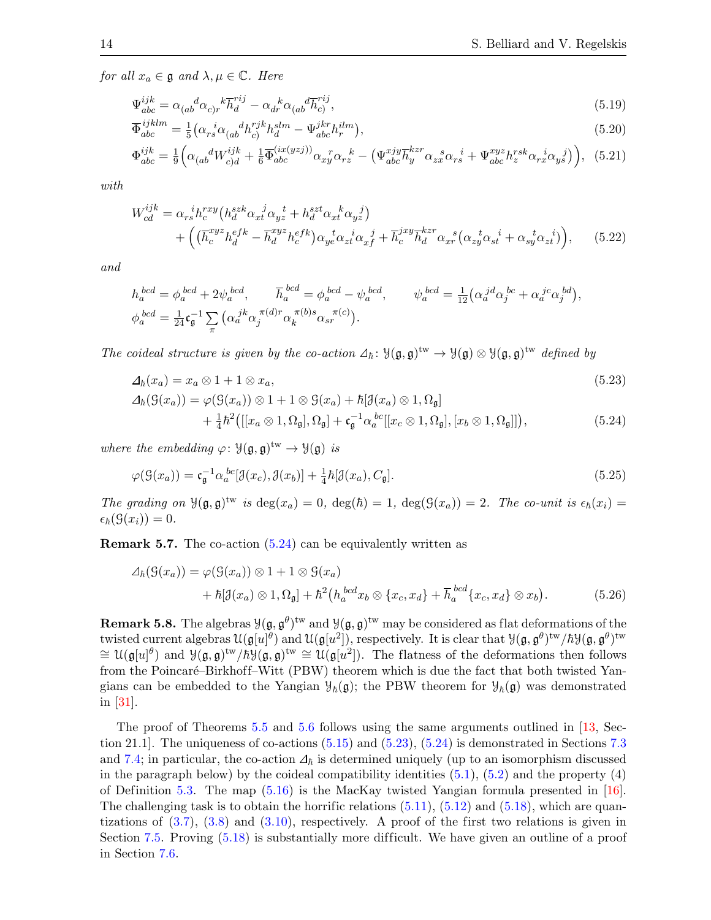*for all $x_a \in \mathfrak{g}$ and $\lambda, \mu \in \mathbb{C}$. Here*

$$\Psi^{ijk}_{abc} = \alpha_{(ab}{}^{d}\alpha_{c)r}{}^{k}\overline{h}^{rij}_{d} - \alpha_{dr}{}^{k}\alpha_{(ab}{}^{d}\overline{h}^{rij}_{c)}, \tag{5.19}$$

$$\overline{\Phi}^{ijklm}_{abc} = \tfrac{1}{5}\big(\alpha_{rs}{}^{i}\alpha_{(ab}{}^{d}h^{rjk}_{c)}h^{slm}_{d} - \Psi^{jkr}_{abc}h^{ilm}_{r}\big), \tag{5.20}$$

$$\Phi^{ijk}_{abc} = \tfrac{1}{9}\Big(\alpha_{(ab}{}^{d}W^{ijk}_{c)d} + \tfrac{1}{6}\overline{\Phi}^{(ix(yzj))}_{abc}\alpha_{xy}{}^{r}\alpha_{rz}{}^{k} - \big(\Psi^{xjy}_{abc}\overline{h}^{kzr}_{y}\alpha_{zx}{}^{s}\alpha_{rs}{}^{i} + \Psi^{xyz}_{abc}h^{rsk}_{z}\alpha_{rx}{}^{i}\alpha_{ys}{}^{j}\big)\Big), \tag{5.21}$$

*with*

$$\begin{aligned} W^{ijk}_{cd} &= \alpha_{rs}{}^{i}h^{rxy}_{c}\big(h^{szk}_{d}\alpha_{xt}{}^{j}\alpha_{yz}{}^{t} + h^{szt}_{d}\alpha_{xt}{}^{k}\alpha_{yz}{}^{j}\big) \\ &\quad + \Big(\big(\overline{h}^{xyz}_{c}h^{efk}_{d} - \overline{h}^{xyz}_{d}h^{efk}_{c}\big)\alpha_{ye}{}^{t}\alpha_{zt}{}^{i}\alpha_{xf}{}^{j} + \overline{h}^{jxy}_{c}\overline{h}^{kzr}_{d}\alpha_{xr}{}^{s}\big(\alpha_{zy}{}^{t}\alpha_{st}{}^{i} + \alpha_{sy}{}^{t}\alpha_{zt}{}^{i}\big)\Big), \end{aligned} \tag{5.22}$$

*and*

$$h_{a}{}^{bcd} = \phi_{a}{}^{bcd} + 2\psi_{a}{}^{bcd}, \qquad \overline{h}_{a}{}^{bcd} = \phi_{a}{}^{bcd} - \psi_{a}{}^{bcd}, \qquad \psi_{a}{}^{bcd} = \tfrac{1}{12}\big(\alpha_{a}{}^{jd}\alpha_{j}{}^{bc} + \alpha_{a}{}^{jc}\alpha_{j}{}^{bd}\big),$$
$$\phi_{a}{}^{bcd} = \tfrac{1}{24}\mathfrak{c}_{\mathfrak{g}}^{-1}\sum_{\pi}\big(\alpha_{a}{}^{jk}\alpha_{j}{}^{\pi(d)r}\alpha_{k}{}^{\pi(b)s}\alpha_{sr}{}^{\pi(c)}\big).$$

*The coideal structure is given by the co-action $\Delta_\hbar\colon \mathcal{Y}(\mathfrak{g},\mathfrak{g})^{\rm tw} \to \mathcal{Y}(\mathfrak{g}) \otimes \mathcal{Y}(\mathfrak{g},\mathfrak{g})^{\rm tw}$ defined by*

$$\Delta_\hbar(x_a) = x_a \otimes 1 + 1 \otimes x_a, \tag{5.23}$$

$$\begin{aligned} \Delta_\hbar(\mathcal{G}(x_a)) &= \varphi(\mathcal{G}(x_a)) \otimes 1 + 1 \otimes \mathcal{G}(x_a) + \hbar[\mathcal{J}(x_a) \otimes 1, \Omega_{\mathfrak{g}}] \\ &\quad + \tfrac{1}{4}\hbar^2\big([[x_a \otimes 1, \Omega_{\mathfrak{g}}], \Omega_{\mathfrak{g}}] + \mathfrak{c}_{\mathfrak{g}}^{-1}\alpha_{a}{}^{bc}[[x_c \otimes 1, \Omega_{\mathfrak{g}}],[x_b \otimes 1, \Omega_{\mathfrak{g}}]]\big), \end{aligned} \tag{5.24}$$

*where the embedding $\varphi\colon \mathcal{Y}(\mathfrak{g},\mathfrak{g})^{\rm tw} \to \mathcal{Y}(\mathfrak{g})$ is*

$$\varphi(\mathcal{G}(x_a)) = \mathfrak{c}_{\mathfrak{g}}^{-1}\alpha_{a}{}^{bc}[\mathcal{J}(x_c), \mathcal{J}(x_b)] + \tfrac{1}{4}\hbar[\mathcal{J}(x_a), C_{\mathfrak{g}}]. \tag{5.25}$$

*The grading on $\mathcal{Y}(\mathfrak{g},\mathfrak{g})^{\rm tw}$ is $\deg(x_a) = 0$, $\deg(\hbar) = 1$, $\deg(\mathcal{G}(x_a)) = 2$. The co-unit is $\epsilon_\hbar(x_i) = \epsilon_\hbar(\mathcal{G}(x_i)) = 0$.*

**Remark 5.7.** The co-action (5.24) can be equivalently written as

$$\begin{aligned} \Delta_\hbar(\mathcal{G}(x_a)) &= \varphi(\mathcal{G}(x_a)) \otimes 1 + 1 \otimes \mathcal{G}(x_a) \\ &\quad + \hbar[\mathcal{J}(x_a) \otimes 1, \Omega_{\mathfrak{g}}] + \hbar^2\big(h_{a}{}^{bcd}x_b \otimes \{x_c, x_d\} + \overline{h}_{a}{}^{bcd}\{x_c, x_d\} \otimes x_b\big). \end{aligned} \tag{5.26}$$

**Remark 5.8.** The algebras $\mathcal{Y}(\mathfrak{g},\mathfrak{g}^\theta)^{\rm tw}$ and $\mathcal{Y}(\mathfrak{g},\mathfrak{g})^{\rm tw}$ may be considered as flat deformations of the twisted current algebras $\mathfrak{U}(\mathfrak{g}[u]^\theta)$ and $\mathfrak{U}(\mathfrak{g}[u^2])$, respectively. It is clear that $\mathcal{Y}(\mathfrak{g},\mathfrak{g}^\theta)^{\rm tw}/\hbar\mathcal{Y}(\mathfrak{g},\mathfrak{g}^\theta)^{\rm tw} \cong \mathfrak{U}(\mathfrak{g}[u]^\theta)$ and $\mathcal{Y}(\mathfrak{g},\mathfrak{g})^{\rm tw}/\hbar\mathcal{Y}(\mathfrak{g},\mathfrak{g})^{\rm tw} \cong \mathfrak{U}(\mathfrak{g}[u^2])$. The flatness of the deformations then follows from the Poincaré–Birkhoff–Witt (PBW) theorem which is due the fact that both twisted Yangians can be embedded to the Yangian $\mathcal{Y}_\hbar(\mathfrak{g})$; the PBW theorem for $\mathcal{Y}_\hbar(\mathfrak{g})$ was demonstrated in [31].

The proof of Theorems 5.5 and 5.6 follows using the same arguments outlined in [13, Section 21.1]. The uniqueness of co-actions (5.15) and (5.23), (5.24) is demonstrated in Sections 7.3 and 7.4; in particular, the co-action $\Delta_\hbar$ is determined uniquely (up to an isomorphism discussed in the paragraph below) by the coideal compatibility identities (5.1), (5.2) and the property (4) of Definition 5.3. The map (5.16) is the MacKay twisted Yangian formula presented in [16]. The challenging task is to obtain the horrific relations (5.11), (5.12) and (5.18), which are quantizations of (3.7), (3.8) and (3.10), respectively. A proof of the first two relations is given in Section 7.5. Proving (5.18) is substantially more difficult. We have given an outline of a proof in Section 7.6.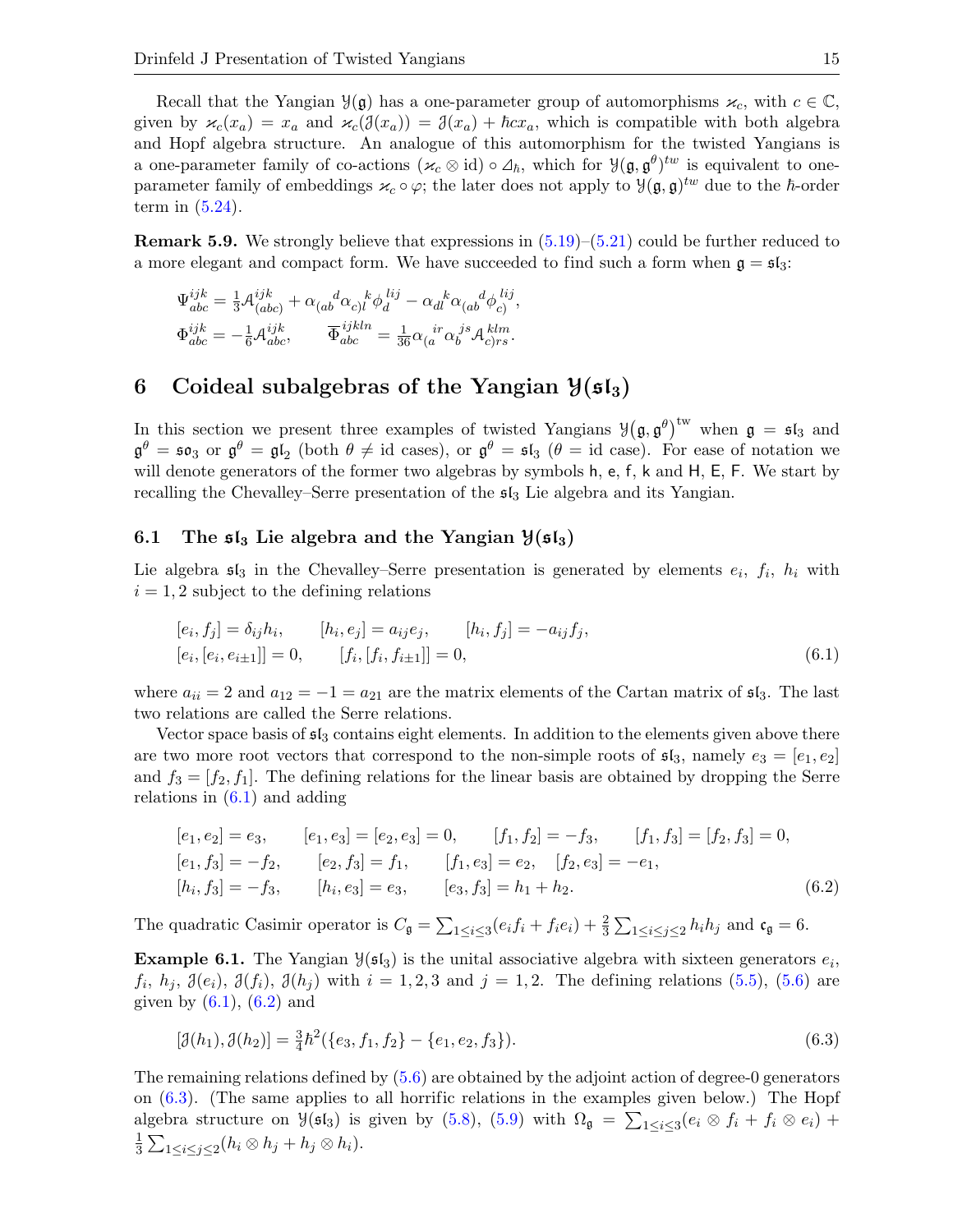Recall that the Yangian $\mathcal{Y}(\mathfrak{g})$ has a one-parameter group of automorphisms $\varkappa_c$, with $c \in \mathbb{C}$, given by $\varkappa_c(x_a) = x_a$ and $\varkappa_c(\mathcal{J}(x_a)) = \mathcal{J}(x_a) + \hbar c x_a$, which is compatible with both algebra and Hopf algebra structure. An analogue of this automorphism for the twisted Yangians is a one-parameter family of co-actions $(\varkappa_c \otimes \mathrm{id}) \circ \varDelta_\hbar$, which for $\mathcal{Y}(\mathfrak{g},\mathfrak{g}^\theta)^{tw}$ is equivalent to one-parameter family of embeddings $\varkappa_c \circ \varphi$; the later does not apply to $\mathcal{Y}(\mathfrak{g},\mathfrak{g})^{tw}$ due to the $\hbar$-order term in (5.24).

**Remark 5.9.** We strongly believe that expressions in (5.19)–(5.21) could be further reduced to a more elegant and compact form. We have succeeded to find such a form when $\mathfrak{g} = \mathfrak{sl}_3$:

$$\Psi^{ijk}_{abc} = \tfrac{1}{3}\mathcal{A}^{ijk}_{(abc)} + \alpha_{(ab}{}^{d}\alpha_{c)l}{}^{k}\phi_{d}^{\;lij} - \alpha_{dl}{}^{k}\alpha_{(ab}{}^{d}\phi_{c)}^{\;lij},$$
$$\Phi^{ijk}_{abc} = -\tfrac{1}{6}\mathcal{A}^{ijk}_{abc}, \qquad \overline{\Phi}^{ijkln}_{abc} = \tfrac{1}{36}\alpha_{(a}{}^{ir}\alpha_{b}{}^{js}\mathcal{A}^{klm}_{c)rs}.$$

# 6 Coideal subalgebras of the Yangian $\mathcal{Y}(\mathfrak{sl}_3)$

In this section we present three examples of twisted Yangians $\mathcal{Y}\big(\mathfrak{g},\mathfrak{g}^\theta\big)^{\mathrm{tw}}$ when $\mathfrak{g} = \mathfrak{sl}_3$ and $\mathfrak{g}^\theta = \mathfrak{so}_3$ or $\mathfrak{g}^\theta = \mathfrak{gl}_2$ (both $\theta \neq \mathrm{id}$ cases), or $\mathfrak{g}^\theta = \mathfrak{sl}_3$ ($\theta = \mathrm{id}$ case). For ease of notation we will denote generators of the former two algebras by symbols $\mathsf{h}$, $\mathsf{e}$, $\mathsf{f}$, $\mathsf{k}$ and $\mathsf{H}$, $\mathsf{E}$, $\mathsf{F}$. We start by recalling the Chevalley–Serre presentation of the $\mathfrak{sl}_3$ Lie algebra and its Yangian.

## 6.1 The $\mathfrak{sl}_3$ Lie algebra and the Yangian $\mathcal{Y}(\mathfrak{sl}_3)$

Lie algebra $\mathfrak{sl}_3$ in the Chevalley–Serre presentation is generated by elements $e_i$, $f_i$, $h_i$ with $i = 1, 2$ subject to the defining relations

$$[e_i, f_j] = \delta_{ij} h_i, \qquad [h_i, e_j] = a_{ij} e_j, \qquad [h_i, f_j] = -a_{ij} f_j,$$
$$[e_i, [e_i, e_{i\pm1}]] = 0, \qquad [f_i, [f_i, f_{i\pm1}]] = 0, \tag{6.1}$$

where $a_{ii} = 2$ and $a_{12} = -1 = a_{21}$ are the matrix elements of the Cartan matrix of $\mathfrak{sl}_3$. The last two relations are called the Serre relations.

Vector space basis of $\mathfrak{sl}_3$ contains eight elements. In addition to the elements given above there are two more root vectors that correspond to the non-simple roots of $\mathfrak{sl}_3$, namely $e_3 = [e_1, e_2]$ and $f_3 = [f_2, f_1]$. The defining relations for the linear basis are obtained by dropping the Serre relations in (6.1) and adding

$$[e_1, e_2] = e_3, \qquad [e_1, e_3] = [e_2, e_3] = 0, \qquad [f_1, f_2] = -f_3, \qquad [f_1, f_3] = [f_2, f_3] = 0,$$
$$[e_1, f_3] = -f_2, \qquad [e_2, f_3] = f_1, \qquad [f_1, e_3] = e_2, \quad [f_2, e_3] = -e_1,$$
$$[h_i, f_3] = -f_3, \qquad [h_i, e_3] = e_3, \qquad [e_3, f_3] = h_1 + h_2. \tag{6.2}$$

The quadratic Casimir operator is $C_\mathfrak{g} = \sum_{1\le i\le 3}(e_i f_i + f_i e_i) + \frac{2}{3}\sum_{1\le i\le j\le 2} h_i h_j$ and $\mathfrak{c}_\mathfrak{g} = 6$.

**Example 6.1.** The Yangian $\mathcal{Y}(\mathfrak{sl}_3)$ is the unital associative algebra with sixteen generators $e_i$, $f_i$, $h_j$, $\mathcal{J}(e_i)$, $\mathcal{J}(f_i)$, $\mathcal{J}(h_j)$ with $i = 1, 2, 3$ and $j = 1, 2$. The defining relations (5.5), (5.6) are given by (6.1), (6.2) and

$$[\mathcal{J}(h_1), \mathcal{J}(h_2)] = \tfrac{3}{4}\hbar^2(\{e_3, f_1, f_2\} - \{e_1, e_2, f_3\}). \tag{6.3}$$

The remaining relations defined by (5.6) are obtained by the adjoint action of degree-0 generators on (6.3). (The same applies to all horrific relations in the examples given below.) The Hopf algebra structure on $\mathcal{Y}(\mathfrak{sl}_3)$ is given by (5.8), (5.9) with $\Omega_\mathfrak{g} = \sum_{1\le i\le 3}(e_i \otimes f_i + f_i \otimes e_i) + \frac{1}{3}\sum_{1\le i\le j\le 2}(h_i \otimes h_j + h_j \otimes h_i)$.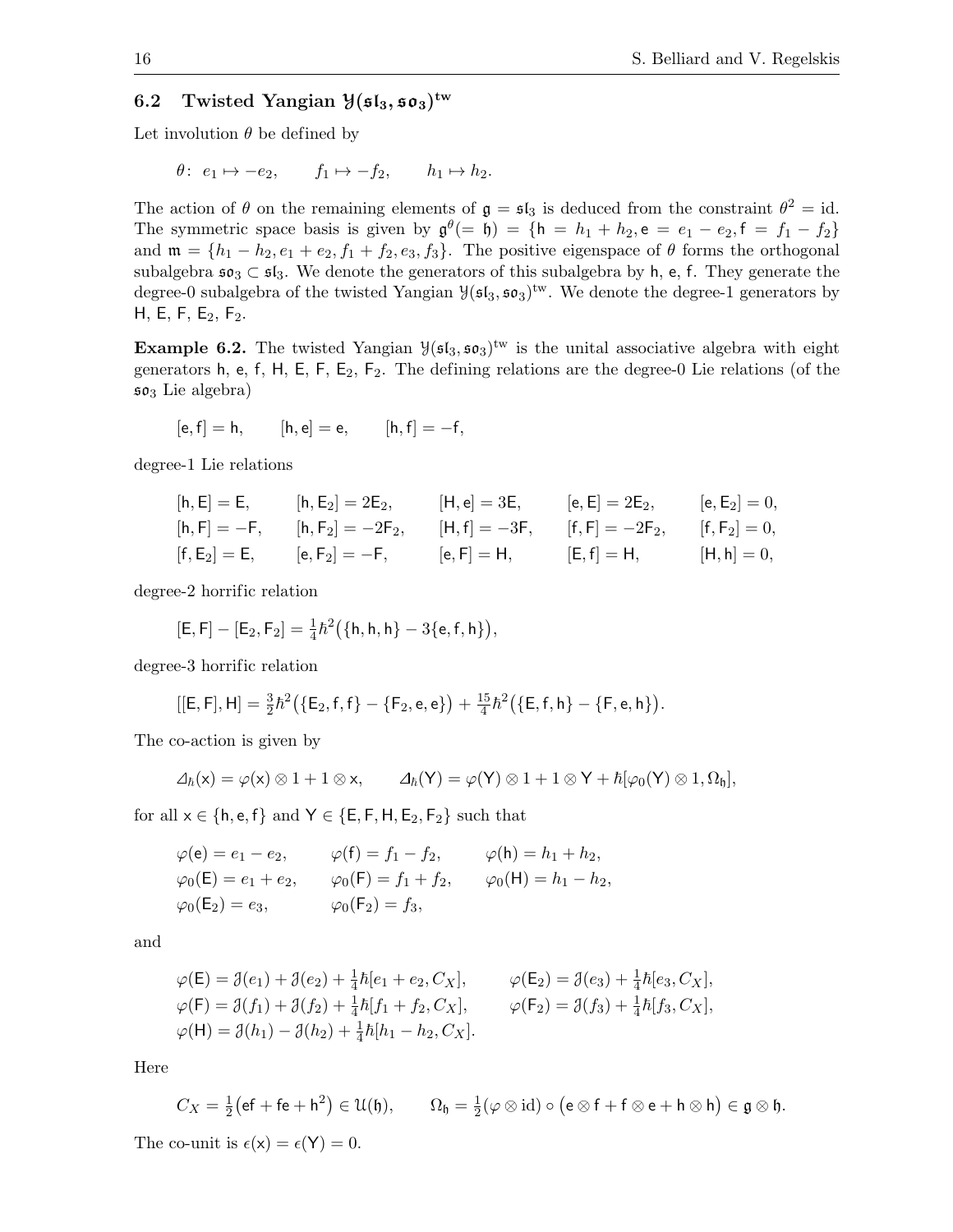### 6.2 Twisted Yangian $\mathcal{Y}(\mathfrak{sl}_3, \mathfrak{so}_3)^{\rm tw}$

Let involution $\theta$ be defined by

$$\theta\colon\ e_1 \mapsto -e_2, \qquad f_1 \mapsto -f_2, \qquad h_1 \mapsto h_2.$$

The action of $\theta$ on the remaining elements of $\mathfrak{g} = \mathfrak{sl}_3$ is deduced from the constraint $\theta^2 = \mathrm{id}$. The symmetric space basis is given by $\mathfrak{g}^\theta (= \mathfrak{h}) = \{\mathsf{h} = h_1 + h_2, \mathsf{e} = e_1 - e_2, \mathsf{f} = f_1 - f_2\}$ and $\mathfrak{m} = \{h_1 - h_2, e_1 + e_2, f_1 + f_2, e_3, f_3\}$. The positive eigenspace of $\theta$ forms the orthogonal subalgebra $\mathfrak{so}_3 \subset \mathfrak{sl}_3$. We denote the generators of this subalgebra by $\mathsf{h}$, $\mathsf{e}$, $\mathsf{f}$. They generate the degree-0 subalgebra of the twisted Yangian $\mathcal{Y}(\mathfrak{sl}_3, \mathfrak{so}_3)^{\rm tw}$. We denote the degree-1 generators by $\mathsf{H}$, $\mathsf{E}$, $\mathsf{F}$, $\mathsf{E}_2$, $\mathsf{F}_2$.

**Example 6.2.** The twisted Yangian $\mathcal{Y}(\mathfrak{sl}_3, \mathfrak{so}_3)^{\rm tw}$ is the unital associative algebra with eight generators $\mathsf{h}$, $\mathsf{e}$, $\mathsf{f}$, $\mathsf{H}$, $\mathsf{E}$, $\mathsf{F}$, $\mathsf{E}_2$, $\mathsf{F}_2$. The defining relations are the degree-0 Lie relations (of the $\mathfrak{so}_3$ Lie algebra)

$$[\mathsf{e}, \mathsf{f}] = \mathsf{h}, \qquad [\mathsf{h}, \mathsf{e}] = \mathsf{e}, \qquad [\mathsf{h}, \mathsf{f}] = -\mathsf{f},$$

degree-1 Lie relations

$$\begin{array}{lllll}
[\mathsf{h}, \mathsf{E}] = \mathsf{E}, & [\mathsf{h}, \mathsf{E}_2] = 2\mathsf{E}_2, & [\mathsf{H}, \mathsf{e}] = 3\mathsf{E}, & [\mathsf{e}, \mathsf{E}] = 2\mathsf{E}_2, & [\mathsf{e}, \mathsf{E}_2] = 0, \\
[\mathsf{h}, \mathsf{F}] = -\mathsf{F}, & [\mathsf{h}, \mathsf{F}_2] = -2\mathsf{F}_2, & [\mathsf{H}, \mathsf{f}] = -3\mathsf{F}, & [\mathsf{f}, \mathsf{F}] = -2\mathsf{F}_2, & [\mathsf{f}, \mathsf{F}_2] = 0, \\
[\mathsf{f}, \mathsf{E}_2] = \mathsf{E}, & [\mathsf{e}, \mathsf{F}_2] = -\mathsf{F}, & [\mathsf{e}, \mathsf{F}] = \mathsf{H}, & [\mathsf{E}, \mathsf{f}] = \mathsf{H}, & [\mathsf{H}, \mathsf{h}] = 0,
\end{array}$$

degree-2 horrific relation

$$[\mathsf{E}, \mathsf{F}] - [\mathsf{E}_2, \mathsf{F}_2] = \tfrac{1}{4}\hbar^2\big(\{\mathsf{h}, \mathsf{h}, \mathsf{h}\} - 3\{\mathsf{e}, \mathsf{f}, \mathsf{h}\}\big),$$

degree-3 horrific relation

$$[[\mathsf{E}, \mathsf{F}], \mathsf{H}] = \tfrac{3}{2}\hbar^2\big(\{\mathsf{E}_2, \mathsf{f}, \mathsf{f}\} - \{\mathsf{F}_2, \mathsf{e}, \mathsf{e}\}\big) + \tfrac{15}{4}\hbar^2\big(\{\mathsf{E}, \mathsf{f}, \mathsf{h}\} - \{\mathsf{F}, \mathsf{e}, \mathsf{h}\}\big).$$

The co-action is given by

$$\varDelta_\hbar(\mathsf{x}) = \varphi(\mathsf{x}) \otimes 1 + 1 \otimes \mathsf{x}, \qquad \varDelta_\hbar(\mathsf{Y}) = \varphi(\mathsf{Y}) \otimes 1 + 1 \otimes \mathsf{Y} + \hbar[\varphi_0(\mathsf{Y}) \otimes 1, \Omega_{\mathfrak{h}}],$$

for all $\mathsf{x} \in \{\mathsf{h}, \mathsf{e}, \mathsf{f}\}$ and $\mathsf{Y} \in \{\mathsf{E}, \mathsf{F}, \mathsf{H}, \mathsf{E}_2, \mathsf{F}_2\}$ such that

$$\begin{array}{lll}
\varphi(\mathsf{e}) = e_1 - e_2, & \varphi(\mathsf{f}) = f_1 - f_2, & \varphi(\mathsf{h}) = h_1 + h_2, \\
\varphi_0(\mathsf{E}) = e_1 + e_2, & \varphi_0(\mathsf{F}) = f_1 + f_2, & \varphi_0(\mathsf{H}) = h_1 - h_2, \\
\varphi_0(\mathsf{E}_2) = e_3, & \varphi_0(\mathsf{F}_2) = f_3, &
\end{array}$$

and

$$\begin{array}{ll}
\varphi(\mathsf{E}) = \mathcal{J}(e_1) + \mathcal{J}(e_2) + \tfrac{1}{4}\hbar[e_1 + e_2, C_X], & \varphi(\mathsf{E}_2) = \mathcal{J}(e_3) + \tfrac{1}{4}\hbar[e_3, C_X], \\
\varphi(\mathsf{F}) = \mathcal{J}(f_1) + \mathcal{J}(f_2) + \tfrac{1}{4}\hbar[f_1 + f_2, C_X], & \varphi(\mathsf{F}_2) = \mathcal{J}(f_3) + \tfrac{1}{4}\hbar[f_3, C_X], \\
\varphi(\mathsf{H}) = \mathcal{J}(h_1) - \mathcal{J}(h_2) + \tfrac{1}{4}\hbar[h_1 - h_2, C_X]. &
\end{array}$$

Here

$$C_X = \tfrac{1}{2}\big(\mathsf{ef} + \mathsf{fe} + \mathsf{h}^2\big) \in \mathcal{U}(\mathfrak{h}), \qquad \Omega_{\mathfrak{h}} = \tfrac{1}{2}(\varphi \otimes \mathrm{id}) \circ \big(\mathsf{e} \otimes \mathsf{f} + \mathsf{f} \otimes \mathsf{e} + \mathsf{h} \otimes \mathsf{h}\big) \in \mathfrak{g} \otimes \mathfrak{h}.$$

The co-unit is $\epsilon(\mathsf{x}) = \epsilon(\mathsf{Y}) = 0$.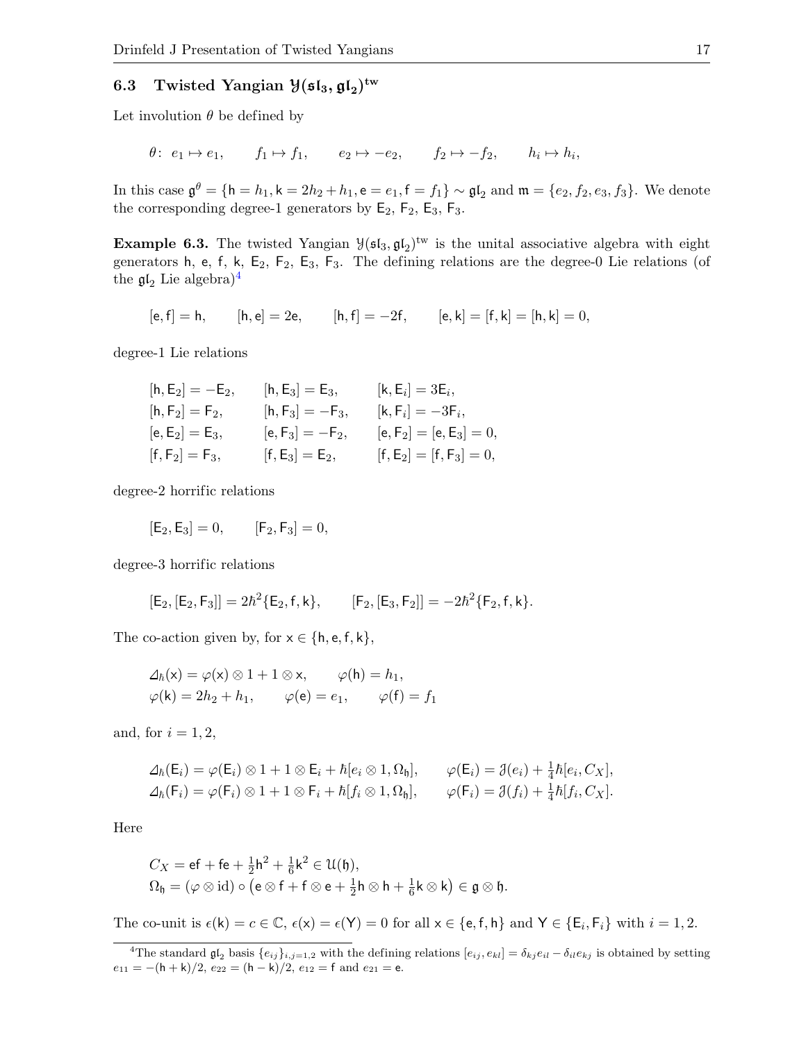### 6.3 Twisted Yangian $\mathcal{Y}(\mathfrak{sl}_3, \mathfrak{gl}_2)^{\mathrm{tw}}$

Let involution $\theta$ be defined by

$$\theta\colon\ e_1 \mapsto e_1, \qquad f_1 \mapsto f_1, \qquad e_2 \mapsto -e_2, \qquad f_2 \mapsto -f_2, \qquad h_i \mapsto h_i,$$

In this case $\mathfrak{g}^\theta = \{\mathsf{h} = h_1, \mathsf{k} = 2h_2 + h_1, \mathsf{e} = e_1, \mathsf{f} = f_1\} \sim \mathfrak{gl}_2$ and $\mathfrak{m} = \{e_2, f_2, e_3, f_3\}$. We denote the corresponding degree-1 generators by $\mathsf{E}_2$, $\mathsf{F}_2$, $\mathsf{E}_3$, $\mathsf{F}_3$.

**Example 6.3.** The twisted Yangian $\mathcal{Y}(\mathfrak{sl}_3, \mathfrak{gl}_2)^{\mathrm{tw}}$ is the unital associative algebra with eight generators $\mathsf{h}$, $\mathsf{e}$, $\mathsf{f}$, $\mathsf{k}$, $\mathsf{E}_2$, $\mathsf{F}_2$, $\mathsf{E}_3$, $\mathsf{F}_3$. The defining relations are the degree-0 Lie relations (of the $\mathfrak{gl}_2$ Lie algebra)[4]

$$[\mathsf{e},\mathsf{f}] = \mathsf{h}, \qquad [\mathsf{h},\mathsf{e}] = 2\mathsf{e}, \qquad [\mathsf{h},\mathsf{f}] = -2\mathsf{f}, \qquad [\mathsf{e},\mathsf{k}] = [\mathsf{f},\mathsf{k}] = [\mathsf{h},\mathsf{k}] = 0,$$

degree-1 Lie relations

$$\begin{aligned}
&[\mathsf{h},\mathsf{E}_2] = -\mathsf{E}_2, \qquad && [\mathsf{h},\mathsf{E}_3] = \mathsf{E}_3, \qquad && [\mathsf{k},\mathsf{E}_i] = 3\mathsf{E}_i,\\
&[\mathsf{h},\mathsf{F}_2] = \mathsf{F}_2, && [\mathsf{h},\mathsf{F}_3] = -\mathsf{F}_3, && [\mathsf{k},\mathsf{F}_i] = -3\mathsf{F}_i,\\
&[\mathsf{e},\mathsf{E}_2] = \mathsf{E}_3, && [\mathsf{e},\mathsf{F}_3] = -\mathsf{F}_2, && [\mathsf{e},\mathsf{F}_2] = [\mathsf{e},\mathsf{E}_3] = 0,\\
&[\mathsf{f},\mathsf{F}_2] = \mathsf{F}_3, && [\mathsf{f},\mathsf{E}_3] = \mathsf{E}_2, && [\mathsf{f},\mathsf{E}_2] = [\mathsf{f},\mathsf{F}_3] = 0,
\end{aligned}$$

degree-2 horrific relations

$$[\mathsf{E}_2,\mathsf{E}_3] = 0, \qquad [\mathsf{F}_2,\mathsf{F}_3] = 0,$$

degree-3 horrific relations

$$[\mathsf{E}_2,[\mathsf{E}_2,\mathsf{F}_3]] = 2\hbar^2\{\mathsf{E}_2,\mathsf{f},\mathsf{k}\}, \qquad [\mathsf{F}_2,[\mathsf{E}_3,\mathsf{F}_2]] = -2\hbar^2\{\mathsf{F}_2,\mathsf{f},\mathsf{k}\}.$$

The co-action given by, for $\mathsf{x} \in \{\mathsf{h},\mathsf{e},\mathsf{f},\mathsf{k}\}$,

$$\begin{aligned}
&\varDelta_\hbar(\mathsf{x}) = \varphi(\mathsf{x}) \otimes 1 + 1 \otimes \mathsf{x}, \qquad \varphi(\mathsf{h}) = h_1,\\
&\varphi(\mathsf{k}) = 2h_2 + h_1, \qquad \varphi(\mathsf{e}) = e_1, \qquad \varphi(\mathsf{f}) = f_1
\end{aligned}$$

and, for $i = 1, 2$,

$$\begin{aligned}
&\varDelta_\hbar(\mathsf{E}_i) = \varphi(\mathsf{E}_i) \otimes 1 + 1 \otimes \mathsf{E}_i + \hbar[e_i \otimes 1, \Omega_\mathfrak{h}], \qquad \varphi(\mathsf{E}_i) = \mathcal{J}(e_i) + \tfrac{1}{4}\hbar[e_i, C_X],\\
&\varDelta_\hbar(\mathsf{F}_i) = \varphi(\mathsf{F}_i) \otimes 1 + 1 \otimes \mathsf{F}_i + \hbar[f_i \otimes 1, \Omega_\mathfrak{h}], \qquad \varphi(\mathsf{F}_i) = \mathcal{J}(f_i) + \tfrac{1}{4}\hbar[f_i, C_X].
\end{aligned}$$

Here

$$\begin{aligned}
&C_X = \mathsf{ef} + \mathsf{fe} + \tfrac{1}{2}\mathsf{h}^2 + \tfrac{1}{6}\mathsf{k}^2 \in \mathcal{U}(\mathfrak{h}),\\
&\Omega_\mathfrak{h} = (\varphi \otimes \mathrm{id}) \circ \big(\mathsf{e} \otimes \mathsf{f} + \mathsf{f} \otimes \mathsf{e} + \tfrac{1}{2}\mathsf{h} \otimes \mathsf{h} + \tfrac{1}{6}\mathsf{k} \otimes \mathsf{k}\big) \in \mathfrak{g} \otimes \mathfrak{h}.
\end{aligned}$$

The co-unit is $\epsilon(\mathsf{k}) = c \in \mathbb{C}$, $\epsilon(\mathsf{x}) = \epsilon(\mathsf{Y}) = 0$ for all $\mathsf{x} \in \{\mathsf{e},\mathsf{f},\mathsf{h}\}$ and $\mathsf{Y} \in \{\mathsf{E}_i, \mathsf{F}_i\}$ with $i = 1, 2$.

---

[4] The standard $\mathfrak{gl}_2$ basis $\{e_{ij}\}_{i,j=1,2}$ with the defining relations $[e_{ij}, e_{kl}] = \delta_{kj}e_{il} - \delta_{il}e_{kj}$ is obtained by setting $e_{11} = -(\mathsf{h}+\mathsf{k})/2$, $e_{22} = (\mathsf{h}-\mathsf{k})/2$, $e_{12} = \mathsf{f}$ and $e_{21} = \mathsf{e}$.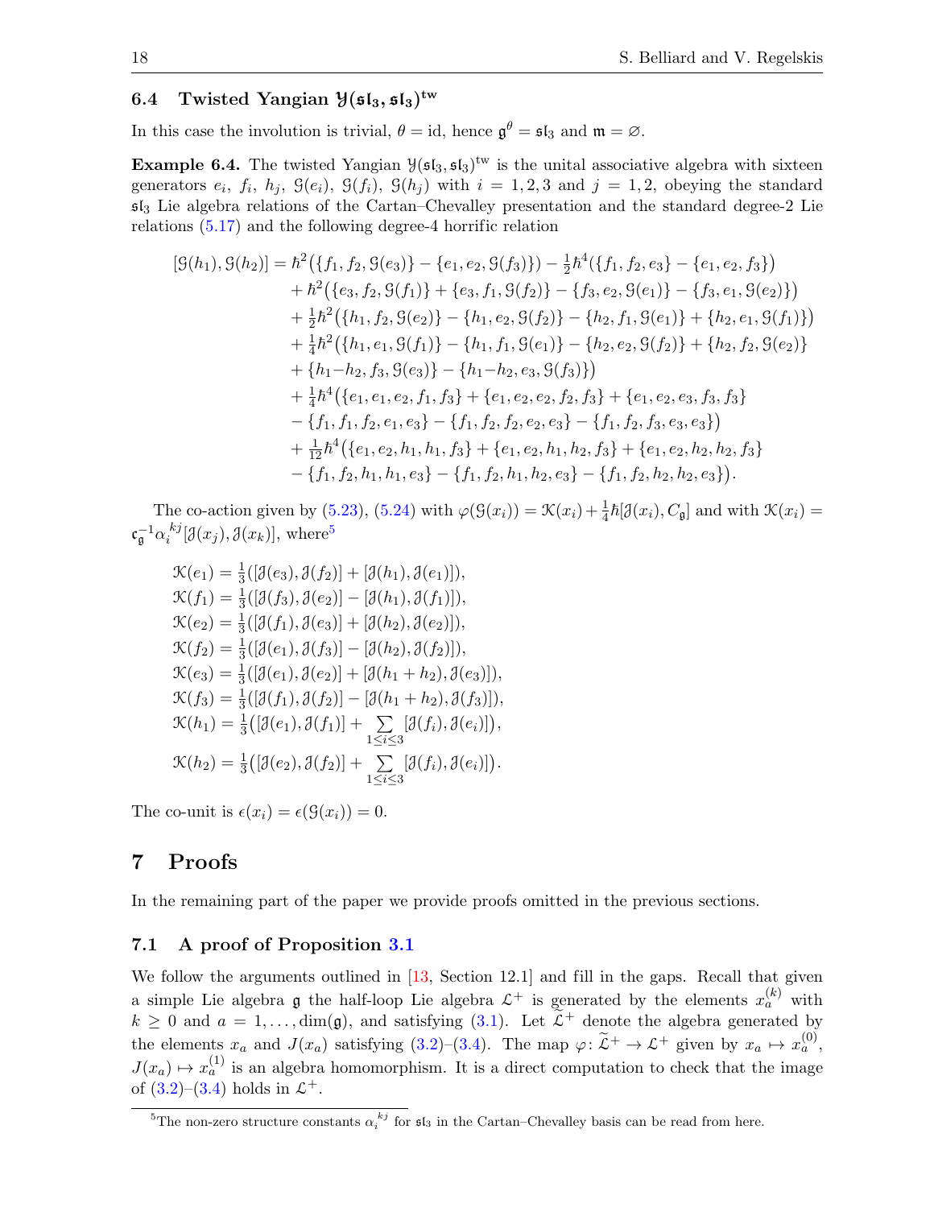### 6.4 Twisted Yangian $\mathcal{Y}(\mathfrak{sl}_3, \mathfrak{sl}_3)^{\mathrm{tw}}$

In this case the involution is trivial, $\theta = \mathrm{id}$, hence $\mathfrak{g}^\theta = \mathfrak{sl}_3$ and $\mathfrak{m} = \varnothing$.

**Example 6.4.** The twisted Yangian $\mathcal{Y}(\mathfrak{sl}_3, \mathfrak{sl}_3)^{\mathrm{tw}}$ is the unital associative algebra with sixteen generators $e_i$, $f_i$, $h_j$, $\mathcal{G}(e_i)$, $\mathcal{G}(f_i)$, $\mathcal{G}(h_j)$ with $i = 1, 2, 3$ and $j = 1, 2$, obeying the standard $\mathfrak{sl}_3$ Lie algebra relations of the Cartan–Chevalley presentation and the standard degree-2 Lie relations (5.17) and the following degree-4 horrific relation

$$
\begin{aligned}
[\mathcal{G}(h_1), \mathcal{G}(h_2)] &= \hbar^2\big(\{f_1, f_2, \mathcal{G}(e_3)\} - \{e_1, e_2, \mathcal{G}(f_3)\}\big) - \tfrac{1}{2}\hbar^4\big(\{f_1, f_2, e_3\} - \{e_1, e_2, f_3\}\big) \\
&\quad + \hbar^2\big(\{e_3, f_2, \mathcal{G}(f_1)\} + \{e_3, f_1, \mathcal{G}(f_2)\} - \{f_3, e_2, \mathcal{G}(e_1)\} - \{f_3, e_1, \mathcal{G}(e_2)\}\big) \\
&\quad + \tfrac{1}{2}\hbar^2\big(\{h_1, f_2, \mathcal{G}(e_2)\} - \{h_1, e_2, \mathcal{G}(f_2)\} - \{h_2, f_1, \mathcal{G}(e_1)\} + \{h_2, e_1, \mathcal{G}(f_1)\}\big) \\
&\quad + \tfrac{1}{4}\hbar^2\big(\{h_1, e_1, \mathcal{G}(f_1)\} - \{h_1, f_1, \mathcal{G}(e_1)\} - \{h_2, e_2, \mathcal{G}(f_2)\} + \{h_2, f_2, \mathcal{G}(e_2)\} \\
&\quad + \{h_1 - h_2, f_3, \mathcal{G}(e_3)\} - \{h_1 - h_2, e_3, \mathcal{G}(f_3)\}\big) \\
&\quad + \tfrac{1}{4}\hbar^4\big(\{e_1, e_1, e_2, f_1, f_3\} + \{e_1, e_2, e_2, f_2, f_3\} + \{e_1, e_2, e_3, f_3, f_3\} \\
&\quad - \{f_1, f_1, f_2, e_1, e_3\} - \{f_1, f_2, f_2, e_2, e_3\} - \{f_1, f_2, f_3, e_3, e_3\}\big) \\
&\quad + \tfrac{1}{12}\hbar^4\big(\{e_1, e_2, h_1, h_1, f_3\} + \{e_1, e_2, h_1, h_2, f_3\} + \{e_1, e_2, h_2, h_2, f_3\} \\
&\quad - \{f_1, f_2, h_1, h_1, e_3\} - \{f_1, f_2, h_1, h_2, e_3\} - \{f_1, f_2, h_2, h_2, e_3\}\big).
\end{aligned}
$$

The co-action given by (5.23), (5.24) with $\varphi(\mathcal{G}(x_i)) = \mathcal{K}(x_i) + \frac{1}{4}\hbar[\mathcal{J}(x_i), C_{\mathfrak{g}}]$ and with $\mathcal{K}(x_i) = \mathfrak{c}_{\mathfrak{g}}^{-1}\alpha_i^{\ kj}[\mathcal{J}(x_j), \mathcal{J}(x_k)]$, where[5]

$$
\begin{aligned}
\mathcal{K}(e_1) &= \tfrac{1}{3}([\mathcal{J}(e_3), \mathcal{J}(f_2)] + [\mathcal{J}(h_1), \mathcal{J}(e_1)]), \\
\mathcal{K}(f_1) &= \tfrac{1}{3}([\mathcal{J}(f_3), \mathcal{J}(e_2)] - [\mathcal{J}(h_1), \mathcal{J}(f_1)]), \\
\mathcal{K}(e_2) &= \tfrac{1}{3}([\mathcal{J}(f_1), \mathcal{J}(e_3)] + [\mathcal{J}(h_2), \mathcal{J}(e_2)]), \\
\mathcal{K}(f_2) &= \tfrac{1}{3}([\mathcal{J}(e_1), \mathcal{J}(f_3)] - [\mathcal{J}(h_2), \mathcal{J}(f_2)]), \\
\mathcal{K}(e_3) &= \tfrac{1}{3}([\mathcal{J}(e_1), \mathcal{J}(e_2)] + [\mathcal{J}(h_1 + h_2), \mathcal{J}(e_3)]), \\
\mathcal{K}(f_3) &= \tfrac{1}{3}([\mathcal{J}(f_1), \mathcal{J}(f_2)] - [\mathcal{J}(h_1 + h_2), \mathcal{J}(f_3)]), \\
\mathcal{K}(h_1) &= \tfrac{1}{3}\Big([\mathcal{J}(e_1), \mathcal{J}(f_1)] + \sum_{1 \le i \le 3}[\mathcal{J}(f_i), \mathcal{J}(e_i)]\Big), \\
\mathcal{K}(h_2) &= \tfrac{1}{3}\Big([\mathcal{J}(e_2), \mathcal{J}(f_2)] + \sum_{1 \le i \le 3}[\mathcal{J}(f_i), \mathcal{J}(e_i)]\Big).
\end{aligned}
$$

The co-unit is $\epsilon(x_i) = \epsilon(\mathcal{G}(x_i)) = 0$.

## 7 Proofs

In the remaining part of the paper we provide proofs omitted in the previous sections.

### 7.1 A proof of Proposition 3.1

We follow the arguments outlined in [13, Section 12.1] and fill in the gaps. Recall that given a simple Lie algebra $\mathfrak{g}$ the half-loop Lie algebra $\mathcal{L}^+$ is generated by the elements $x_a^{(k)}$ with $k \ge 0$ and $a = 1, \ldots, \dim(\mathfrak{g})$, and satisfying (3.1). Let $\widetilde{\mathcal{L}}^+$ denote the algebra generated by the elements $x_a$ and $J(x_a)$ satisfying (3.2)–(3.4). The map $\varphi\colon \widetilde{\mathcal{L}}^+ \to \mathcal{L}^+$ given by $x_a \mapsto x_a^{(0)}$, $J(x_a) \mapsto x_a^{(1)}$ is an algebra homomorphism. It is a direct computation to check that the image of (3.2)–(3.4) holds in $\mathcal{L}^+$.

[5] The non-zero structure constants $\alpha_i^{\ kj}$ for $\mathfrak{sl}_3$ in the Cartan–Chevalley basis can be read from here.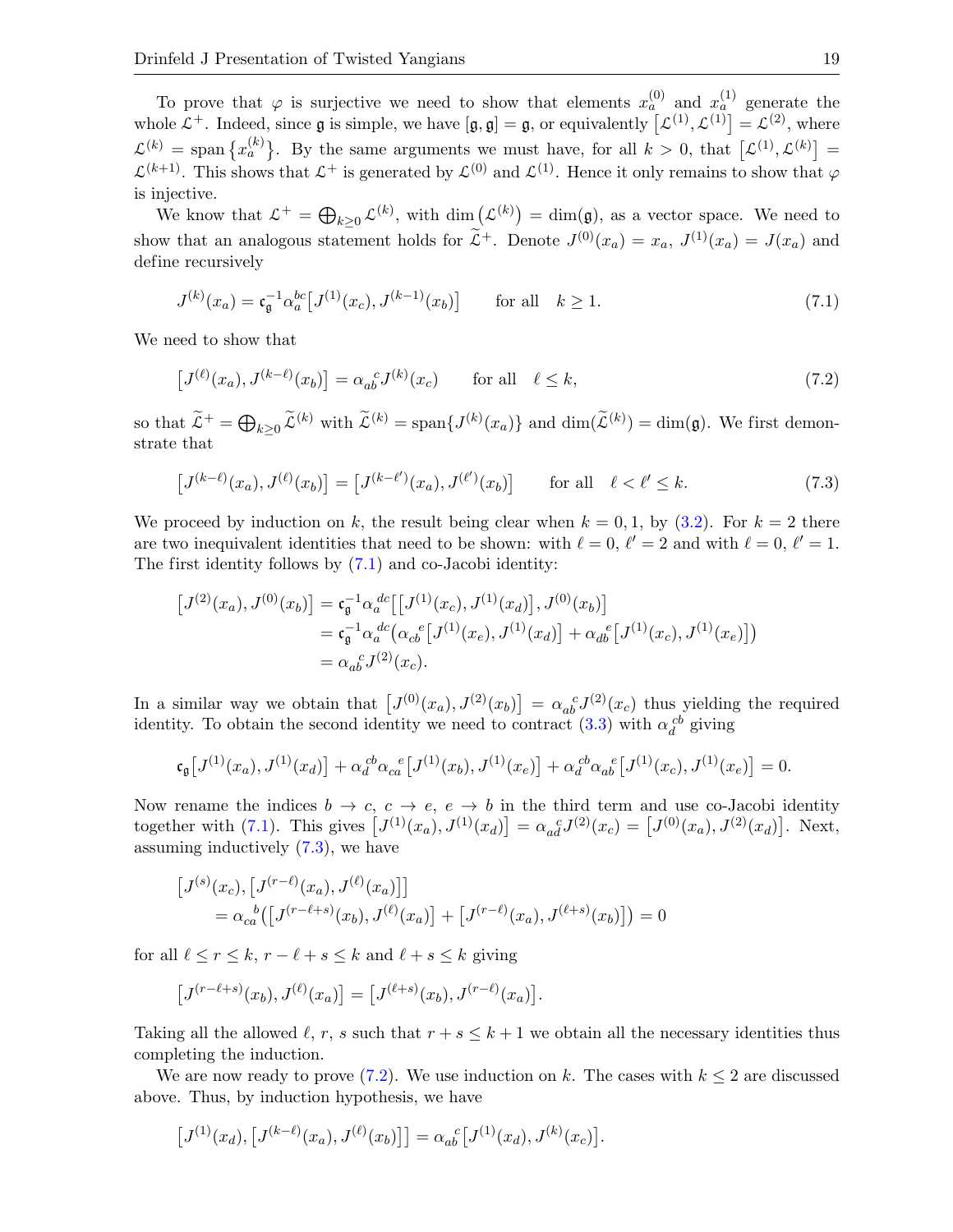To prove that $\varphi$ is surjective we need to show that elements $x_a^{(0)}$ and $x_a^{(1)}$ generate the whole $\mathcal{L}^+$. Indeed, since $\mathfrak{g}$ is simple, we have $[\mathfrak{g},\mathfrak{g}]=\mathfrak{g}$, or equivalently $\big[\mathcal{L}^{(1)},\mathcal{L}^{(1)}\big]=\mathcal{L}^{(2)}$, where $\mathcal{L}^{(k)}=\operatorname{span}\big\{x_a^{(k)}\big\}$. By the same arguments we must have, for all $k>0$, that $\big[\mathcal{L}^{(1)},\mathcal{L}^{(k)}\big]=\mathcal{L}^{(k+1)}$. This shows that $\mathcal{L}^+$ is generated by $\mathcal{L}^{(0)}$ and $\mathcal{L}^{(1)}$. Hence it only remains to show that $\varphi$ is injective.

We know that $\mathcal{L}^+=\bigoplus_{k\geq 0}\mathcal{L}^{(k)}$, with $\dim\big(\mathcal{L}^{(k)}\big)=\dim(\mathfrak{g})$, as a vector space. We need to show that an analogous statement holds for $\widetilde{\mathcal{L}}^+$. Denote $J^{(0)}(x_a)=x_a$, $J^{(1)}(x_a)=J(x_a)$ and define recursively

$$J^{(k)}(x_a)=\mathfrak{c}_{\mathfrak{g}}^{-1}\alpha_a^{\ bc}\big[J^{(1)}(x_c),J^{(k-1)}(x_b)\big] \qquad \text{for all} \quad k\geq 1. \tag{7.1}$$

We need to show that

$$\big[J^{(\ell)}(x_a),J^{(k-\ell)}(x_b)\big]=\alpha_{ab}^{\ \ c}J^{(k)}(x_c) \qquad \text{for all} \quad \ell\leq k, \tag{7.2}$$

so that $\widetilde{\mathcal{L}}^+=\bigoplus_{k\geq 0}\widetilde{\mathcal{L}}^{(k)}$ with $\widetilde{\mathcal{L}}^{(k)}=\operatorname{span}\{J^{(k)}(x_a)\}$ and $\dim(\widetilde{\mathcal{L}}^{(k)})=\dim(\mathfrak{g})$. We first demonstrate that

$$\big[J^{(k-\ell)}(x_a),J^{(\ell)}(x_b)\big]=\big[J^{(k-\ell')}(x_a),J^{(\ell')}(x_b)\big] \qquad \text{for all} \quad \ell<\ell'\leq k. \tag{7.3}$$

We proceed by induction on $k$, the result being clear when $k=0,1$, by (3.2). For $k=2$ there are two inequivalent identities that need to be shown: with $\ell=0$, $\ell'=2$ and with $\ell=0$, $\ell'=1$. The first identity follows by (7.1) and co-Jacobi identity:

$$\begin{aligned}
\big[J^{(2)}(x_a),J^{(0)}(x_b)\big] &= \mathfrak{c}_{\mathfrak{g}}^{-1}\alpha_a^{\ dc}\big[\big[J^{(1)}(x_c),J^{(1)}(x_d)\big],J^{(0)}(x_b)\big] \\
&= \mathfrak{c}_{\mathfrak{g}}^{-1}\alpha_a^{\ dc}\big(\alpha_{cb}^{\ \ e}\big[J^{(1)}(x_e),J^{(1)}(x_d)\big]+\alpha_{db}^{\ \ e}\big[J^{(1)}(x_c),J^{(1)}(x_e)\big]\big) \\
&= \alpha_{ab}^{\ \ c}J^{(2)}(x_c).
\end{aligned}$$

In a similar way we obtain that $\big[J^{(0)}(x_a),J^{(2)}(x_b)\big]=\alpha_{ab}^{\ \ c}J^{(2)}(x_c)$ thus yielding the required identity. To obtain the second identity we need to contract (3.3) with $\alpha_d^{\ cb}$ giving

$$\mathfrak{c}_{\mathfrak{g}}\big[J^{(1)}(x_a),J^{(1)}(x_d)\big]+\alpha_d^{\ cb}\alpha_{ca}^{\ \ e}\big[J^{(1)}(x_b),J^{(1)}(x_e)\big]+\alpha_d^{\ cb}\alpha_{ab}^{\ \ e}\big[J^{(1)}(x_c),J^{(1)}(x_e)\big]=0.$$

Now rename the indices $b\to c$, $c\to e$, $e\to b$ in the third term and use co-Jacobi identity together with (7.1). This gives $\big[J^{(1)}(x_a),J^{(1)}(x_d)\big]=\alpha_{ad}^{\ \ c}J^{(2)}(x_c)=\big[J^{(0)}(x_a),J^{(2)}(x_d)\big]$. Next, assuming inductively (7.3), we have

$$\begin{aligned}
&\big[J^{(s)}(x_c),\big[J^{(r-\ell)}(x_a),J^{(\ell)}(x_a)\big]\big] \\
&\quad = \alpha_{ca}^{\ \ b}\big(\big[J^{(r-\ell+s)}(x_b),J^{(\ell)}(x_a)\big]+\big[J^{(r-\ell)}(x_a),J^{(\ell+s)}(x_b)\big]\big)=0
\end{aligned}$$

for all $\ell\leq r\leq k$, $r-\ell+s\leq k$ and $\ell+s\leq k$ giving

$$\big[J^{(r-\ell+s)}(x_b),J^{(\ell)}(x_a)\big]=\big[J^{(\ell+s)}(x_b),J^{(r-\ell)}(x_a)\big].$$

Taking all the allowed $\ell$, $r$, $s$ such that $r+s\leq k+1$ we obtain all the necessary identities thus completing the induction.

We are now ready to prove (7.2). We use induction on $k$. The cases with $k\leq 2$ are discussed above. Thus, by induction hypothesis, we have

$$\big[J^{(1)}(x_d),\big[J^{(k-\ell)}(x_a),J^{(\ell)}(x_b)\big]\big]=\alpha_{ab}^{\ \ c}\big[J^{(1)}(x_d),J^{(k)}(x_c)\big].$$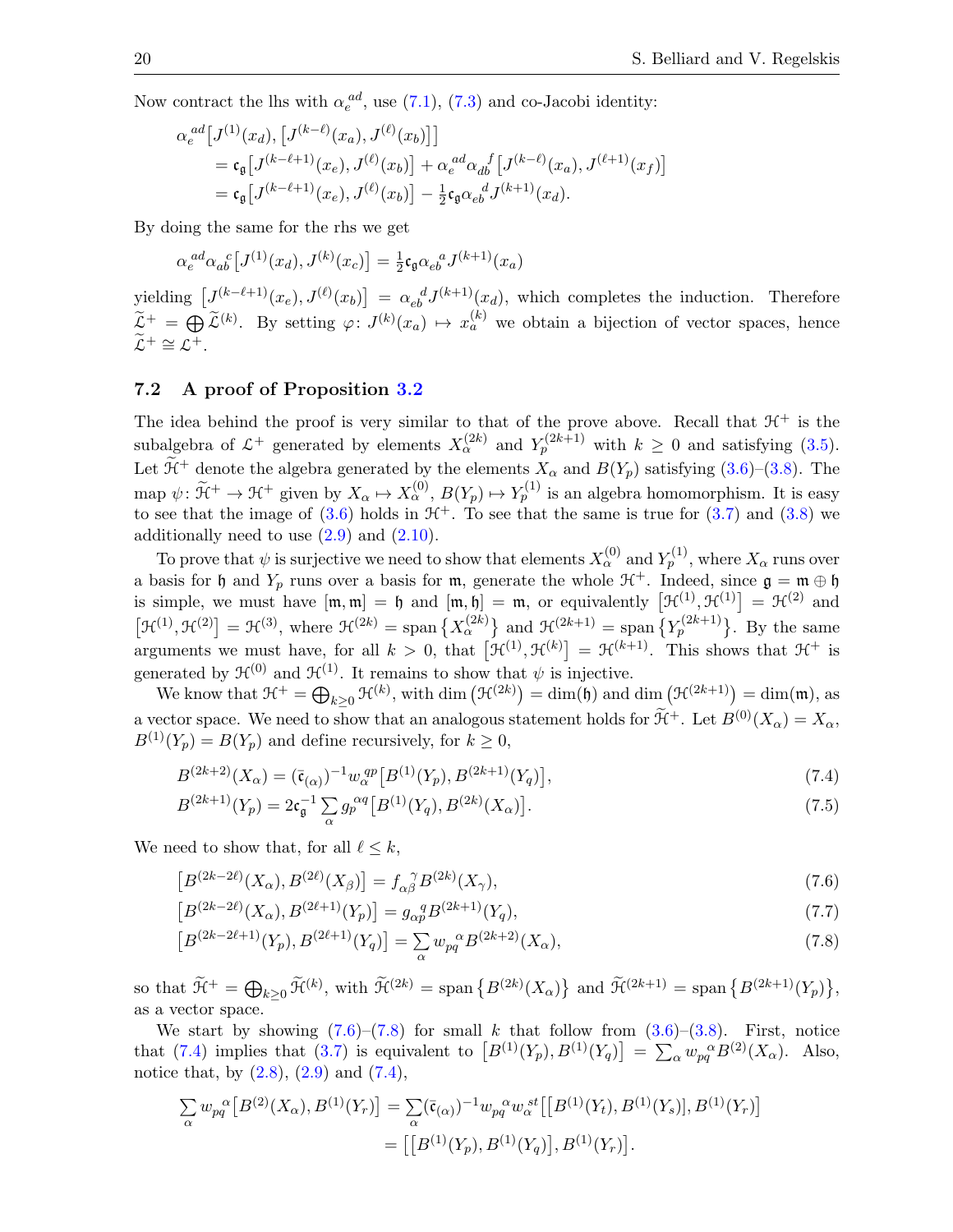Now contract the lhs with $\alpha_e{}^{ad}$, use (7.1), (7.3) and co-Jacobi identity:

$$
\begin{aligned}
\alpha_e{}^{ad}&\big[J^{(1)}(x_d),\big[J^{(k-\ell)}(x_a),J^{(\ell)}(x_b)\big]\big]\\
&=\mathfrak{c}_{\mathfrak{g}}\big[J^{(k-\ell+1)}(x_e),J^{(\ell)}(x_b)\big]+\alpha_e{}^{ad}\alpha_{db}{}^{f}\big[J^{(k-\ell)}(x_a),J^{(\ell+1)}(x_f)\big]\\
&=\mathfrak{c}_{\mathfrak{g}}\big[J^{(k-\ell+1)}(x_e),J^{(\ell)}(x_b)\big]-\tfrac{1}{2}\mathfrak{c}_{\mathfrak{g}}\alpha_{eb}{}^{d}J^{(k+1)}(x_d).
\end{aligned}
$$

By doing the same for the rhs we get

$$
\alpha_e{}^{ad}\alpha_{ab}{}^{c}\big[J^{(1)}(x_d),J^{(k)}(x_c)\big]=\tfrac{1}{2}\mathfrak{c}_{\mathfrak{g}}\alpha_{eb}{}^{a}J^{(k+1)}(x_a)
$$

yielding $\big[J^{(k-\ell+1)}(x_e),J^{(\ell)}(x_b)\big]=\alpha_{eb}{}^{d}J^{(k+1)}(x_d)$, which completes the induction. Therefore $\widetilde{\mathcal{L}}^+=\bigoplus\widetilde{\mathcal{L}}^{(k)}$. By setting $\varphi\colon J^{(k)}(x_a)\mapsto x_a^{(k)}$ we obtain a bijection of vector spaces, hence $\widetilde{\mathcal{L}}^+\cong\mathcal{L}^+$.

### 7.2 A proof of Proposition 3.2

The idea behind the proof is very similar to that of the prove above. Recall that $\mathcal{H}^+$ is the subalgebra of $\mathcal{L}^+$ generated by elements $X_\alpha^{(2k)}$ and $Y_p^{(2k+1)}$ with $k\geq 0$ and satisfying (3.5). Let $\widetilde{\mathcal{H}}^+$ denote the algebra generated by the elements $X_\alpha$ and $B(Y_p)$ satisfying (3.6)–(3.8). The map $\psi\colon\widetilde{\mathcal{H}}^+\to\mathcal{H}^+$ given by $X_\alpha\mapsto X_\alpha^{(0)}$, $B(Y_p)\mapsto Y_p^{(1)}$ is an algebra homomorphism. It is easy to see that the image of (3.6) holds in $\mathcal{H}^+$. To see that the same is true for (3.7) and (3.8) we additionally need to use (2.9) and (2.10).

To prove that $\psi$ is surjective we need to show that elements $X_\alpha^{(0)}$ and $Y_p^{(1)}$, where $X_\alpha$ runs over a basis for $\mathfrak{h}$ and $Y_p$ runs over a basis for $\mathfrak{m}$, generate the whole $\mathcal{H}^+$. Indeed, since $\mathfrak{g}=\mathfrak{m}\oplus\mathfrak{h}$ is simple, we must have $[\mathfrak{m},\mathfrak{m}]=\mathfrak{h}$ and $[\mathfrak{m},\mathfrak{h}]=\mathfrak{m}$, or equivalently $\big[\mathcal{H}^{(1)},\mathcal{H}^{(1)}\big]=\mathcal{H}^{(2)}$ and $\big[\mathcal{H}^{(1)},\mathcal{H}^{(2)}\big]=\mathcal{H}^{(3)}$, where $\mathcal{H}^{(2k)}=\operatorname{span}\big\{X_\alpha^{(2k)}\big\}$ and $\mathcal{H}^{(2k+1)}=\operatorname{span}\big\{Y_p^{(2k+1)}\big\}$. By the same arguments we must have, for all $k>0$, that $\big[\mathcal{H}^{(1)},\mathcal{H}^{(k)}\big]=\mathcal{H}^{(k+1)}$. This shows that $\mathcal{H}^+$ is generated by $\mathcal{H}^{(0)}$ and $\mathcal{H}^{(1)}$. It remains to show that $\psi$ is injective.

We know that $\mathcal{H}^+=\bigoplus_{k\geq 0}\mathcal{H}^{(k)}$, with $\dim\big(\mathcal{H}^{(2k)}\big)=\dim(\mathfrak{h})$ and $\dim\big(\mathcal{H}^{(2k+1)}\big)=\dim(\mathfrak{m})$, as a vector space. We need to show that an analogous statement holds for $\widetilde{\mathcal{H}}^+$. Let $B^{(0)}(X_\alpha)=X_\alpha$, $B^{(1)}(Y_p)=B(Y_p)$ and define recursively, for $k\geq 0$,

$$
B^{(2k+2)}(X_\alpha)=(\bar{\mathfrak{c}}_{(\alpha)})^{-1}w_\alpha{}^{qp}\big[B^{(1)}(Y_p),B^{(2k+1)}(Y_q)\big], \tag{7.4}
$$

$$
B^{(2k+1)}(Y_p)=2\mathfrak{c}_{\mathfrak{g}}^{-1}\sum_\alpha g_p{}^{\alpha q}\big[B^{(1)}(Y_q),B^{(2k)}(X_\alpha)\big]. \tag{7.5}
$$

We need to show that, for all $\ell\leq k$,

$$
\big[B^{(2k-2\ell)}(X_\alpha),B^{(2\ell)}(X_\beta)\big]=f_{\alpha\beta}{}^{\gamma}B^{(2k)}(X_\gamma), \tag{7.6}
$$

$$
\big[B^{(2k-2\ell)}(X_\alpha),B^{(2\ell+1)}(Y_p)\big]=g_{\alpha p}{}^{q}B^{(2k+1)}(Y_q), \tag{7.7}
$$

$$
\big[B^{(2k-2\ell+1)}(Y_p),B^{(2\ell+1)}(Y_q)\big]=\sum_\alpha w_{pq}{}^{\alpha}B^{(2k+2)}(X_\alpha), \tag{7.8}
$$

so that $\widetilde{\mathcal{H}}^+=\bigoplus_{k\geq 0}\widetilde{\mathcal{H}}^{(k)}$, with $\widetilde{\mathcal{H}}^{(2k)}=\operatorname{span}\big\{B^{(2k)}(X_\alpha)\big\}$ and $\widetilde{\mathcal{H}}^{(2k+1)}=\operatorname{span}\big\{B^{(2k+1)}(Y_p)\big\}$, as a vector space.

We start by showing (7.6)–(7.8) for small $k$ that follow from (3.6)–(3.8). First, notice that (7.4) implies that (3.7) is equivalent to $\big[B^{(1)}(Y_p),B^{(1)}(Y_q)\big]=\sum_\alpha w_{pq}{}^{\alpha}B^{(2)}(X_\alpha)$. Also, notice that, by (2.8), (2.9) and (7.4),

$$
\begin{aligned}
\sum_\alpha w_{pq}{}^{\alpha}\big[B^{(2)}(X_\alpha),B^{(1)}(Y_r)\big]&=\sum_\alpha(\bar{\mathfrak{c}}_{(\alpha)})^{-1}w_{pq}{}^{\alpha}w_\alpha{}^{st}\big[\big[B^{(1)}(Y_t),B^{(1)}(Y_s)\big],B^{(1)}(Y_r)\big]\\
&=\big[\big[B^{(1)}(Y_p),B^{(1)}(Y_q)\big],B^{(1)}(Y_r)\big].
\end{aligned}
$$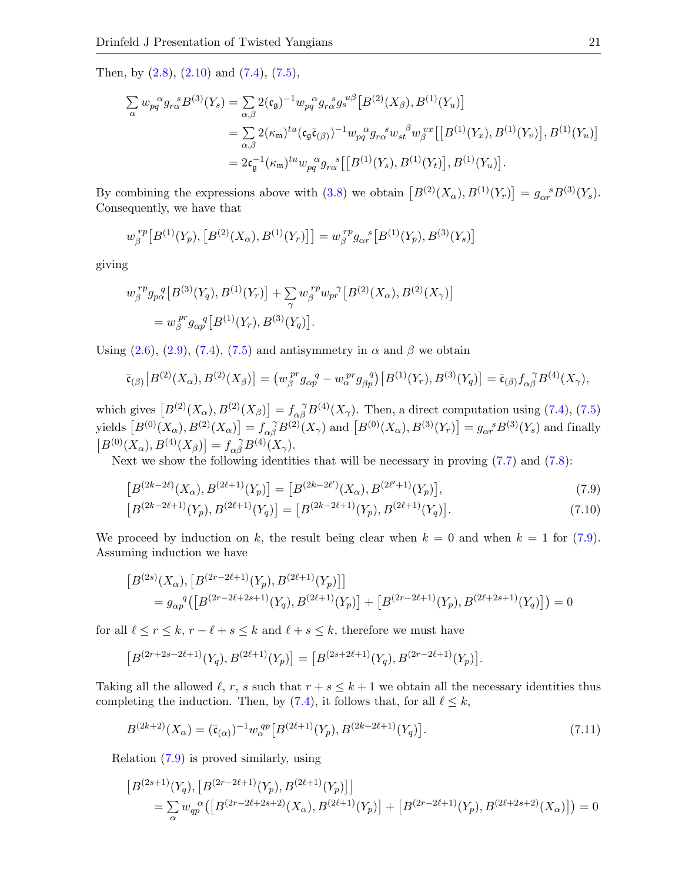Then, by (2.8), (2.10) and (7.4), (7.5),

$$
\begin{aligned}
\sum_\alpha w_{pq}{}^{\alpha} g_{r\alpha}{}^{s} B^{(3)}(Y_s) &= \sum_{\alpha,\beta} 2(\mathfrak{c}_\mathfrak{g})^{-1} w_{pq}{}^{\alpha} g_{r\alpha}{}^{s} g_s{}^{u\beta}\big[B^{(2)}(X_\beta), B^{(1)}(Y_u)\big] \\
&= \sum_{\alpha,\beta} 2(\kappa_\mathfrak{m})^{tu}(\mathfrak{c}_\mathfrak{g}\bar{\mathfrak{c}}_{(\beta)})^{-1} w_{pq}{}^{\alpha} g_{r\alpha}{}^{s} w_{st}{}^{\beta} w_\beta{}^{vx}\big[\big[B^{(1)}(Y_x), B^{(1)}(Y_v)\big], B^{(1)}(Y_u)\big] \\
&= 2\mathfrak{c}_\mathfrak{g}^{-1}(\kappa_\mathfrak{m})^{tu} w_{pq}{}^{\alpha} g_{r\alpha}{}^{s}\big[\big[B^{(1)}(Y_s), B^{(1)}(Y_t)\big], B^{(1)}(Y_u)\big].
\end{aligned}
$$

By combining the expressions above with (3.8) we obtain $\big[B^{(2)}(X_\alpha), B^{(1)}(Y_r)\big] = g_{\alpha r}{}^{s} B^{(3)}(Y_s)$. Consequently, we have that

$$
w_\beta{}^{rp}\big[B^{(1)}(Y_p), \big[B^{(2)}(X_\alpha), B^{(1)}(Y_r)\big]\big] = w_\beta{}^{rp} g_{\alpha r}{}^{s}\big[B^{(1)}(Y_p), B^{(3)}(Y_s)\big]
$$

giving

$$
\begin{aligned}
&w_\beta{}^{rp} g_{p\alpha}{}^{q}\big[B^{(3)}(Y_q), B^{(1)}(Y_r)\big] + \sum_\gamma w_\beta{}^{rp} w_{pr}{}^{\gamma}\big[B^{(2)}(X_\alpha), B^{(2)}(X_\gamma)\big] \\
&\quad = w_\beta{}^{pr} g_{\alpha p}{}^{q}\big[B^{(1)}(Y_r), B^{(3)}(Y_q)\big].
\end{aligned}
$$

Using (2.6), (2.9), (7.4), (7.5) and antisymmetry in $\alpha$ and $\beta$ we obtain

$$
\bar{\mathfrak{c}}_{(\beta)}\big[B^{(2)}(X_\alpha), B^{(2)}(X_\beta)\big] = \big(w_\beta{}^{pr} g_{\alpha p}{}^{q} - w_\alpha{}^{pr} g_{\beta p}{}^{q}\big)\big[B^{(1)}(Y_r), B^{(3)}(Y_q)\big] = \bar{\mathfrak{c}}_{(\beta)} f_{\alpha\beta}{}^{\gamma} B^{(4)}(X_\gamma),
$$

which gives $\big[B^{(2)}(X_\alpha), B^{(2)}(X_\beta)\big] = f_{\alpha\beta}{}^{\gamma} B^{(4)}(X_\gamma)$. Then, a direct computation using (7.4), (7.5) yields $\big[B^{(0)}(X_\alpha), B^{(2)}(X_\alpha)\big] = f_{\alpha\beta}{}^{\gamma} B^{(2)}(X_\gamma)$ and $\big[B^{(0)}(X_\alpha), B^{(3)}(Y_r)\big] = g_{\alpha r}{}^{s} B^{(3)}(Y_s)$ and finally $\big[B^{(0)}(X_\alpha), B^{(4)}(X_\beta)\big] = f_{\alpha\beta}{}^{\gamma} B^{(4)}(X_\gamma)$.

Next we show the following identities that will be necessary in proving (7.7) and (7.8):

$$
\big[B^{(2k-2\ell)}(X_\alpha), B^{(2\ell+1)}(Y_p)\big] = \big[B^{(2k-2\ell')}(X_\alpha), B^{(2\ell'+1)}(Y_p)\big], \tag{7.9}
$$

$$
\big[B^{(2k-2\ell+1)}(Y_p), B^{(2\ell+1)}(Y_q)\big] = \big[B^{(2k-2\ell+1)}(Y_p), B^{(2\ell+1)}(Y_q)\big]. \tag{7.10}
$$

We proceed by induction on $k$, the result being clear when $k=0$ and when $k=1$ for (7.9). Assuming induction we have

$$
\begin{aligned}
&\big[B^{(2s)}(X_\alpha), \big[B^{(2r-2\ell+1)}(Y_p), B^{(2\ell+1)}(Y_p)\big]\big] \\
&\quad = g_{\alpha p}{}^{q}\big(\big[B^{(2r-2\ell+2s+1)}(Y_q), B^{(2\ell+1)}(Y_p)\big] + \big[B^{(2r-2\ell+1)}(Y_p), B^{(2\ell+2s+1)}(Y_q)\big]\big) = 0
\end{aligned}
$$

for all $\ell \le r \le k$, $r-\ell+s \le k$ and $\ell+s \le k$, therefore we must have

$$
\big[B^{(2r+2s-2\ell+1)}(Y_q), B^{(2\ell+1)}(Y_p)\big] = \big[B^{(2s+2\ell+1)}(Y_q), B^{(2r-2\ell+1)}(Y_p)\big].
$$

Taking all the allowed $\ell$, $r$, $s$ such that $r+s \le k+1$ we obtain all the necessary identities thus completing the induction. Then, by (7.4), it follows that, for all $\ell \le k$,

$$
B^{(2k+2)}(X_\alpha) = (\bar{\mathfrak{c}}_{(\alpha)})^{-1} w_\alpha{}^{qp}\big[B^{(2\ell+1)}(Y_p), B^{(2k-2\ell+1)}(Y_q)\big]. \tag{7.11}
$$

Relation (7.9) is proved similarly, using

$$
\begin{aligned}
&\big[B^{(2s+1)}(Y_q), \big[B^{(2r-2\ell+1)}(Y_p), B^{(2\ell+1)}(Y_p)\big]\big] \\
&\quad = \sum_\alpha w_{qp}{}^{\alpha}\big(\big[B^{(2r-2\ell+2s+2)}(X_\alpha), B^{(2\ell+1)}(Y_p)\big] + \big[B^{(2r-2\ell+1)}(Y_p), B^{(2\ell+2s+2)}(X_\alpha)\big]\big) = 0
\end{aligned}
$$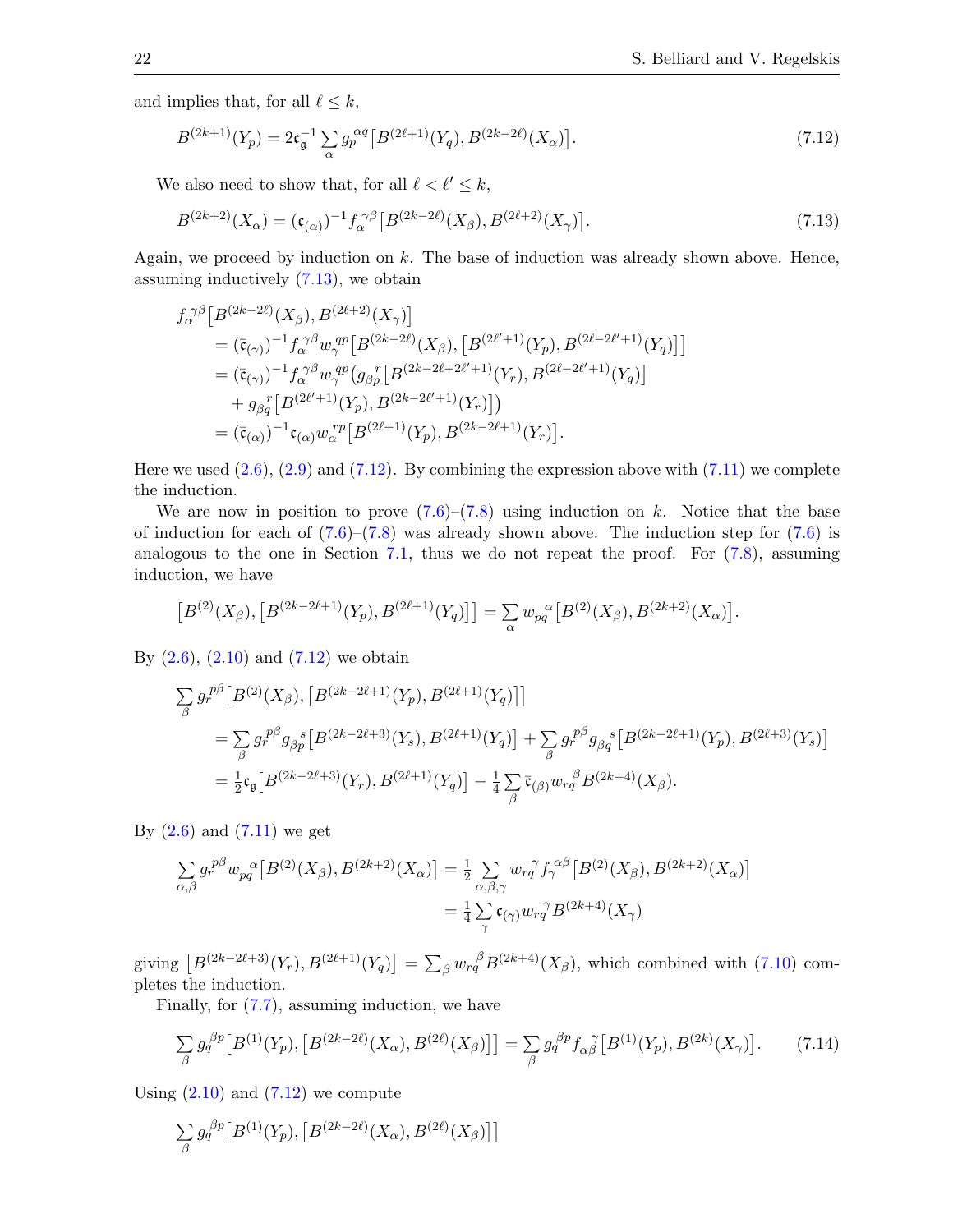and implies that, for all $\ell \leq k$,

$$B^{(2k+1)}(Y_p) = 2\mathfrak{c}_{\mathfrak{g}}^{-1} \sum_{\alpha} g_p^{\ \alpha q} \big[B^{(2\ell+1)}(Y_q), B^{(2k-2\ell)}(X_\alpha)\big]. \tag{7.12}$$

We also need to show that, for all $\ell < \ell' \leq k$,

$$B^{(2k+2)}(X_\alpha) = (\mathfrak{c}_{(\alpha)})^{-1} f_\alpha^{\ \gamma\beta} \big[B^{(2k-2\ell)}(X_\beta), B^{(2\ell+2)}(X_\gamma)\big]. \tag{7.13}$$

Again, we proceed by induction on $k$. The base of induction was already shown above. Hence, assuming inductively (7.13), we obtain

$$\begin{aligned}
& f_\alpha^{\ \gamma\beta}\big[B^{(2k-2\ell)}(X_\beta), B^{(2\ell+2)}(X_\gamma)\big] \\
&\quad = (\bar{\mathfrak{c}}_{(\gamma)})^{-1} f_\alpha^{\ \gamma\beta} w_\gamma^{\ qp} \big[B^{(2k-2\ell)}(X_\beta), \big[B^{(2\ell'+1)}(Y_p), B^{(2\ell-2\ell'+1)}(Y_q)\big]\big] \\
&\quad = (\bar{\mathfrak{c}}_{(\gamma)})^{-1} f_\alpha^{\ \gamma\beta} w_\gamma^{\ qp} \big(g_{\beta p}^{\ \ r}\big[B^{(2k-2\ell+2\ell'+1)}(Y_r), B^{(2\ell-2\ell'+1)}(Y_q)\big] \\
&\qquad + g_{\beta q}^{\ \ r}\big[B^{(2\ell'+1)}(Y_p), B^{(2k-2\ell'+1)}(Y_r)\big]\big) \\
&\quad = (\bar{\mathfrak{c}}_{(\alpha)})^{-1} \mathfrak{c}_{(\alpha)} w_\alpha^{\ rp} \big[B^{(2\ell+1)}(Y_p), B^{(2k-2\ell+1)}(Y_r)\big].
\end{aligned}$$

Here we used (2.6), (2.9) and (7.12). By combining the expression above with (7.11) we complete the induction.

We are now in position to prove (7.6)–(7.8) using induction on $k$. Notice that the base of induction for each of (7.6)–(7.8) was already shown above. The induction step for (7.6) is analogous to the one in Section 7.1, thus we do not repeat the proof. For (7.8), assuming induction, we have

$$\big[B^{(2)}(X_\beta), \big[B^{(2k-2\ell+1)}(Y_p), B^{(2\ell+1)}(Y_q)\big]\big] = \sum_{\alpha} w_{pq}^{\ \ \alpha} \big[B^{(2)}(X_\beta), B^{(2k+2)}(X_\alpha)\big].$$

By (2.6), (2.10) and (7.12) we obtain

$$\begin{aligned}
& \sum_{\beta} g_r^{\ p\beta}\big[B^{(2)}(X_\beta), \big[B^{(2k-2\ell+1)}(Y_p), B^{(2\ell+1)}(Y_q)\big]\big] \\
&\quad = \sum_{\beta} g_r^{\ p\beta} g_{\beta p}^{\ \ s}\big[B^{(2k-2\ell+3)}(Y_s), B^{(2\ell+1)}(Y_q)\big] + \sum_{\beta} g_r^{\ p\beta} g_{\beta q}^{\ \ s}\big[B^{(2k-2\ell+1)}(Y_p), B^{(2\ell+3)}(Y_s)\big] \\
&\quad = \tfrac{1}{2}\mathfrak{c}_{\mathfrak{g}}\big[B^{(2k-2\ell+3)}(Y_r), B^{(2\ell+1)}(Y_q)\big] - \tfrac{1}{4}\sum_{\beta} \bar{\mathfrak{c}}_{(\beta)} w_{rq}^{\ \ \beta} B^{(2k+4)}(X_\beta).
\end{aligned}$$

By (2.6) and (7.11) we get

$$\begin{aligned}
\sum_{\alpha,\beta} g_r^{\ p\beta} w_{pq}^{\ \ \alpha}\big[B^{(2)}(X_\beta), B^{(2k+2)}(X_\alpha)\big] &= \tfrac{1}{2}\sum_{\alpha,\beta,\gamma} w_{rq}^{\ \ \gamma} f_\gamma^{\ \alpha\beta}\big[B^{(2)}(X_\beta), B^{(2k+2)}(X_\alpha)\big] \\
&= \tfrac{1}{4}\sum_{\gamma} \mathfrak{c}_{(\gamma)} w_{rq}^{\ \ \gamma} B^{(2k+4)}(X_\gamma)
\end{aligned}$$

giving $\big[B^{(2k-2\ell+3)}(Y_r), B^{(2\ell+1)}(Y_q)\big] = \sum_\beta w_{rq}^{\ \ \beta} B^{(2k+4)}(X_\beta)$, which combined with (7.10) completes the induction.

Finally, for (7.7), assuming induction, we have

$$\sum_{\beta} g_q^{\ \beta p}\big[B^{(1)}(Y_p), \big[B^{(2k-2\ell)}(X_\alpha), B^{(2\ell)}(X_\beta)\big]\big] = \sum_{\beta} g_q^{\ \beta p} f_{\alpha\beta}^{\ \ \gamma}\big[B^{(1)}(Y_p), B^{(2k)}(X_\gamma)\big]. \tag{7.14}$$

Using (2.10) and (7.12) we compute

$$\sum_{\beta} g_q^{\ \beta p}\big[B^{(1)}(Y_p), \big[B^{(2k-2\ell)}(X_\alpha), B^{(2\ell)}(X_\beta)\big]\big]$$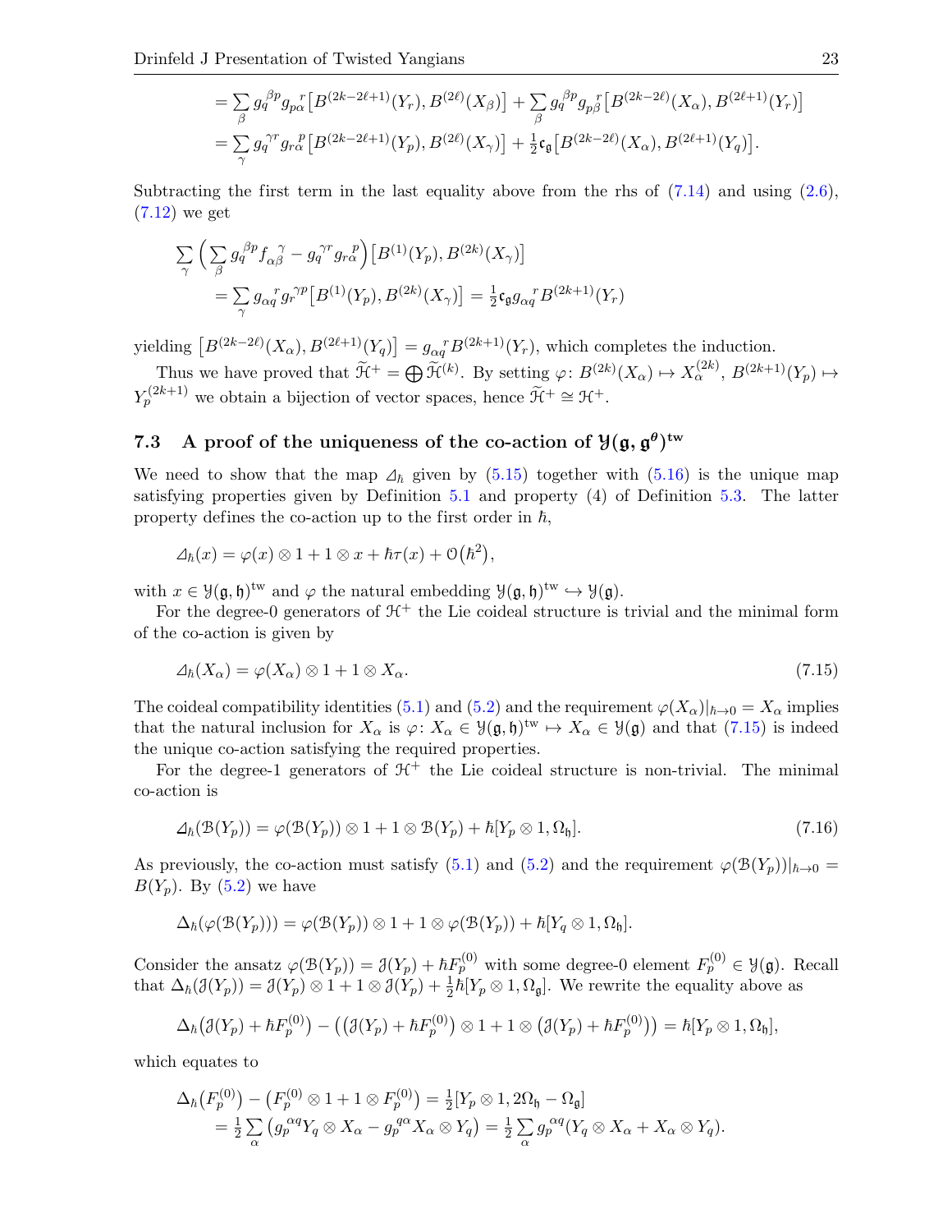$$= \sum_\beta g_q^{\;\beta p} g_{p\alpha}^{\;\;\,r} \big[B^{(2k-2\ell+1)}(Y_r), B^{(2\ell)}(X_\beta)\big] + \sum_\beta g_q^{\;\beta p} g_{p\beta}^{\;\;\,r} \big[B^{(2k-2\ell)}(X_\alpha), B^{(2\ell+1)}(Y_r)\big]$$
$$= \sum_\gamma g_q^{\;\gamma r} g_{r\alpha}^{\;\;\,p} \big[B^{(2k-2\ell+1)}(Y_p), B^{(2\ell)}(X_\gamma)\big] + \tfrac{1}{2}\mathfrak{c}_{\mathfrak{g}} \big[B^{(2k-2\ell)}(X_\alpha), B^{(2\ell+1)}(Y_q)\big].$$

Subtracting the first term in the last equality above from the rhs of (7.14) and using (2.6), (7.12) we get

$$\sum_\gamma \Big( \sum_\beta g_q^{\;\beta p} f_{\alpha\beta}^{\;\;\,\gamma} - g_q^{\;\gamma r} g_{r\alpha}^{\;\;\,p} \Big) \big[B^{(1)}(Y_p), B^{(2k)}(X_\gamma)\big]$$
$$= \sum_\gamma g_{\alpha q}^{\;\;\,r} g_r^{\;\gamma p} \big[B^{(1)}(Y_p), B^{(2k)}(X_\gamma)\big] = \tfrac{1}{2}\mathfrak{c}_{\mathfrak{g}} g_{\alpha q}^{\;\;\,r} B^{(2k+1)}(Y_r)$$

yielding $\big[B^{(2k-2\ell)}(X_\alpha), B^{(2\ell+1)}(Y_q)\big] = g_{\alpha q}^{\;\;\,r} B^{(2k+1)}(Y_r)$, which completes the induction.

Thus we have proved that $\widetilde{\mathcal{H}}^+ = \bigoplus \widetilde{\mathcal{H}}^{(k)}$. By setting $\varphi\colon B^{(2k)}(X_\alpha) \mapsto X_\alpha^{(2k)}$, $B^{(2k+1)}(Y_p) \mapsto Y_p^{(2k+1)}$ we obtain a bijection of vector spaces, hence $\widetilde{\mathcal{H}}^+ \cong \mathcal{H}^+$.

### 7.3 A proof of the uniqueness of the co-action of $\mathcal{Y}(\mathfrak{g},\mathfrak{g}^\theta)^{\rm tw}$

We need to show that the map $\varDelta_\hbar$ given by (5.15) together with (5.16) is the unique map satisfying properties given by Definition 5.1 and property (4) of Definition 5.3. The latter property defines the co-action up to the first order in $\hbar$,

$$\varDelta_\hbar(x) = \varphi(x) \otimes 1 + 1 \otimes x + \hbar\tau(x) + \mathcal{O}\big(\hbar^2\big),$$

with $x \in \mathcal{Y}(\mathfrak{g},\mathfrak{h})^{\rm tw}$ and $\varphi$ the natural embedding $\mathcal{Y}(\mathfrak{g},\mathfrak{h})^{\rm tw} \hookrightarrow \mathcal{Y}(\mathfrak{g})$.

For the degree-0 generators of $\mathcal{H}^+$ the Lie coideal structure is trivial and the minimal form of the co-action is given by

$$\varDelta_\hbar(X_\alpha) = \varphi(X_\alpha) \otimes 1 + 1 \otimes X_\alpha. \tag{7.15}$$

The coideal compatibility identities (5.1) and (5.2) and the requirement $\varphi(X_\alpha)|_{\hbar\to0} = X_\alpha$ implies that the natural inclusion for $X_\alpha$ is $\varphi\colon X_\alpha \in \mathcal{Y}(\mathfrak{g},\mathfrak{h})^{\rm tw} \mapsto X_\alpha \in \mathcal{Y}(\mathfrak{g})$ and that (7.15) is indeed the unique co-action satisfying the required properties.

For the degree-1 generators of $\mathcal{H}^+$ the Lie coideal structure is non-trivial. The minimal co-action is

$$\varDelta_\hbar(\mathcal{B}(Y_p)) = \varphi(\mathcal{B}(Y_p)) \otimes 1 + 1 \otimes \mathcal{B}(Y_p) + \hbar[Y_p \otimes 1, \Omega_{\mathfrak{h}}]. \tag{7.16}$$

As previously, the co-action must satisfy (5.1) and (5.2) and the requirement $\varphi(\mathcal{B}(Y_p))|_{\hbar\to0} = B(Y_p)$. By (5.2) we have

$$\Delta_\hbar(\varphi(\mathcal{B}(Y_p))) = \varphi(\mathcal{B}(Y_p)) \otimes 1 + 1 \otimes \varphi(\mathcal{B}(Y_p)) + \hbar[Y_q \otimes 1, \Omega_{\mathfrak{h}}].$$

Consider the ansatz $\varphi(\mathcal{B}(Y_p)) = \mathcal{J}(Y_p) + \hbar F_p^{(0)}$ with some degree-0 element $F_p^{(0)} \in \mathcal{Y}(\mathfrak{g})$. Recall that $\Delta_\hbar(\mathcal{J}(Y_p)) = \mathcal{J}(Y_p) \otimes 1 + 1 \otimes \mathcal{J}(Y_p) + \frac{1}{2}\hbar[Y_p \otimes 1, \Omega_{\mathfrak{g}}]$. We rewrite the equality above as

$$\Delta_\hbar\big(\mathcal{J}(Y_p) + \hbar F_p^{(0)}\big) - \Big(\big(\mathcal{J}(Y_p) + \hbar F_p^{(0)}\big) \otimes 1 + 1 \otimes \big(\mathcal{J}(Y_p) + \hbar F_p^{(0)}\big)\Big) = \hbar[Y_p \otimes 1, \Omega_{\mathfrak{h}}],$$

which equates to

$$\Delta_\hbar\big(F_p^{(0)}\big) - \big(F_p^{(0)} \otimes 1 + 1 \otimes F_p^{(0)}\big) = \tfrac{1}{2}[Y_p \otimes 1, 2\Omega_{\mathfrak{h}} - \Omega_{\mathfrak{g}}]$$
$$= \tfrac{1}{2}\sum_\alpha \big( g_p^{\;\alpha q} Y_q \otimes X_\alpha - g_p^{\;q\alpha} X_\alpha \otimes Y_q \big) = \tfrac{1}{2}\sum_\alpha g_p^{\;\alpha q} (Y_q \otimes X_\alpha + X_\alpha \otimes Y_q).$$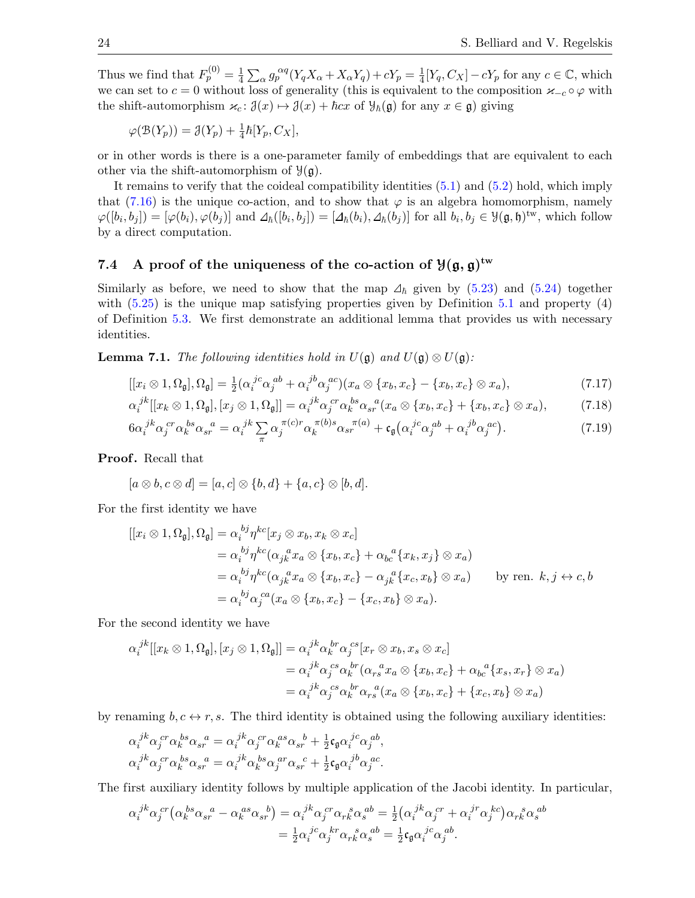Thus we find that $F_p^{(0)} = \frac{1}{4}\sum_\alpha g_p^{\alpha q}(Y_q X_\alpha + X_\alpha Y_q) + cY_p = \frac{1}{4}[Y_q, C_X] - cY_p$ for any $c \in \mathbb{C}$, which we can set to $c=0$ without loss of generality (this is equivalent to the composition $\varkappa_{-c}\circ\varphi$ with the shift-automorphism $\varkappa_c\colon \mathcal{J}(x) \mapsto \mathcal{J}(x) + \hbar c x$ of $\mathcal{Y}_\hbar(\mathfrak{g})$ for any $x \in \mathfrak{g}$) giving

$$\varphi(\mathcal{B}(Y_p)) = \mathcal{J}(Y_p) + \tfrac{1}{4}\hbar[Y_p, C_X],$$

or in other words is there is a one-parameter family of embeddings that are equivalent to each other via the shift-automorphism of $\mathcal{Y}(\mathfrak{g})$.

It remains to verify that the coideal compatibility identities (5.1) and (5.2) hold, which imply that (7.16) is the unique co-action, and to show that $\varphi$ is an algebra homomorphism, namely $\varphi([b_i, b_j]) = [\varphi(b_i), \varphi(b_j)]$ and $\mathit{\Delta}_\hbar([b_i, b_j]) = [\mathit{\Delta}_\hbar(b_i), \mathit{\Delta}_\hbar(b_j)]$ for all $b_i, b_j \in \mathcal{Y}(\mathfrak{g},\mathfrak{h})^{\rm tw}$, which follow by a direct computation.

### 7.4 A proof of the uniqueness of the co-action of $\mathcal{Y}(\mathfrak{g},\mathfrak{g})^{\rm tw}$

Similarly as before, we need to show that the map $\mathit{\Delta}_\hbar$ given by (5.23) and (5.24) together with (5.25) is the unique map satisfying properties given by Definition 5.1 and property (4) of Definition 5.3. We first demonstrate an additional lemma that provides us with necessary identities.

**Lemma 7.1.** *The following identities hold in $U(\mathfrak{g})$ and $U(\mathfrak{g})\otimes U(\mathfrak{g})$:*

$$[[x_i\otimes 1, \Omega_\mathfrak{g}], \Omega_\mathfrak{g}] = \tfrac{1}{2}(\alpha_i^{\;jc}\alpha_j^{\;ab} + \alpha_i^{\;jb}\alpha_j^{\;ac})(x_a\otimes\{x_b, x_c\} - \{x_b, x_c\}\otimes x_a), \tag{7.17}$$

$$\alpha_i^{\;jk}[[x_k\otimes 1, \Omega_\mathfrak{g}], [x_j\otimes 1, \Omega_\mathfrak{g}]] = \alpha_i^{\;jk}\alpha_j^{\;cr}\alpha_k^{\;bs}\alpha_{sr}^{\;\;a}(x_a\otimes\{x_b, x_c\} + \{x_b, x_c\}\otimes x_a), \tag{7.18}$$

$$6\alpha_i^{\;jk}\alpha_j^{\;cr}\alpha_k^{\;bs}\alpha_{sr}^{\;\;a} = \alpha_i^{\;jk}\sum_\pi \alpha_j^{\;\pi(c)r}\alpha_k^{\;\pi(b)s}\alpha_{sr}^{\;\;\pi(a)} + \mathfrak{c}_\mathfrak{g}\big(\alpha_i^{\;jc}\alpha_j^{\;ab} + \alpha_i^{\;jb}\alpha_j^{\;ac}\big). \tag{7.19}$$

**Proof.** Recall that

$$[a\otimes b, c\otimes d] = [a,c]\otimes\{b,d\} + \{a,c\}\otimes[b,d].$$

For the first identity we have

$$\begin{aligned}
[[x_i\otimes 1, \Omega_\mathfrak{g}], \Omega_\mathfrak{g}] &= \alpha_i^{\;bj}\eta^{kc}[x_j\otimes x_b, x_k\otimes x_c] \\
&= \alpha_i^{\;bj}\eta^{kc}(\alpha_{jk}^{\;\;a}x_a\otimes\{x_b, x_c\} + \alpha_{bc}^{\;\;a}\{x_k, x_j\}\otimes x_a) \\
&= \alpha_i^{\;bj}\eta^{kc}(\alpha_{jk}^{\;\;a}x_a\otimes\{x_b, x_c\} - \alpha_{jk}^{\;\;a}\{x_c, x_b\}\otimes x_a) \qquad \text{by ren. } k,j \leftrightarrow c,b \\
&= \alpha_i^{\;bj}\alpha_j^{\;ca}(x_a\otimes\{x_b, x_c\} - \{x_c, x_b\}\otimes x_a).
\end{aligned}$$

For the second identity we have

$$\begin{aligned}
\alpha_i^{\;jk}[[x_k\otimes 1, \Omega_\mathfrak{g}], [x_j\otimes 1, \Omega_\mathfrak{g}]] &= \alpha_i^{\;jk}\alpha_k^{\;br}\alpha_j^{\;cs}[x_r\otimes x_b, x_s\otimes x_c] \\
&= \alpha_i^{\;jk}\alpha_j^{\;cs}\alpha_k^{\;br}(\alpha_{rs}^{\;\;a}x_a\otimes\{x_b, x_c\} + \alpha_{bc}^{\;\;a}\{x_s, x_r\}\otimes x_a) \\
&= \alpha_i^{\;jk}\alpha_j^{\;cs}\alpha_k^{\;br}\alpha_{rs}^{\;\;a}(x_a\otimes\{x_b, x_c\} + \{x_c, x_b\}\otimes x_a)
\end{aligned}$$

by renaming $b, c \leftrightarrow r, s$. The third identity is obtained using the following auxiliary identities:

$$\begin{aligned}
&\alpha_i^{\;jk}\alpha_j^{\;cr}\alpha_k^{\;bs}\alpha_{sr}^{\;\;a} = \alpha_i^{\;jk}\alpha_j^{\;cr}\alpha_k^{\;as}\alpha_{sr}^{\;\;b} + \tfrac{1}{2}\mathfrak{c}_\mathfrak{g}\alpha_i^{\;jc}\alpha_j^{\;ab}, \\
&\alpha_i^{\;jk}\alpha_j^{\;cr}\alpha_k^{\;bs}\alpha_{sr}^{\;\;a} = \alpha_i^{\;jk}\alpha_k^{\;bs}\alpha_j^{\;ar}\alpha_{sr}^{\;\;c} + \tfrac{1}{2}\mathfrak{c}_\mathfrak{g}\alpha_i^{\;jb}\alpha_j^{\;ac}.
\end{aligned}$$

The first auxiliary identity follows by multiple application of the Jacobi identity. In particular,

$$\begin{aligned}
\alpha_i^{\;jk}\alpha_j^{\;cr}\big(\alpha_k^{\;bs}\alpha_{sr}^{\;\;a} - \alpha_k^{\;as}\alpha_{sr}^{\;\;b}\big) &= \alpha_i^{\;jk}\alpha_j^{\;cr}\alpha_{rk}^{\;\;s}\alpha_s^{\;ab} = \tfrac{1}{2}\big(\alpha_i^{\;jk}\alpha_j^{\;cr} + \alpha_i^{\;jr}\alpha_j^{\;kc}\big)\alpha_{rk}^{\;\;s}\alpha_s^{\;ab} \\
&= \tfrac{1}{2}\alpha_i^{\;jc}\alpha_j^{\;kr}\alpha_{rk}^{\;\;s}\alpha_s^{\;ab} = \tfrac{1}{2}\mathfrak{c}_\mathfrak{g}\alpha_i^{\;jc}\alpha_j^{\;ab}.
\end{aligned}$$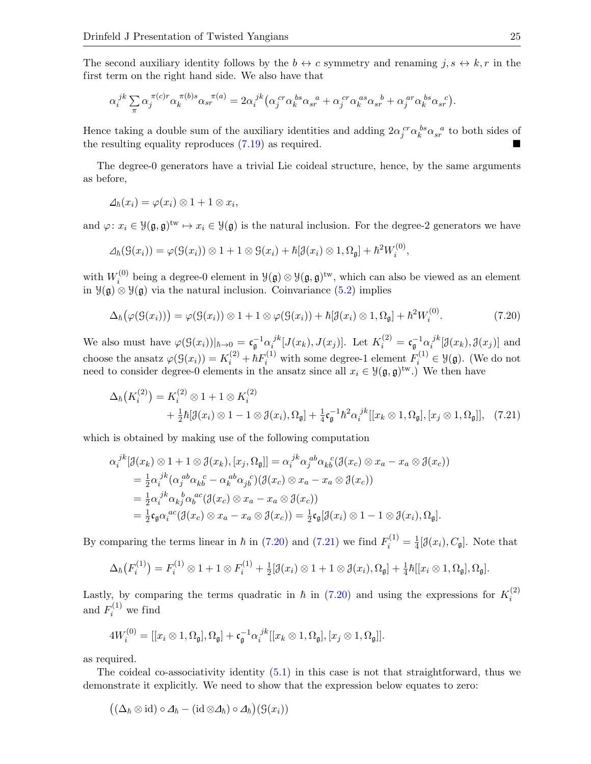The second auxiliary identity follows by the $b \leftrightarrow c$ symmetry and renaming $j, s \leftrightarrow k, r$ in the first term on the right hand side. We also have that

$$\alpha_i{}^{jk} \sum_\pi \alpha_j{}^{\pi(c)r} \alpha_k{}^{\pi(b)s} \alpha_{sr}{}^{\pi(a)} = 2\alpha_i{}^{jk}\big(\alpha_j{}^{cr}\alpha_k{}^{bs}\alpha_{sr}{}^a + \alpha_j{}^{cr}\alpha_k{}^{as}\alpha_{sr}{}^b + \alpha_j{}^{ar}\alpha_k{}^{bs}\alpha_{sr}{}^c\big).$$

Hence taking a double sum of the auxiliary identities and adding $2\alpha_j{}^{cr}\alpha_k{}^{bs}\alpha_{sr}{}^a$ to both sides of the resulting equality reproduces (7.19) as required. ■

The degree-0 generators have a trivial Lie coideal structure, hence, by the same arguments as before,

$$\mathit{\Delta}_\hbar(x_i) = \varphi(x_i) \otimes 1 + 1 \otimes x_i,$$

and $\varphi \colon x_i \in \mathcal{Y}(\mathfrak{g},\mathfrak{g})^{\rm tw} \mapsto x_i \in \mathcal{Y}(\mathfrak{g})$ is the natural inclusion. For the degree-2 generators we have

$$\mathit{\Delta}_\hbar(\mathcal{G}(x_i)) = \varphi(\mathcal{G}(x_i)) \otimes 1 + 1 \otimes \mathcal{G}(x_i) + \hbar[\mathcal{J}(x_i) \otimes 1, \Omega_\mathfrak{g}] + \hbar^2 W_i^{(0)},$$

with $W_i^{(0)}$ being a degree-0 element in $\mathcal{Y}(\mathfrak{g}) \otimes \mathcal{Y}(\mathfrak{g},\mathfrak{g})^{\rm tw}$, which can also be viewed as an element in $\mathcal{Y}(\mathfrak{g}) \otimes \mathcal{Y}(\mathfrak{g})$ via the natural inclusion. Coinvariance (5.2) implies

$$\Delta_\hbar\big(\varphi(\mathcal{G}(x_i))\big) = \varphi(\mathcal{G}(x_i)) \otimes 1 + 1 \otimes \varphi(\mathcal{G}(x_i)) + \hbar[\mathcal{J}(x_i) \otimes 1, \Omega_\mathfrak{g}] + \hbar^2 W_i^{(0)}. \tag{7.20}$$

We also must have $\varphi(\mathcal{G}(x_i))|_{\hbar\to 0} = \mathfrak{c}_\mathfrak{g}^{-1}\alpha_i{}^{jk}[J(x_k), J(x_j)]$. Let $K_i^{(2)} = \mathfrak{c}_\mathfrak{g}^{-1}\alpha_i{}^{jk}[\mathcal{J}(x_k), \mathcal{J}(x_j)]$ and choose the ansatz $\varphi(\mathcal{G}(x_i)) = K_i^{(2)} + \hbar F_i^{(1)}$ with some degree-1 element $F_i^{(1)} \in \mathcal{Y}(\mathfrak{g})$. (We do not need to consider degree-0 elements in the ansatz since all $x_i \in \mathcal{Y}(\mathfrak{g},\mathfrak{g})^{\rm tw}$.) We then have

$$\begin{aligned}\Delta_\hbar\big(K_i^{(2)}\big) &= K_i^{(2)} \otimes 1 + 1 \otimes K_i^{(2)} \\ &\quad + \tfrac{1}{2}\hbar[\mathcal{J}(x_i) \otimes 1 - 1 \otimes \mathcal{J}(x_i), \Omega_\mathfrak{g}] + \tfrac{1}{4}\mathfrak{c}_\mathfrak{g}^{-1}\hbar^2\alpha_i{}^{jk}[[x_k \otimes 1, \Omega_\mathfrak{g}], [x_j \otimes 1, \Omega_\mathfrak{g}]],\end{aligned} \tag{7.21}$$

which is obtained by making use of the following computation

$$\begin{aligned}\alpha_i{}^{jk}[\mathcal{J}(x_k) \otimes 1 + 1 \otimes \mathcal{J}(x_k), [x_j, \Omega_\mathfrak{g}]] &= \alpha_i{}^{jk}\alpha_j{}^{ab}\alpha_{kb}{}^c(\mathcal{J}(x_c) \otimes x_a - x_a \otimes \mathcal{J}(x_c)) \\ &= \tfrac{1}{2}\alpha_i{}^{jk}(\alpha_j{}^{ab}\alpha_{kb}{}^c - \alpha_k{}^{ab}\alpha_{jb}{}^c)(\mathcal{J}(x_c) \otimes x_a - x_a \otimes \mathcal{J}(x_c)) \\ &= \tfrac{1}{2}\alpha_i{}^{jk}\alpha_{kj}{}^b\alpha_b{}^{ac}(\mathcal{J}(x_c) \otimes x_a - x_a \otimes \mathcal{J}(x_c)) \\ &= \tfrac{1}{2}\mathfrak{c}_\mathfrak{g}\alpha_i{}^{ac}(\mathcal{J}(x_c) \otimes x_a - x_a \otimes \mathcal{J}(x_c)) = \tfrac{1}{2}\mathfrak{c}_\mathfrak{g}[\mathcal{J}(x_i) \otimes 1 - 1 \otimes \mathcal{J}(x_i), \Omega_\mathfrak{g}].\end{aligned}$$

By comparing the terms linear in $\hbar$ in (7.20) and (7.21) we find $F_i^{(1)} = \frac{1}{4}[\mathcal{J}(x_i), C_\mathfrak{g}]$. Note that

$$\Delta_\hbar\big(F_i^{(1)}\big) = F_i^{(1)} \otimes 1 + 1 \otimes F_i^{(1)} + \tfrac{1}{2}[\mathcal{J}(x_i) \otimes 1 + 1 \otimes \mathcal{J}(x_i), \Omega_\mathfrak{g}] + \tfrac{1}{4}\hbar[[x_i \otimes 1, \Omega_\mathfrak{g}], \Omega_\mathfrak{g}].$$

Lastly, by comparing the terms quadratic in $\hbar$ in (7.20) and using the expressions for $K_i^{(2)}$ and $F_i^{(1)}$ we find

$$4W_i^{(0)} = [[x_i \otimes 1, \Omega_\mathfrak{g}], \Omega_\mathfrak{g}] + \mathfrak{c}_\mathfrak{g}^{-1}\alpha_i{}^{jk}[[x_k \otimes 1, \Omega_\mathfrak{g}], [x_j \otimes 1, \Omega_\mathfrak{g}]].$$

as required.

The coideal co-associativity identity (5.1) in this case is not that straightforward, thus we demonstrate it explicitly. We need to show that the expression below equates to zero:

$$\big((\Delta_\hbar \otimes {\rm id}) \circ \mathit{\Delta}_\hbar - ({\rm id} \otimes \mathit{\Delta}_\hbar) \circ \mathit{\Delta}_\hbar\big)(\mathcal{G}(x_i))$$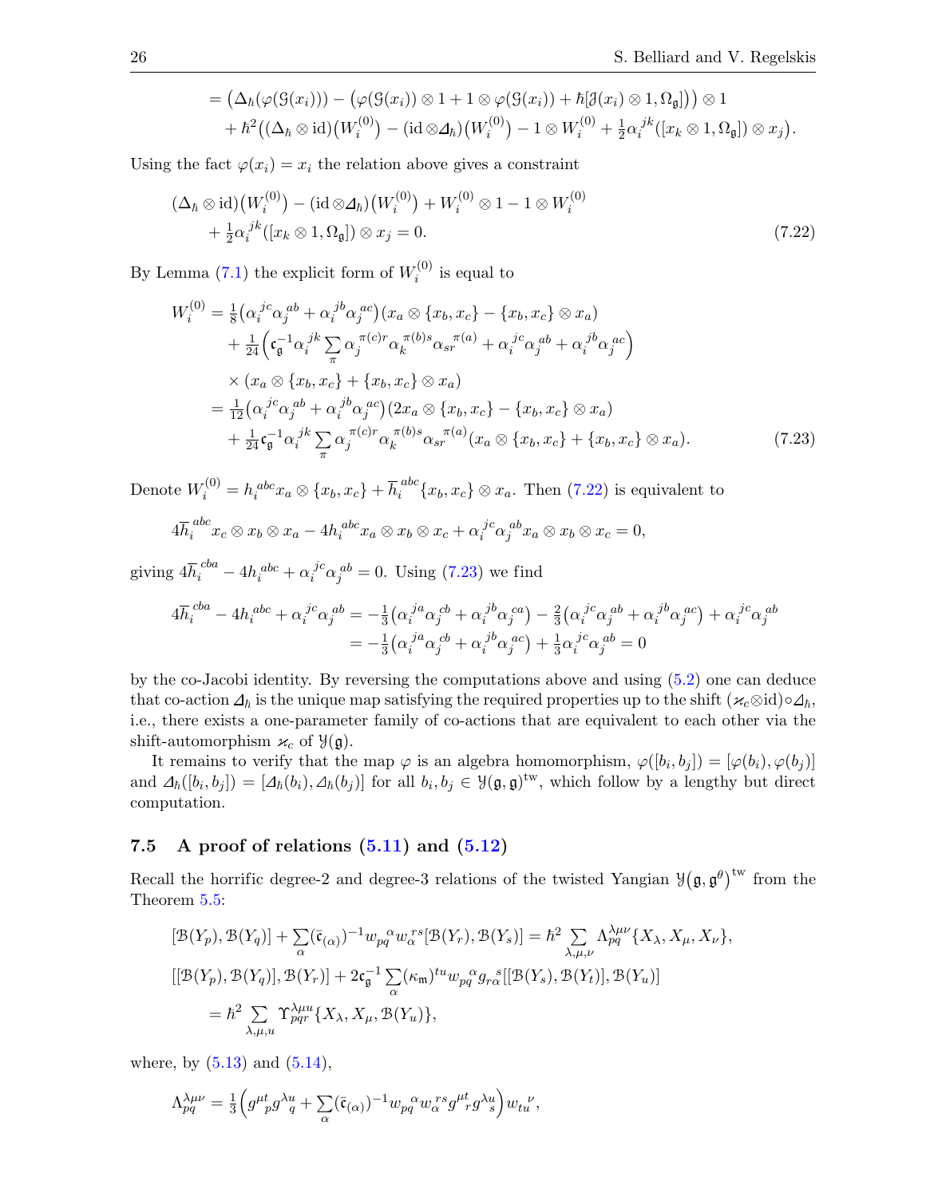$$
\begin{aligned}
&= \big(\Delta_\hbar(\varphi(\mathcal{G}(x_i))) - \big(\varphi(\mathcal{G}(x_i))\otimes 1 + 1\otimes\varphi(\mathcal{G}(x_i)) + \hbar[\mathcal{J}(x_i)\otimes 1,\Omega_{\mathfrak{g}}]\big)\big)\otimes 1 \\
&\quad + \hbar^2\big((\Delta_\hbar\otimes\mathrm{id})\big(W_i^{(0)}\big) - (\mathrm{id}\otimes\mathit{\Delta}_\hbar)\big(W_i^{(0)}\big) - 1\otimes W_i^{(0)} + \tfrac{1}{2}\alpha_i^{\;jk}([x_k\otimes 1,\Omega_{\mathfrak{g}}])\otimes x_j\big).
\end{aligned}
$$

Using the fact $\varphi(x_i) = x_i$ the relation above gives a constraint

$$
\begin{aligned}
&(\Delta_\hbar\otimes\mathrm{id})\big(W_i^{(0)}\big) - (\mathrm{id}\otimes\mathit{\Delta}_\hbar)\big(W_i^{(0)}\big) + W_i^{(0)}\otimes 1 - 1\otimes W_i^{(0)} \\
&\quad + \tfrac{1}{2}\alpha_i^{\;jk}([x_k\otimes 1,\Omega_{\mathfrak{g}}])\otimes x_j = 0. \qquad (7.22)
\end{aligned}
$$

By Lemma (7.1) the explicit form of $W_i^{(0)}$ is equal to

$$
\begin{aligned}
W_i^{(0)} &= \tfrac{1}{8}\big(\alpha_i^{\;jc}\alpha_j^{\;ab} + \alpha_i^{\;jb}\alpha_j^{\;ac}\big)(x_a\otimes\{x_b,x_c\} - \{x_b,x_c\}\otimes x_a) \\
&\quad + \tfrac{1}{24}\Big(\mathfrak{c}_{\mathfrak{g}}^{-1}\alpha_i^{\;jk}\sum_\pi \alpha_j^{\;\pi(c)r}\alpha_k^{\;\pi(b)s}\alpha_{sr}^{\;\;\pi(a)} + \alpha_i^{\;jc}\alpha_j^{\;ab} + \alpha_i^{\;jb}\alpha_j^{\;ac}\Big) \\
&\quad \times (x_a\otimes\{x_b,x_c\} + \{x_b,x_c\}\otimes x_a) \\
&= \tfrac{1}{12}\big(\alpha_i^{\;jc}\alpha_j^{\;ab} + \alpha_i^{\;jb}\alpha_j^{\;ac}\big)(2x_a\otimes\{x_b,x_c\} - \{x_b,x_c\}\otimes x_a) \\
&\quad + \tfrac{1}{24}\mathfrak{c}_{\mathfrak{g}}^{-1}\alpha_i^{\;jk}\sum_\pi \alpha_j^{\;\pi(c)r}\alpha_k^{\;\pi(b)s}\alpha_{sr}^{\;\;\pi(a)}(x_a\otimes\{x_b,x_c\} + \{x_b,x_c\}\otimes x_a). \qquad (7.23)
\end{aligned}
$$

Denote $W_i^{(0)} = h_i^{\;abc}x_a\otimes\{x_b,x_c\} + \overline{h}_i^{\;abc}\{x_b,x_c\}\otimes x_a$. Then (7.22) is equivalent to

$$
4\overline{h}_i^{\;abc}x_c\otimes x_b\otimes x_a - 4h_i^{\;abc}x_a\otimes x_b\otimes x_c + \alpha_i^{\;jc}\alpha_j^{\;ab}x_a\otimes x_b\otimes x_c = 0,
$$

giving $4\overline{h}_i^{\;cba} - 4h_i^{\;abc} + \alpha_i^{\;jc}\alpha_j^{\;ab} = 0$. Using (7.23) we find

$$
\begin{aligned}
4\overline{h}_i^{\;cba} - 4h_i^{\;abc} + \alpha_i^{\;jc}\alpha_j^{\;ab} &= -\tfrac{1}{3}\big(\alpha_i^{\;ja}\alpha_j^{\;cb} + \alpha_i^{\;jb}\alpha_j^{\;ca}\big) - \tfrac{2}{3}\big(\alpha_i^{\;jc}\alpha_j^{\;ab} + \alpha_i^{\;jb}\alpha_j^{\;ac}\big) + \alpha_i^{\;jc}\alpha_j^{\;ab} \\
&= -\tfrac{1}{3}\big(\alpha_i^{\;ja}\alpha_j^{\;cb} + \alpha_i^{\;jb}\alpha_j^{\;ac}\big) + \tfrac{1}{3}\alpha_i^{\;jc}\alpha_j^{\;ab} = 0
\end{aligned}
$$

by the co-Jacobi identity. By reversing the computations above and using (5.2) one can deduce that co-action $\mathit{\Delta}_\hbar$ is the unique map satisfying the required properties up to the shift $(\varkappa_c\otimes\mathrm{id})\circ\mathit{\Delta}_\hbar$, i.e., there exists a one-parameter family of co-actions that are equivalent to each other via the shift-automorphism $\varkappa_c$ of $\mathcal{Y}(\mathfrak{g})$.

It remains to verify that the map $\varphi$ is an algebra homomorphism, $\varphi([b_i,b_j]) = [\varphi(b_i),\varphi(b_j)]$ and $\mathit{\Delta}_\hbar([b_i,b_j]) = [\mathit{\Delta}_\hbar(b_i),\mathit{\Delta}_\hbar(b_j)]$ for all $b_i,b_j\in\mathcal{Y}(\mathfrak{g},\mathfrak{g})^{\mathrm{tw}}$, which follow by a lengthy but direct computation.

### 7.5 A proof of relations (5.11) and (5.12)

Recall the horrific degree-2 and degree-3 relations of the twisted Yangian $\mathcal{Y}\big(\mathfrak{g},\mathfrak{g}^\theta\big)^{\mathrm{tw}}$ from the Theorem 5.5:

$$
\begin{aligned}
&[\mathcal{B}(Y_p),\mathcal{B}(Y_q)] + \sum_\alpha(\bar{\mathfrak{c}}_{(\alpha)})^{-1}w_{pq}^{\;\;\alpha}w_\alpha^{\;rs}[\mathcal{B}(Y_r),\mathcal{B}(Y_s)] = \hbar^2\sum_{\lambda,\mu,\nu}\Lambda_{pq}^{\lambda\mu\nu}\{X_\lambda,X_\mu,X_\nu\}, \\
&[[\mathcal{B}(Y_p),\mathcal{B}(Y_q)],\mathcal{B}(Y_r)] + 2\mathfrak{c}_{\mathfrak{g}}^{-1}\sum_\alpha(\kappa_{\mathfrak{m}})^{tu}w_{pq}^{\;\;\alpha}g_{r\alpha}^{\;\;s}[[\mathcal{B}(Y_s),\mathcal{B}(Y_t)],\mathcal{B}(Y_u)] \\
&\quad = \hbar^2\sum_{\lambda,\mu,u}\Upsilon_{pqr}^{\lambda\mu u}\{X_\lambda,X_\mu,\mathcal{B}(Y_u)\},
\end{aligned}
$$

where, by (5.13) and (5.14),

$$
\Lambda_{pq}^{\lambda\mu\nu} = \tfrac{1}{3}\Big(g^{\mu t}_{\;\;p}g^{\lambda u}_{\;\;q} + \sum_\alpha(\bar{\mathfrak{c}}_{(\alpha)})^{-1}w_{pq}^{\;\;\alpha}w_\alpha^{\;rs}g^{\mu t}_{\;\;r}g^{\lambda u}_{\;\;s}\Big)w_{tu}^{\;\;\nu},
$$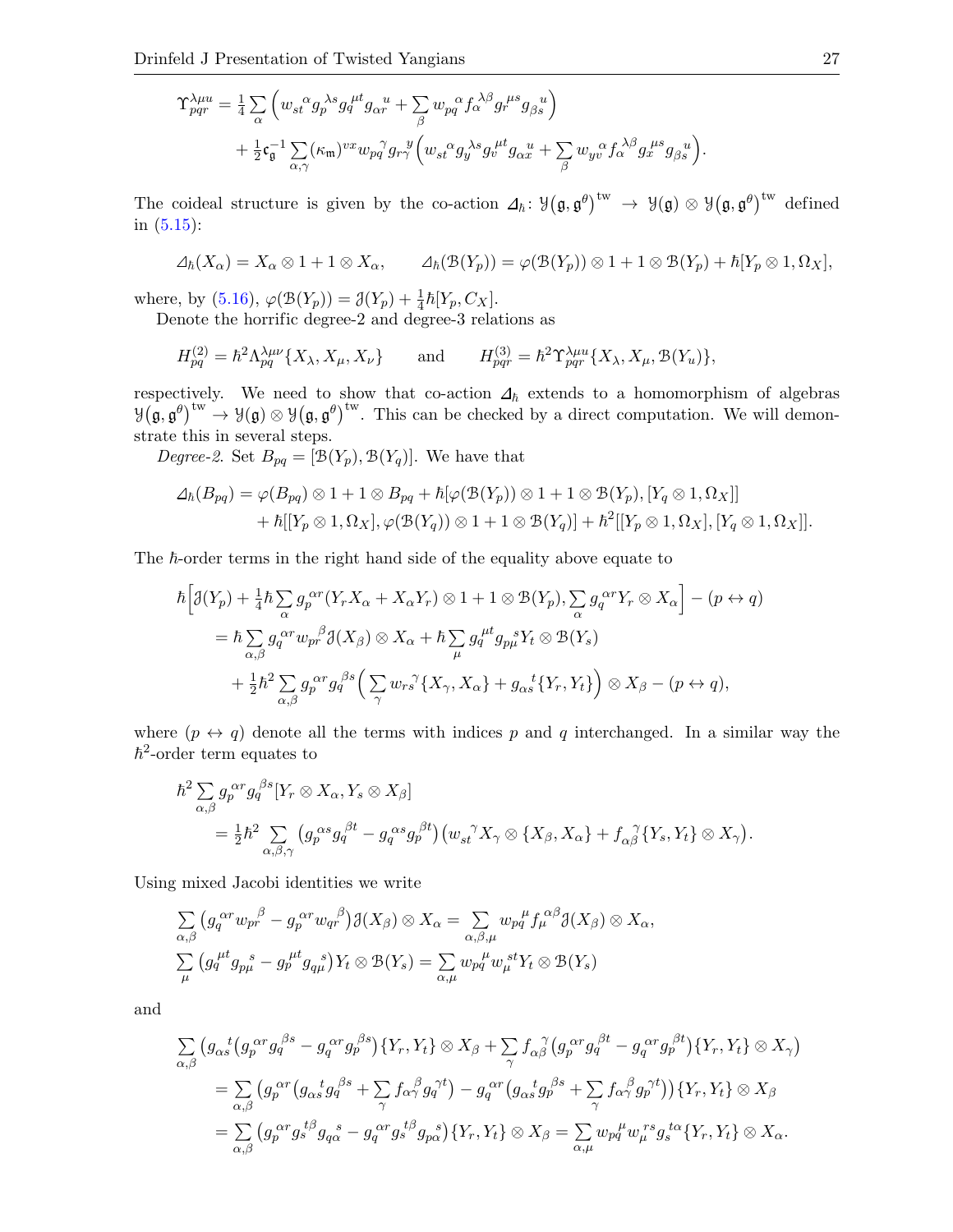$$\Upsilon^{\lambda\mu u}_{pqr} = \tfrac{1}{4}\sum_{\alpha}\Big(w_{st}{}^{\alpha} g_p{}^{\lambda s} g_q{}^{\mu t} g_{\alpha r}{}^{u} + \sum_{\beta} w_{pq}{}^{\alpha} f_{\alpha}{}^{\lambda\beta} g_r{}^{\mu s} g_{\beta s}{}^{u}\Big)$$
$$+ \tfrac{1}{2}\mathfrak{c}_{\mathfrak{g}}^{-1}\sum_{\alpha,\gamma}(\kappa_{\mathfrak{m}})^{vx} w_{pq}{}^{\gamma} g_{r\gamma}{}^{y}\Big(w_{st}{}^{\alpha} g_y{}^{\lambda s} g_v{}^{\mu t} g_{\alpha x}{}^{u} + \sum_{\beta} w_{yv}{}^{\alpha} f_{\alpha}{}^{\lambda\beta} g_x{}^{\mu s} g_{\beta s}{}^{u}\Big).$$

The coideal structure is given by the co-action $\mathit{\Delta}_\hbar\colon \mathcal{Y}(\mathfrak{g},\mathfrak{g}^\theta)^{\mathrm{tw}} \to \mathcal{Y}(\mathfrak{g}) \otimes \mathcal{Y}(\mathfrak{g},\mathfrak{g}^\theta)^{\mathrm{tw}}$ defined in (5.15):

$$\mathit{\Delta}_\hbar(X_\alpha) = X_\alpha \otimes 1 + 1 \otimes X_\alpha, \qquad \mathit{\Delta}_\hbar(\mathcal{B}(Y_p)) = \varphi(\mathcal{B}(Y_p)) \otimes 1 + 1 \otimes \mathcal{B}(Y_p) + \hbar[Y_p \otimes 1, \Omega_X],$$

where, by (5.16), $\varphi(\mathcal{B}(Y_p)) = \mathcal{J}(Y_p) + \frac{1}{4}\hbar[Y_p, C_X]$.

Denote the horrific degree-2 and degree-3 relations as

$$H^{(2)}_{pq} = \hbar^2 \Lambda^{\lambda\mu\nu}_{pq}\{X_\lambda, X_\mu, X_\nu\} \qquad \text{and} \qquad H^{(3)}_{pqr} = \hbar^2 \Upsilon^{\lambda\mu u}_{pqr}\{X_\lambda, X_\mu, \mathcal{B}(Y_u)\},$$

respectively. We need to show that co-action $\mathit{\Delta}_\hbar$ extends to a homomorphism of algebras $\mathcal{Y}(\mathfrak{g},\mathfrak{g}^\theta)^{\mathrm{tw}} \to \mathcal{Y}(\mathfrak{g}) \otimes \mathcal{Y}(\mathfrak{g},\mathfrak{g}^\theta)^{\mathrm{tw}}$. This can be checked by a direct computation. We will demonstrate this in several steps.

*Degree-2.* Set $B_{pq} = [\mathcal{B}(Y_p), \mathcal{B}(Y_q)]$. We have that

$$\mathit{\Delta}_\hbar(B_{pq}) = \varphi(B_{pq}) \otimes 1 + 1 \otimes B_{pq} + \hbar[\varphi(\mathcal{B}(Y_p)) \otimes 1 + 1 \otimes \mathcal{B}(Y_p), [Y_q \otimes 1, \Omega_X]]$$
$$+ \hbar[[Y_p \otimes 1, \Omega_X], \varphi(\mathcal{B}(Y_q)) \otimes 1 + 1 \otimes \mathcal{B}(Y_q)] + \hbar^2[[Y_p \otimes 1, \Omega_X], [Y_q \otimes 1, \Omega_X]].$$

The $\hbar$-order terms in the right hand side of the equality above equate to

$$\hbar\Big[\mathcal{J}(Y_p) + \tfrac{1}{4}\hbar\sum_{\alpha} g_p{}^{\alpha r}(Y_r X_\alpha + X_\alpha Y_r) \otimes 1 + 1 \otimes \mathcal{B}(Y_p), \sum_{\alpha} g_q{}^{\alpha r} Y_r \otimes X_\alpha\Big] - (p \leftrightarrow q)$$
$$= \hbar\sum_{\alpha,\beta} g_q{}^{\alpha r} w_{pr}{}^{\beta}\mathcal{J}(X_\beta) \otimes X_\alpha + \hbar\sum_{\mu} g_q{}^{\mu t} g_{p\mu}{}^{s} Y_t \otimes \mathcal{B}(Y_s)$$
$$+ \tfrac{1}{2}\hbar^2\sum_{\alpha,\beta} g_p{}^{\alpha r} g_q{}^{\beta s}\Big(\sum_{\gamma} w_{rs}{}^{\gamma}\{X_\gamma, X_\alpha\} + g_{\alpha s}{}^{t}\{Y_r, Y_t\}\Big) \otimes X_\beta - (p \leftrightarrow q),$$

where $(p \leftrightarrow q)$ denote all the terms with indices $p$ and $q$ interchanged. In a similar way the $\hbar^2$-order term equates to

$$\hbar^2\sum_{\alpha,\beta} g_p{}^{\alpha r} g_q{}^{\beta s}[Y_r \otimes X_\alpha, Y_s \otimes X_\beta]$$
$$= \tfrac{1}{2}\hbar^2\sum_{\alpha,\beta,\gamma}\big(g_p{}^{\alpha s} g_q{}^{\beta t} - g_q{}^{\alpha s} g_p{}^{\beta t}\big)\big(w_{st}{}^{\gamma} X_\gamma \otimes \{X_\beta, X_\alpha\} + f_{\alpha\beta}{}^{\gamma}\{Y_s, Y_t\} \otimes X_\gamma\big).$$

Using mixed Jacobi identities we write

$$\sum_{\alpha,\beta}\big(g_q{}^{\alpha r} w_{pr}{}^{\beta} - g_p{}^{\alpha r} w_{qr}{}^{\beta}\big)\mathcal{J}(X_\beta) \otimes X_\alpha = \sum_{\alpha,\beta,\mu} w_{pq}{}^{\mu} f_{\mu}{}^{\alpha\beta}\mathcal{J}(X_\beta) \otimes X_\alpha,$$
$$\sum_{\mu}\big(g_q{}^{\mu t} g_{p\mu}{}^{s} - g_p{}^{\mu t} g_{q\mu}{}^{s}\big) Y_t \otimes \mathcal{B}(Y_s) = \sum_{\alpha,\mu} w_{pq}{}^{\mu} w_{\mu}{}^{st} Y_t \otimes \mathcal{B}(Y_s)$$

and

$$\sum_{\alpha,\beta}\big(g_{\alpha s}{}^{t}\big(g_p{}^{\alpha r} g_q{}^{\beta s} - g_q{}^{\alpha r} g_p{}^{\beta s}\big)\{Y_r, Y_t\} \otimes X_\beta + \sum_{\gamma} f_{\alpha\beta}{}^{\gamma}\big(g_p{}^{\alpha r} g_q{}^{\beta t} - g_q{}^{\alpha r} g_p{}^{\beta t}\big)\{Y_r, Y_t\} \otimes X_\gamma\big)$$
$$= \sum_{\alpha,\beta}\Big(g_p{}^{\alpha r}\big(g_{\alpha s}{}^{t} g_q{}^{\beta s} + \sum_{\gamma} f_{\alpha\gamma}{}^{\beta} g_q{}^{\gamma t}\big) - g_q{}^{\alpha r}\big(g_{\alpha s}{}^{t} g_p{}^{\beta s} + \sum_{\gamma} f_{\alpha\gamma}{}^{\beta} g_p{}^{\gamma t}\big)\Big)\{Y_r, Y_t\} \otimes X_\beta$$
$$= \sum_{\alpha,\beta}\big(g_p{}^{\alpha r} g_s{}^{t\beta} g_{q\alpha}{}^{s} - g_q{}^{\alpha r} g_s{}^{t\beta} g_{p\alpha}{}^{s}\big)\{Y_r, Y_t\} \otimes X_\beta = \sum_{\alpha,\mu} w_{pq}{}^{\mu} w_{\mu}{}^{rs} g_s{}^{t\alpha}\{Y_r, Y_t\} \otimes X_\alpha.$$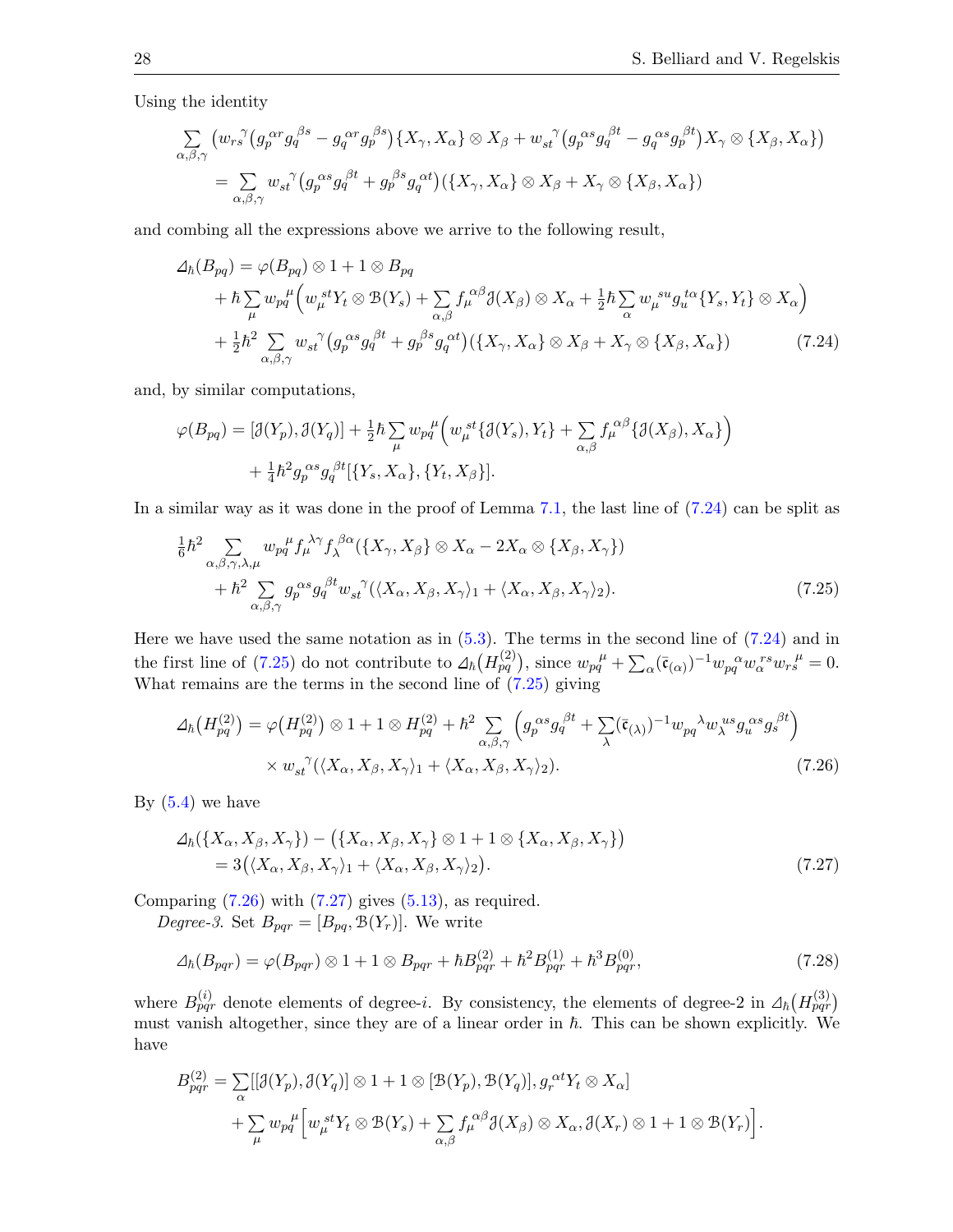Using the identity

$$\sum_{\alpha,\beta,\gamma} \big( w_{rs}{}^{\gamma} \big( g_p{}^{\alpha r} g_q{}^{\beta s} - g_q{}^{\alpha r} g_p{}^{\beta s} \big) \{X_\gamma, X_\alpha\} \otimes X_\beta + w_{st}{}^{\gamma} \big( g_p{}^{\alpha s} g_q{}^{\beta t} - g_q{}^{\alpha s} g_p{}^{\beta t} \big) X_\gamma \otimes \{X_\beta, X_\alpha\} \big)$$
$$= \sum_{\alpha,\beta,\gamma} w_{st}{}^{\gamma} \big( g_p{}^{\alpha s} g_q{}^{\beta t} + g_p{}^{\beta s} g_q{}^{\alpha t} \big) (\{X_\gamma, X_\alpha\} \otimes X_\beta + X_\gamma \otimes \{X_\beta, X_\alpha\})$$

and combing all the expressions above we arrive to the following result,

$$\begin{aligned} \varDelta_\hbar(B_{pq}) &= \varphi(B_{pq}) \otimes 1 + 1 \otimes B_{pq} \\ &\quad + \hbar \sum_\mu w_{pq}{}^{\mu} \Big( w_\mu{}^{st} Y_t \otimes \mathcal{B}(Y_s) + \sum_{\alpha,\beta} f_\mu{}^{\alpha\beta} \mathcal{J}(X_\beta) \otimes X_\alpha + \tfrac{1}{2}\hbar \sum_\alpha w_\mu{}^{su} g_u{}^{t\alpha} \{Y_s, Y_t\} \otimes X_\alpha \Big) \\ &\quad + \tfrac{1}{2}\hbar^2 \sum_{\alpha,\beta,\gamma} w_{st}{}^{\gamma} \big( g_p{}^{\alpha s} g_q{}^{\beta t} + g_p{}^{\beta s} g_q{}^{\alpha t} \big) (\{X_\gamma, X_\alpha\} \otimes X_\beta + X_\gamma \otimes \{X_\beta, X_\alpha\}) \end{aligned} \tag{7.24}$$

and, by similar computations,

$$\begin{aligned} \varphi(B_{pq}) &= [\mathcal{J}(Y_p), \mathcal{J}(Y_q)] + \tfrac{1}{2}\hbar \sum_\mu w_{pq}{}^{\mu} \Big( w_\mu{}^{st} \{\mathcal{J}(Y_s), Y_t\} + \sum_{\alpha,\beta} f_\mu{}^{\alpha\beta} \{\mathcal{J}(X_\beta), X_\alpha\} \Big) \\ &\quad + \tfrac{1}{4}\hbar^2 g_p{}^{\alpha s} g_q{}^{\beta t} [\{Y_s, X_\alpha\}, \{Y_t, X_\beta\}]. \end{aligned}$$

In a similar way as it was done in the proof of Lemma 7.1, the last line of (7.24) can be split as

$$\begin{aligned} &\tfrac{1}{6}\hbar^2 \sum_{\alpha,\beta,\gamma,\lambda,\mu} w_{pq}{}^{\mu} f_\mu{}^{\lambda\gamma} f_\lambda{}^{\beta\alpha} (\{X_\gamma, X_\beta\} \otimes X_\alpha - 2X_\alpha \otimes \{X_\beta, X_\gamma\}) \\ &\quad + \hbar^2 \sum_{\alpha,\beta,\gamma} g_p{}^{\alpha s} g_q{}^{\beta t} w_{st}{}^{\gamma} (\langle X_\alpha, X_\beta, X_\gamma \rangle_1 + \langle X_\alpha, X_\beta, X_\gamma \rangle_2). \end{aligned} \tag{7.25}$$

Here we have used the same notation as in (5.3). The terms in the second line of (7.24) and in the first line of (7.25) do not contribute to $\varDelta_\hbar\big(H_{pq}^{(2)}\big)$, since $w_{pq}{}^{\mu} + \sum_\alpha (\bar{\mathfrak{c}}_{(\alpha)})^{-1} w_{pq}{}^{\alpha} w_\alpha{}^{rs} w_{rs}{}^{\mu} = 0$. What remains are the terms in the second line of (7.25) giving

$$\begin{aligned} \varDelta_\hbar\big(H_{pq}^{(2)}\big) &= \varphi\big(H_{pq}^{(2)}\big) \otimes 1 + 1 \otimes H_{pq}^{(2)} + \hbar^2 \sum_{\alpha,\beta,\gamma} \Big( g_p{}^{\alpha s} g_q{}^{\beta t} + \sum_\lambda (\bar{\mathfrak{c}}_{(\lambda)})^{-1} w_{pq}{}^{\lambda} w_\lambda{}^{us} g_u{}^{\alpha s} g_s{}^{\beta t} \Big) \\ &\quad \times w_{st}{}^{\gamma} (\langle X_\alpha, X_\beta, X_\gamma \rangle_1 + \langle X_\alpha, X_\beta, X_\gamma \rangle_2). \end{aligned} \tag{7.26}$$

By (5.4) we have

$$\begin{aligned} &\varDelta_\hbar(\{X_\alpha, X_\beta, X_\gamma\}) - \big(\{X_\alpha, X_\beta, X_\gamma\} \otimes 1 + 1 \otimes \{X_\alpha, X_\beta, X_\gamma\}\big) \\ &\quad = 3\big(\langle X_\alpha, X_\beta, X_\gamma \rangle_1 + \langle X_\alpha, X_\beta, X_\gamma \rangle_2\big). \end{aligned} \tag{7.27}$$

Comparing (7.26) with (7.27) gives (5.13), as required.

*Degree-3.* Set $B_{pqr} = [B_{pq}, \mathcal{B}(Y_r)]$. We write

$$\varDelta_\hbar(B_{pqr}) = \varphi(B_{pqr}) \otimes 1 + 1 \otimes B_{pqr} + \hbar B_{pqr}^{(2)} + \hbar^2 B_{pqr}^{(1)} + \hbar^3 B_{pqr}^{(0)}, \tag{7.28}$$

where $B_{pqr}^{(i)}$ denote elements of degree-$i$. By consistency, the elements of degree-2 in $\varDelta_\hbar\big(H_{pqr}^{(3)}\big)$ must vanish altogether, since they are of a linear order in $\hbar$. This can be shown explicitly. We have

$$\begin{aligned} B_{pqr}^{(2)} &= \sum_\alpha [[\mathcal{J}(Y_p), \mathcal{J}(Y_q)] \otimes 1 + 1 \otimes [\mathcal{B}(Y_p), \mathcal{B}(Y_q)], g_r{}^{\alpha t} Y_t \otimes X_\alpha] \\ &\quad + \sum_\mu w_{pq}{}^{\mu} \Big[ w_\mu{}^{st} Y_t \otimes \mathcal{B}(Y_s) + \sum_{\alpha,\beta} f_\mu{}^{\alpha\beta} \mathcal{J}(X_\beta) \otimes X_\alpha, \mathcal{J}(X_r) \otimes 1 + 1 \otimes \mathcal{B}(Y_r) \Big]. \end{aligned}$$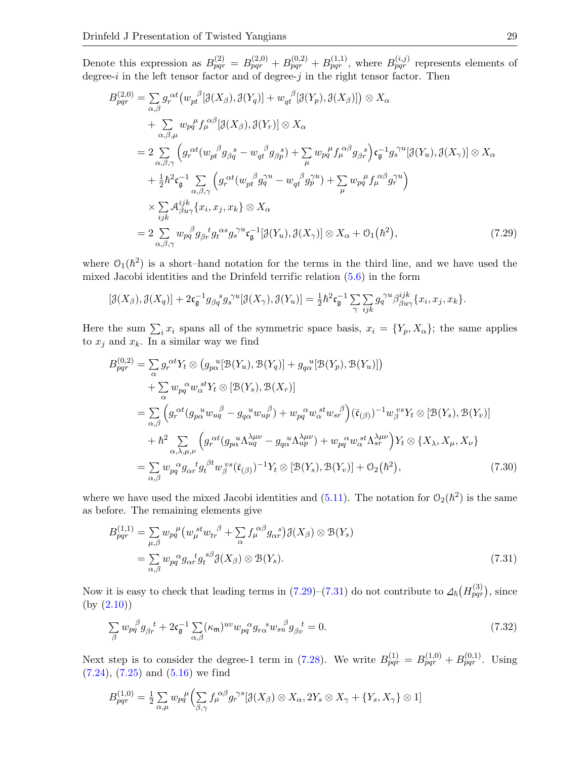Denote this expression as $B^{(2)}_{pqr} = B^{(2,0)}_{pqr} + B^{(0,2)}_{pqr} + B^{(1,1)}_{pqr}$, where $B^{(i,j)}_{pqr}$ represents elements of degree-$i$ in the left tensor factor and of degree-$j$ in the right tensor factor. Then

$$
\begin{aligned}
B^{(2,0)}_{pqr} &= \sum_{\alpha,\beta} g_r^{\ \alpha t}\big(w_{pt}^{\ \ \beta}[\mathcal{J}(X_\beta),\mathcal{J}(Y_q)] + w_{qt}^{\ \ \beta}[\mathcal{J}(Y_p),\mathcal{J}(X_\beta)]\big)\otimes X_\alpha \\
&\quad + \sum_{\alpha,\beta,\mu} w_{pq}^{\ \ \mu} f_\mu^{\ \alpha\beta}[\mathcal{J}(X_\beta),\mathcal{J}(Y_r)]\otimes X_\alpha \\
&= 2\sum_{\alpha,\beta,\gamma}\Big(g_r^{\ \alpha t}(w_{pt}^{\ \ \beta} g_{\beta q}^{\ \ s} - w_{qt}^{\ \ \beta} g_{\beta p}^{\ \ s}) + \sum_\mu w_{pq}^{\ \ \mu} f_\mu^{\ \alpha\beta} g_{\beta r}^{\ \ s}\Big)\mathfrak{c}_{\mathfrak{g}}^{-1} g_s^{\ \gamma u}[\mathcal{J}(Y_u),\mathcal{J}(X_\gamma)]\otimes X_\alpha \\
&\quad + \tfrac{1}{2}\hbar^2 \mathfrak{c}_{\mathfrak{g}}^{-1}\sum_{\alpha,\beta,\gamma}\Big(g_r^{\ \alpha t}(w_{pt}^{\ \ \beta} g_q^{\ \gamma u} - w_{qt}^{\ \ \beta} g_p^{\ \gamma u}) + \sum_\mu w_{pq}^{\ \ \mu} f_\mu^{\ \alpha\beta} g_r^{\ \gamma u}\Big) \\
&\quad \times \sum_{ijk}\mathcal{A}^{ijk}_{\beta u\gamma}\{x_i,x_j,x_k\}\otimes X_\alpha \\
&= 2\sum_{\alpha,\beta,\gamma} w_{pq}^{\ \ \beta} g_{\beta r}^{\ \ t} g_t^{\ \alpha s} g_s^{\ \gamma u}\mathfrak{c}_{\mathfrak{g}}^{-1}[\mathcal{J}(Y_u),\mathcal{J}(X_\gamma)]\otimes X_\alpha + \mathcal{O}_1\big(\hbar^2\big),
\end{aligned}
\tag{7.29}
$$

where $\mathcal{O}_1(\hbar^2)$ is a short–hand notation for the terms in the third line, and we have used the mixed Jacobi identities and the Drinfeld terrific relation (5.6) in the form

$$
[\mathcal{J}(X_\beta),\mathcal{J}(X_q)] + 2\mathfrak{c}_{\mathfrak{g}}^{-1} g_{\beta q}^{\ \ s} g_s^{\ \gamma u}[\mathcal{J}(X_\gamma),\mathcal{J}(Y_u)] = \tfrac{1}{2}\hbar^2\mathfrak{c}_{\mathfrak{g}}^{-1}\sum_\gamma\sum_{ijk} g_q^{\ \gamma u}\beta^{ijk}_{\beta u\gamma}\{x_i,x_j,x_k\}.
$$

Here the sum $\sum_i x_i$ spans all of the symmetric space basis, $x_i = \{Y_p, X_\alpha\}$; the same applies to $x_j$ and $x_k$. In a similar way we find

$$
\begin{aligned}
B^{(0,2)}_{pqr} &= \sum_\alpha g_r^{\ \alpha t} Y_t\otimes\big(g_{p\alpha}^{\ \ u}[\mathcal{B}(Y_u),\mathcal{B}(Y_q)] + g_{q\alpha}^{\ \ u}[\mathcal{B}(Y_p),\mathcal{B}(Y_u)]\big) \\
&\quad + \sum_\alpha w_{pq}^{\ \ \alpha} w_\alpha^{\ st} Y_t\otimes[\mathcal{B}(Y_s),\mathcal{B}(X_r)] \\
&= \sum_{\alpha,\beta}\Big(g_r^{\ \alpha t}(g_{p\alpha}^{\ \ u} w_{uq}^{\ \ \beta} - g_{q\alpha}^{\ \ u} w_{up}^{\ \ \beta}) + w_{pq}^{\ \ \alpha} w_\alpha^{\ st} w_{sr}^{\ \ \beta}\Big)(\bar{\mathfrak{c}}_{(\beta)})^{-1} w_\beta^{\ vs} Y_t\otimes[\mathcal{B}(Y_s),\mathcal{B}(Y_v)] \\
&\quad + \hbar^2\sum_{\alpha,\lambda,\mu,\nu}\Big(g_r^{\ \alpha t}(g_{p\alpha}^{\ \ u}\Lambda^{\lambda\mu\nu}_{uq} - g_{q\alpha}^{\ \ u}\Lambda^{\lambda\mu\nu}_{up}) + w_{pq}^{\ \ \alpha} w_\alpha^{\ st}\Lambda^{\lambda\mu\nu}_{sr}\Big) Y_t\otimes\{X_\lambda,X_\mu,X_\nu\} \\
&= \sum_{\alpha,\beta} w_{pq}^{\ \ \alpha} g_{\alpha r}^{\ \ t} g_t^{\ \beta t} w_\beta^{\ vs}(\bar{\mathfrak{c}}_{(\beta)})^{-1} Y_t\otimes[\mathcal{B}(Y_s),\mathcal{B}(Y_v)] + \mathcal{O}_2\big(\hbar^2\big),
\end{aligned}
\tag{7.30}
$$

where we have used the mixed Jacobi identities and (5.11). The notation for $\mathcal{O}_2(\hbar^2)$ is the same as before. The remaining elements give

$$
\begin{aligned}
B^{(1,1)}_{pqr} &= \sum_{\mu,\beta} w_{pq}^{\ \ \mu}\big(w_\mu^{\ st} w_{tr}^{\ \ \beta} + \sum_\alpha f_\mu^{\ \alpha\beta} g_{\alpha r}^{\ \ s}\big)\mathcal{J}(X_\beta)\otimes\mathcal{B}(Y_s) \\
&= \sum_{\alpha,\beta} w_{pq}^{\ \ \alpha} g_{\alpha r}^{\ \ t} g_t^{\ s\beta}\mathcal{J}(X_\beta)\otimes\mathcal{B}(Y_s).
\end{aligned}
\tag{7.31}
$$

Now it is easy to check that leading terms in (7.29)–(7.31) do not contribute to $\varDelta_\hbar\big(H^{(3)}_{pqr}\big)$, since (by (2.10))

$$
\sum_\beta w_{pq}^{\ \ \beta} g_{\beta r}^{\ \ t} + 2\mathfrak{c}_{\mathfrak{g}}^{-1}\sum_{\alpha,\beta}(\kappa_{\mathfrak{m}})^{uv} w_{pq}^{\ \ \alpha} g_{r\alpha}^{\ \ s} w_{su}^{\ \ \beta} g_{\beta v}^{\ \ t} = 0.
\tag{7.32}
$$

Next step is to consider the degree-1 term in (7.28). We write $B^{(1)}_{pqr} = B^{(1,0)}_{pqr} + B^{(0,1)}_{pqr}$. Using (7.24), (7.25) and (5.16) we find

$$
B^{(1,0)}_{pqr} = \tfrac{1}{2}\sum_{\alpha,\mu} w_{pq}^{\ \ \mu}\Big(\sum_{\beta,\gamma} f_\mu^{\ \alpha\beta} g_r^{\ \gamma s}[\mathcal{J}(X_\beta)\otimes X_\alpha, 2Y_s\otimes X_\gamma + \{Y_s,X_\gamma\}\otimes 1]
$$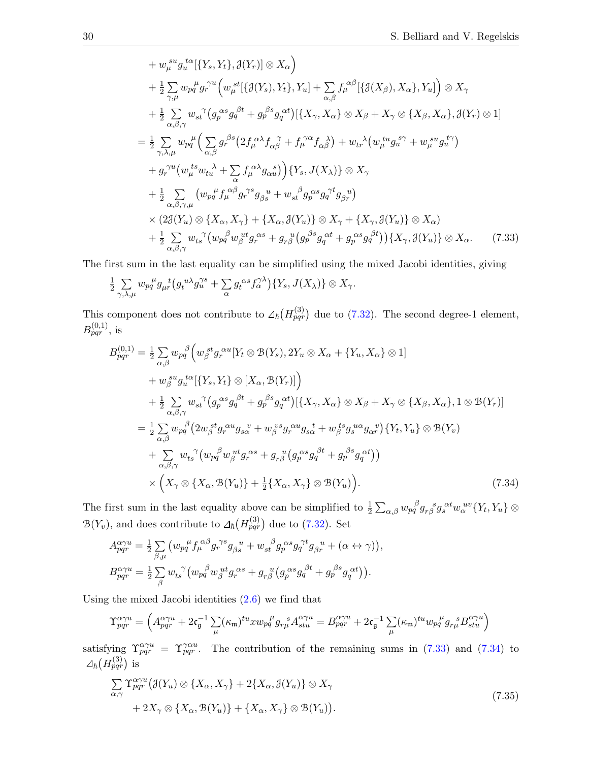$$
\begin{aligned}
&+ w_\mu{}^{su} g_u{}^{t\alpha} [\{Y_s, Y_t\}, \mathcal{J}(Y_r)] \otimes X_\alpha \Big) \\
&+ \tfrac{1}{2} \sum_{\gamma,\mu} w_{pq}{}^{\mu} g_r{}^{\gamma u} \Big( w_\mu{}^{st} [\{\mathcal{J}(Y_s), Y_t\}, Y_u] + \sum_{\alpha,\beta} f_\mu{}^{\alpha\beta} [\{\mathcal{J}(X_\beta), X_\alpha\}, Y_u] \Big) \otimes X_\gamma \\
&+ \tfrac{1}{2} \sum_{\alpha,\beta,\gamma} w_{st}{}^{\gamma} \big( g_p{}^{\alpha s} g_q{}^{\beta t} + g_p{}^{\beta s} g_q{}^{\alpha t} \big) [\{X_\gamma, X_\alpha\} \otimes X_\beta + X_\gamma \otimes \{X_\beta, X_\alpha\}, \mathcal{J}(Y_r) \otimes 1] \\
&= \tfrac{1}{2} \sum_{\gamma,\lambda,\mu} w_{pq}{}^{\mu} \Big( \sum_{\alpha,\beta} g_r{}^{\beta s} \big( 2 f_\mu{}^{\alpha\lambda} f_{\alpha\beta}{}^{\gamma} + f_\mu{}^{\gamma\alpha} f_{\alpha\beta}{}^{\lambda} \big) + w_{tr}{}^{\lambda} \big( w_\mu{}^{tu} g_u{}^{s\gamma} + w_\mu{}^{su} g_u{}^{t\gamma} \big) \\
&+ g_r{}^{\gamma u} \big( w_\mu{}^{ts} w_{tu}{}^{\lambda} + \sum_\alpha f_\mu{}^{\alpha\lambda} g_{\alpha u}{}^{s} \big) \Big) \{Y_s, J(X_\lambda)\} \otimes X_\gamma \\
&+ \tfrac{1}{2} \sum_{\alpha,\beta,\gamma,\mu} \big( w_{pq}{}^{\mu} f_\mu{}^{\alpha\beta} g_r{}^{\gamma s} g_{\beta s}{}^{u} + w_{st}{}^{\beta} g_p{}^{\alpha s} g_q{}^{\gamma t} g_{\beta r}{}^{u} \big) \\
&\times \big( 2\mathcal{J}(Y_u) \otimes \{X_\alpha, X_\gamma\} + \{X_\alpha, \mathcal{J}(Y_u)\} \otimes X_\gamma + \{X_\gamma, \mathcal{J}(Y_u)\} \otimes X_\alpha \big) \\
&+ \tfrac{1}{2} \sum_{\alpha,\beta,\gamma} w_{ts}{}^{\gamma} \big( w_{pq}{}^{\beta} w_\beta{}^{ut} g_r{}^{\alpha s} + g_{r\beta}{}^{u} \big( g_p{}^{\beta s} g_q{}^{\alpha t} + g_p{}^{\alpha s} g_q{}^{\beta t} \big) \big) \{X_\gamma, \mathcal{J}(Y_u)\} \otimes X_\alpha. \qquad (7.33)
\end{aligned}
$$

The first sum in the last equality can be simplified using the mixed Jacobi identities, giving

$$
\tfrac{1}{2} \sum_{\gamma,\lambda,\mu} w_{pq}{}^{\mu} g_{\mu r}{}^{t} \big( g_t{}^{u\lambda} g_u{}^{\gamma s} + \sum_\alpha g_t{}^{\alpha s} f_\alpha{}^{\gamma\lambda} \big) \{Y_s, J(X_\lambda)\} \otimes X_\gamma.
$$

This component does not contribute to $\varDelta_\hbar\big(H_{pqr}^{(3)}\big)$ due to (7.32). The second degree-1 element, $B_{pqr}^{(0,1)}$, is

$$
\begin{aligned}
B_{pqr}^{(0,1)} &= \tfrac{1}{2} \sum_{\alpha,\beta} w_{pq}{}^{\beta} \Big( w_\beta{}^{st} g_r{}^{\alpha u} [Y_t \otimes \mathcal{B}(Y_s), 2Y_u \otimes X_\alpha + \{Y_u, X_\alpha\} \otimes 1] \\
&+ w_\beta{}^{su} g_u{}^{t\alpha} [\{Y_s, Y_t\} \otimes [X_\alpha, \mathcal{B}(Y_r)]] \Big) \\
&+ \tfrac{1}{2} \sum_{\alpha,\beta,\gamma} w_{st}{}^{\gamma} \big( g_p{}^{\alpha s} g_q{}^{\beta t} + g_p{}^{\beta s} g_q{}^{\alpha t} \big) [\{X_\gamma, X_\alpha\} \otimes X_\beta + X_\gamma \otimes \{X_\beta, X_\alpha\}, 1 \otimes \mathcal{B}(Y_r)] \\
&= \tfrac{1}{2} \sum_{\alpha,\beta} w_{pq}{}^{\beta} \big( 2 w_\beta{}^{st} g_r{}^{\alpha u} g_{s\alpha}{}^{v} + w_\beta{}^{vs} g_r{}^{\alpha u} g_{s\alpha}{}^{t} + w_\beta{}^{ts} g_s{}^{u\alpha} g_{\alpha r}{}^{v} \big) \{Y_t, Y_u\} \otimes \mathcal{B}(Y_v) \\
&+ \sum_{\alpha,\beta,\gamma} w_{ts}{}^{\gamma} \big( w_{pq}{}^{\beta} w_\beta{}^{ut} g_r{}^{\alpha s} + g_{r\beta}{}^{u} \big( g_p{}^{\alpha s} g_q{}^{\beta t} + g_p{}^{\beta s} g_q{}^{\alpha t} \big) \big) \\
&\times \Big( X_\gamma \otimes \{X_\alpha, \mathcal{B}(Y_u)\} + \tfrac{1}{2} \{X_\alpha, X_\gamma\} \otimes \mathcal{B}(Y_u) \Big). \qquad (7.34)
\end{aligned}
$$

The first sum in the last equality above can be simplified to $\frac{1}{2} \sum_{\alpha,\beta} w_{pq}{}^{\beta} g_{r\beta}{}^{s} g_s{}^{\alpha t} w_\alpha{}^{uv} \{Y_t, Y_u\} \otimes \mathcal{B}(Y_v)$, and does contribute to $\varDelta_\hbar\big(H_{pqr}^{(3)}\big)$ due to (7.32). Set

$$
\begin{aligned}
A_{pqr}^{\alpha\gamma u} &= \tfrac{1}{2} \sum_{\beta,\mu} \big( w_{pq}{}^{\mu} f_\mu{}^{\alpha\beta} g_r{}^{\gamma s} g_{\beta s}{}^{u} + w_{st}{}^{\beta} g_p{}^{\alpha s} g_q{}^{\gamma t} g_{\beta r}{}^{u} + (\alpha \leftrightarrow \gamma) \big), \\
B_{pqr}^{\alpha\gamma u} &= \tfrac{1}{2} \sum_{\beta} w_{ts}{}^{\gamma} \big( w_{pq}{}^{\beta} w_\beta{}^{ut} g_r{}^{\alpha s} + g_{r\beta}{}^{u} \big( g_p{}^{\alpha s} g_q{}^{\beta t} + g_p{}^{\beta s} g_q{}^{\alpha t} \big) \big).
\end{aligned}
$$

Using the mixed Jacobi identities (2.6) we find that

$$
\Upsilon_{pqr}^{\alpha\gamma u} = \Big( A_{pqr}^{\alpha\gamma u} + 2\mathfrak{c}_{\mathfrak{g}}^{-1} \sum_\mu (\kappa_{\mathfrak{m}})^{tu} x w_{pq}{}^{\mu} g_{r\mu}{}^{s} A_{stu}^{\alpha\gamma u} = B_{pqr}^{\alpha\gamma u} + 2\mathfrak{c}_{\mathfrak{g}}^{-1} \sum_\mu (\kappa_{\mathfrak{m}})^{tu} w_{pq}{}^{\mu} g_{r\mu}{}^{s} B_{stu}^{\alpha\gamma u} \Big)
$$

satisfying $\Upsilon_{pqr}^{\alpha\gamma u} = \Upsilon_{pqr}^{\gamma\alpha u}$. The contribution of the remaining sums in (7.33) and (7.34) to $\varDelta_\hbar\big(H_{pqr}^{(3)}\big)$ is

$$
\begin{aligned}
&\sum_{\alpha,\gamma} \Upsilon_{pqr}^{\alpha\gamma u} \big( \mathcal{J}(Y_u) \otimes \{X_\alpha, X_\gamma\} + 2\{X_\alpha, \mathcal{J}(Y_u)\} \otimes X_\gamma \\
&\quad + 2X_\gamma \otimes \{X_\alpha, \mathcal{B}(Y_u)\} + \{X_\alpha, X_\gamma\} \otimes \mathcal{B}(Y_u) \big). \qquad (7.35)
\end{aligned}
$$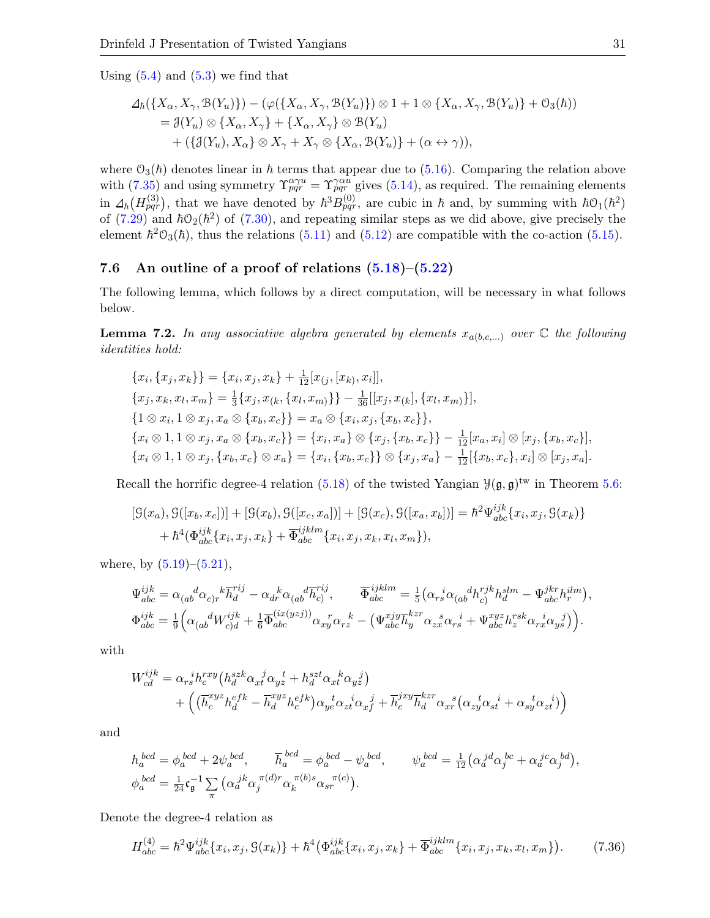Using (5.4) and (5.3) we find that

$$
\begin{aligned}
&\Delta_\hbar(\{X_\alpha, X_\gamma, \mathcal{B}(Y_u)\}) - (\varphi(\{X_\alpha, X_\gamma, \mathcal{B}(Y_u)\}) \otimes 1 + 1 \otimes \{X_\alpha, X_\gamma, \mathcal{B}(Y_u)\} + \mathcal{O}_3(\hbar)) \\
&\quad = \mathcal{J}(Y_u) \otimes \{X_\alpha, X_\gamma\} + \{X_\alpha, X_\gamma\} \otimes \mathcal{B}(Y_u) \\
&\qquad + (\{\mathcal{J}(Y_u), X_\alpha\} \otimes X_\gamma + X_\gamma \otimes \{X_\alpha, \mathcal{B}(Y_u)\} + (\alpha \leftrightarrow \gamma)),
\end{aligned}
$$

where $\mathcal{O}_3(\hbar)$ denotes linear in $\hbar$ terms that appear due to (5.16). Comparing the relation above with (7.35) and using symmetry $\Upsilon^{\alpha\gamma u}_{pqr} = \Upsilon^{\gamma\alpha u}_{pqr}$ gives (5.14), as required. The remaining elements in $\Delta_\hbar\big(H^{(3)}_{pqr}\big)$, that we have denoted by $\hbar^3 B^{(0)}_{pqr}$, are cubic in $\hbar$ and, by summing with $\hbar\mathcal{O}_1(\hbar^2)$ of (7.29) and $\hbar\mathcal{O}_2(\hbar^2)$ of (7.30), and repeating similar steps as we did above, give precisely the element $\hbar^2\mathcal{O}_3(\hbar)$, thus the relations (5.11) and (5.12) are compatible with the co-action (5.15).

### 7.6 An outline of a proof of relations (5.18)–(5.22)

The following lemma, which follows by a direct computation, will be necessary in what follows below.

**Lemma 7.2.** *In any associative algebra generated by elements $x_{a(b,c,\dots)}$ over $\mathbb{C}$ the following identities hold:*

$$
\begin{aligned}
&\{x_i, \{x_j, x_k\}\} = \{x_i, x_j, x_k\} + \tfrac{1}{12}[x_{(j}, [x_{k)}, x_i]], \\
&\{x_j, x_k, x_l, x_m\} = \tfrac{1}{3}\{x_j, x_{(k}, \{x_l, x_{m)}\}\} - \tfrac{1}{36}[[x_j, x_{(k}], \{x_l, x_{m)}\}], \\
&\{1 \otimes x_i, 1 \otimes x_j, x_a \otimes \{x_b, x_c\}\} = x_a \otimes \{x_i, x_j, \{x_b, x_c\}\}, \\
&\{x_i \otimes 1, 1 \otimes x_j, x_a \otimes \{x_b, x_c\}\} = \{x_i, x_a\} \otimes \{x_j, \{x_b, x_c\}\} - \tfrac{1}{12}[x_a, x_i] \otimes [x_j, \{x_b, x_c\}], \\
&\{x_i \otimes 1, 1 \otimes x_j, \{x_b, x_c\} \otimes x_a\} = \{x_i, \{x_b, x_c\}\} \otimes \{x_j, x_a\} - \tfrac{1}{12}[\{x_b, x_c\}, x_i] \otimes [x_j, x_a].
\end{aligned}
$$

Recall the horrific degree-4 relation (5.18) of the twisted Yangian $\mathcal{Y}(\mathfrak{g}, \mathfrak{g})^{\rm tw}$ in Theorem 5.6:

$$
\begin{aligned}
&[\mathcal{G}(x_a), \mathcal{G}([x_b, x_c])] + [\mathcal{G}(x_b), \mathcal{G}([x_c, x_a])] + [\mathcal{G}(x_c), \mathcal{G}([x_a, x_b])] = \hbar^2 \Psi^{ijk}_{abc}\{x_i, x_j, \mathcal{G}(x_k)\} \\
&\quad + \hbar^4 (\Phi^{ijk}_{abc}\{x_i, x_j, x_k\} + \overline{\Phi}^{ijklm}_{abc}\{x_i, x_j, x_k, x_l, x_m\}),
\end{aligned}
$$

where, by (5.19)–(5.21),

$$
\Psi^{ijk}_{abc} = \alpha_{(ab}{}^{d}\alpha_{c)r}{}^{k}\overline{h}^{rij}_{d} - \alpha_{dr}{}^{k}\alpha_{(ab}{}^{d}\overline{h}^{rij}_{c)}, \qquad \overline{\Phi}^{ijklm}_{abc} = \tfrac{1}{5}\big(\alpha_{rs}{}^{i}\alpha_{(ab}{}^{d}h^{rjk}_{c)}h^{slm}_{d} - \Psi^{jkr}_{abc}h^{ilm}_{r}\big),
$$

$$
\Phi^{ijk}_{abc} = \tfrac{1}{9}\Big(\alpha_{(ab}{}^{d}W^{ijk}_{c)d} + \tfrac{1}{6}\overline{\Phi}^{(ix(yzj))}_{abc}\alpha_{xy}{}^{r}\alpha_{rz}{}^{k} - \big(\Psi^{xjy}_{abc}\overline{h}^{kzr}_{y}\alpha_{zx}{}^{s}\alpha_{rs}{}^{i} + \Psi^{xyz}_{abc}h^{rsk}_{z}\alpha_{rx}{}^{i}\alpha_{ys}{}^{j}\big)\Big).
$$

with

$$
\begin{aligned}
W^{ijk}_{cd} &= \alpha_{rs}{}^{i}h^{rxy}_{c}\big(h^{szk}_{d}\alpha_{xt}{}^{j}\alpha_{yz}{}^{t} + h^{szt}_{d}\alpha_{xt}{}^{k}\alpha_{yz}{}^{j}\big) \\
&\quad + \Big(\big(\overline{h}^{xyz}_{c}h^{efk}_{d} - \overline{h}^{xyz}_{d}h^{efk}_{c}\big)\alpha_{ye}{}^{t}\alpha_{zt}{}^{i}\alpha_{xf}{}^{j} + \overline{h}^{jxy}_{c}\overline{h}^{kzr}_{d}\alpha_{xr}{}^{s}\big(\alpha_{zy}{}^{t}\alpha_{st}{}^{i} + \alpha_{sy}{}^{t}\alpha_{zt}{}^{i}\big)\Big)
\end{aligned}
$$

and

$$
h_a{}^{bcd} = \phi_a{}^{bcd} + 2\psi_a{}^{bcd}, \qquad \overline{h}_a{}^{bcd} = \phi_a{}^{bcd} - \psi_a{}^{bcd}, \qquad \psi_a{}^{bcd} = \tfrac{1}{12}\big(\alpha_a{}^{jd}\alpha_j{}^{bc} + \alpha_a{}^{jc}\alpha_j{}^{bd}\big),
$$

$$
\phi_a{}^{bcd} = \tfrac{1}{24}\mathfrak{c}_{\mathfrak{g}}^{-1}\sum_{\pi}\big(\alpha_a{}^{jk}\alpha_j{}^{\pi(d)r}\alpha_k{}^{\pi(b)s}\alpha_{sr}{}^{\pi(c)}\big).
$$

Denote the degree-4 relation as

$$
H^{(4)}_{abc} = \hbar^2 \Psi^{ijk}_{abc}\{x_i, x_j, \mathcal{G}(x_k)\} + \hbar^4\big(\Phi^{ijk}_{abc}\{x_i, x_j, x_k\} + \overline{\Phi}^{ijklm}_{abc}\{x_i, x_j, x_k, x_l, x_m\}\big). \tag{7.36}
$$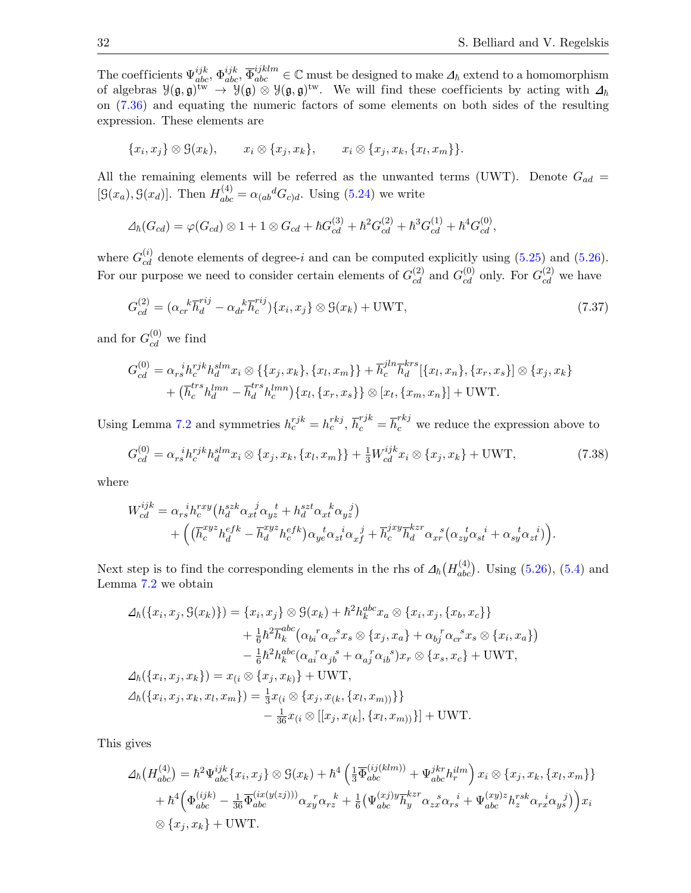The coefficients $\Psi^{ijk}_{abc}$, $\Phi^{ijk}_{abc}$, $\overline{\Phi}^{ijklm}_{abc} \in \mathbb{C}$ must be designed to make $\varDelta_\hbar$ extend to a homomorphism of algebras $\mathcal{Y}(\mathfrak{g},\mathfrak{g})^{\rm tw} \to \mathcal{Y}(\mathfrak{g}) \otimes \mathcal{Y}(\mathfrak{g},\mathfrak{g})^{\rm tw}$. We will find these coefficients by acting with $\varDelta_\hbar$ on (7.36) and equating the numeric factors of some elements on both sides of the resulting expression. These elements are

$$\{x_i,x_j\}\otimes \mathcal{G}(x_k), \qquad x_i\otimes\{x_j,x_k\}, \qquad x_i\otimes\{x_j,x_k,\{x_l,x_m\}\}.$$

All the remaining elements will be referred as the unwanted terms (UWT). Denote $G_{ad} = [\mathcal{G}(x_a),\mathcal{G}(x_d)]$. Then $H^{(4)}_{abc} = \alpha_{(ab}{}^{d} G_{c)d}$. Using (5.24) we write

$$\varDelta_\hbar(G_{cd}) = \varphi(G_{cd})\otimes 1 + 1\otimes G_{cd} + \hbar G^{(3)}_{cd} + \hbar^2 G^{(2)}_{cd} + \hbar^3 G^{(1)}_{cd} + \hbar^4 G^{(0)}_{cd},$$

where $G^{(i)}_{cd}$ denote elements of degree-$i$ and can be computed explicitly using (5.25) and (5.26). For our purpose we need to consider certain elements of $G^{(2)}_{cd}$ and $G^{(0)}_{cd}$ only. For $G^{(2)}_{cd}$ we have

$$G^{(2)}_{cd} = \big(\alpha_{cr}{}^{k}\overline{h}^{rij}_{d} - \alpha_{dr}{}^{k}\overline{h}^{rij}_{c}\big)\{x_i,x_j\}\otimes\mathcal{G}(x_k) + \text{UWT}, \tag{7.37}$$

and for $G^{(0)}_{cd}$ we find

$$\begin{aligned} G^{(0)}_{cd} &= \alpha_{rs}{}^{i} h^{rjk}_{c} h^{slm}_{d} x_i\otimes\{\{x_j,x_k\},\{x_l,x_m\}\} + \overline{h}^{jln}_{c}\overline{h}^{krs}_{d}[\{x_l,x_n\},\{x_r,x_s\}]\otimes\{x_j,x_k\} \\ &\quad + \big(\overline{h}^{trs}_{c} h^{lmn}_{d} - \overline{h}^{trs}_{d} h^{lmn}_{c}\big)\{x_l,\{x_r,x_s\}\}\otimes[x_t,\{x_m,x_n\}] + \text{UWT}. \end{aligned}$$

Using Lemma 7.2 and symmetries $h^{rjk}_{c} = h^{rkj}_{c}$, $\overline{h}^{rjk}_{c} = \overline{h}^{rkj}_{c}$ we reduce the expression above to

$$G^{(0)}_{cd} = \alpha_{rs}{}^{i} h^{rjk}_{c} h^{slm}_{d} x_i\otimes\{x_j,x_k,\{x_l,x_m\}\} + \tfrac{1}{3} W^{ijk}_{cd}\, x_i\otimes\{x_j,x_k\} + \text{UWT}, \tag{7.38}$$

where

$$\begin{aligned} W^{ijk}_{cd} &= \alpha_{rs}{}^{i} h^{rxy}_{c}\big(h^{szk}_{d}\alpha_{xt}{}^{j}\alpha_{yz}{}^{t} + h^{szt}_{d}\alpha_{xt}{}^{k}\alpha_{yz}{}^{j}\big) \\ &\quad + \Big(\big(\overline{h}^{xyz}_{c} h^{efk}_{d} - \overline{h}^{xyz}_{d} h^{efk}_{c}\big)\alpha_{ye}{}^{t}\alpha_{zt}{}^{i}\alpha_{xf}{}^{j} + \overline{h}^{jxy}_{c}\overline{h}^{kzr}_{d}\alpha_{xr}{}^{s}\big(\alpha_{zy}{}^{t}\alpha_{st}{}^{i} + \alpha_{sy}{}^{t}\alpha_{zt}{}^{i}\big)\Big). \end{aligned}$$

Next step is to find the corresponding elements in the rhs of $\varDelta_\hbar\big(H^{(4)}_{abc}\big)$. Using (5.26), (5.4) and Lemma 7.2 we obtain

$$\begin{aligned} \varDelta_\hbar(\{x_i,x_j,\mathcal{G}(x_k)\}) &= \{x_i,x_j\}\otimes\mathcal{G}(x_k) + \hbar^2 h^{abc}_{k} x_a\otimes\{x_i,x_j,\{x_b,x_c\}\} \\ &\quad + \tfrac{1}{6}\hbar^2\overline{h}^{abc}_{k}\big(\alpha_{bi}{}^{r}\alpha_{cr}{}^{s} x_s\otimes\{x_j,x_a\} + \alpha_{bj}{}^{r}\alpha_{cr}{}^{s} x_s\otimes\{x_i,x_a\}\big) \\ &\quad - \tfrac{1}{6}\hbar^2 h^{abc}_{k}\big(\alpha_{ai}{}^{r}\alpha_{jb}{}^{s} + \alpha_{aj}{}^{r}\alpha_{ib}{}^{s}\big)x_r\otimes\{x_s,x_c\} + \text{UWT}, \\ \varDelta_\hbar(\{x_i,x_j,x_k\}) &= x_{(i}\otimes\{x_j,x_{k)}\} + \text{UWT}, \\ \varDelta_\hbar(\{x_i,x_j,x_k,x_l,x_m\}) &= \tfrac{1}{3} x_{(i}\otimes\{x_j,x_{(k},\{x_l,x_{m))}\}\} \\ &\quad - \tfrac{1}{36} x_{(i}\otimes[[x_j,x_{(k}],\{x_l,x_{m))}\}] + \text{UWT}. \end{aligned}$$

This gives

$$\begin{aligned} \varDelta_\hbar\big(H^{(4)}_{abc}\big) &= \hbar^2\Psi^{ijk}_{abc}\{x_i,x_j\}\otimes\mathcal{G}(x_k) + \hbar^4\left(\tfrac{1}{3}\overline{\Phi}^{(ij(klm))}_{abc} + \Psi^{jkr}_{abc} h^{ilm}_{r}\right) x_i\otimes\{x_j,x_k,\{x_l,x_m\}\} \\ &\quad + \hbar^4\Big(\Phi^{(ijk)}_{abc} - \tfrac{1}{36}\overline{\Phi}^{(ix(y(zj)))}_{abc}\alpha_{xy}{}^{r}\alpha_{rz}{}^{k} + \tfrac{1}{6}\big(\Psi^{(xj)y}_{abc}\overline{h}^{kzr}_{y}\alpha_{zx}{}^{s}\alpha_{rs}{}^{i} + \Psi^{(xy)z}_{abc} h^{rsk}_{z}\alpha_{rx}{}^{i}\alpha_{ys}{}^{j}\big)\Big) x_i \\ &\quad \otimes\{x_j,x_k\} + \text{UWT}. \end{aligned}$$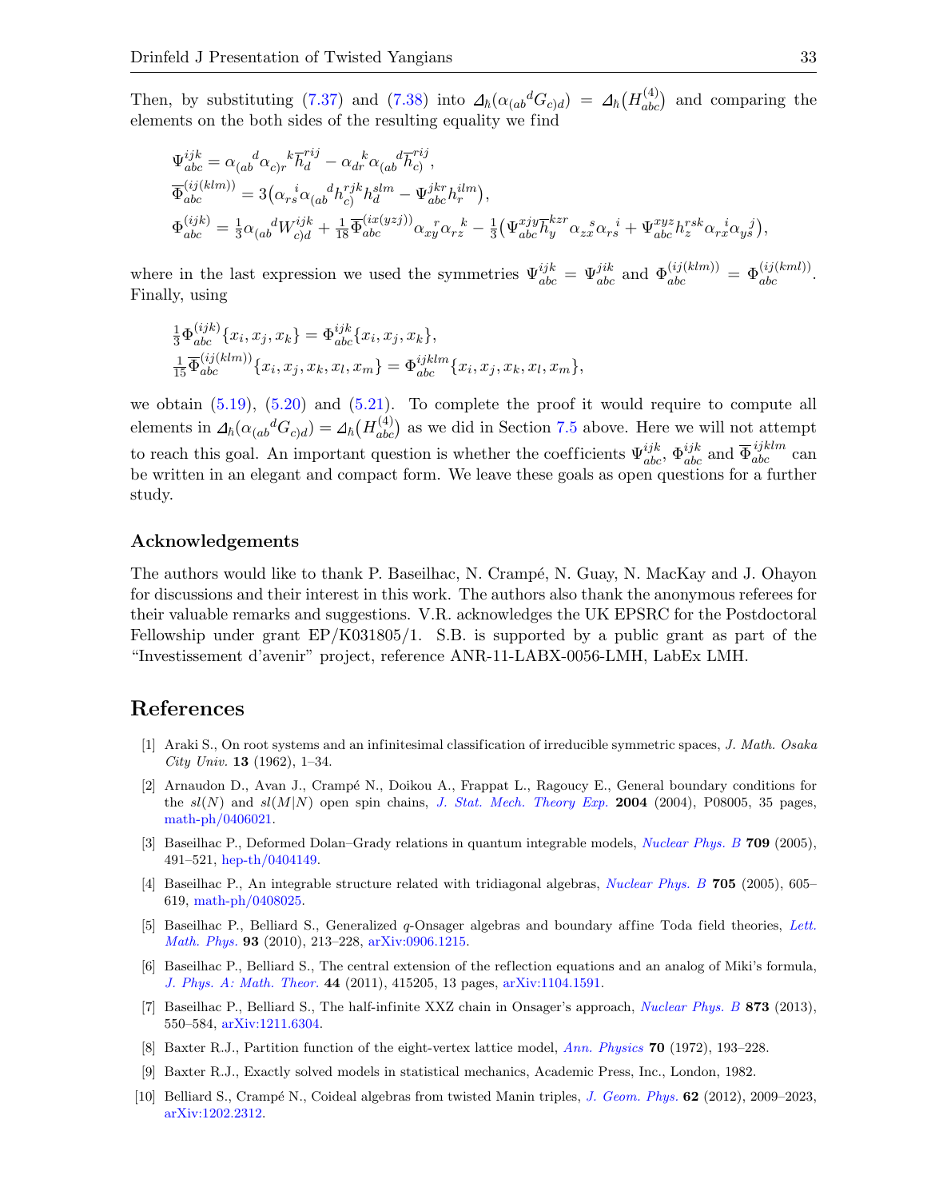Then, by substituting (7.37) and (7.38) into $\Delta_\hbar(\alpha_{(ab}{}^d G_{c)d}) = \Delta_\hbar\big(H^{(4)}_{abc}\big)$ and comparing the elements on the both sides of the resulting equality we find

$$
\begin{aligned}
&\Psi^{ijk}_{abc} = \alpha_{(ab}{}^{d}\alpha_{c)r}{}^{k}\overline{h}^{rij}_{d} - \alpha_{dr}{}^{k}\alpha_{(ab}{}^{d}\overline{h}^{rij}_{c)},\\
&\overline{\Phi}^{(ij(klm))}_{abc} = 3\big(\alpha_{rs}{}^{i}\alpha_{(ab}{}^{d}h^{rjk}_{c)}h^{slm}_{d} - \Psi^{jkr}_{abc}h^{ilm}_{r}\big),\\
&\Phi^{(ijk)}_{abc} = \tfrac{1}{3}\alpha_{(ab}{}^{d}W^{ijk}_{c)d} + \tfrac{1}{18}\overline{\Phi}^{(ix(yzj))}_{abc}\alpha_{xy}{}^{r}\alpha_{rz}{}^{k} - \tfrac{1}{3}\big(\Psi^{xjy}_{abc}\overline{h}^{kzr}_{y}\alpha_{zx}{}^{s}\alpha_{rs}{}^{i} + \Psi^{xyz}_{abc}h^{rsk}_{z}\alpha_{rx}{}^{i}\alpha_{ys}{}^{j}\big),
\end{aligned}
$$

where in the last expression we used the symmetries $\Psi^{ijk}_{abc} = \Psi^{jik}_{abc}$ and $\Phi^{(ij(klm))}_{abc} = \Phi^{(ij(kml))}_{abc}$. Finally, using

$$
\begin{aligned}
&\tfrac{1}{3}\Phi^{(ijk)}_{abc}\{x_i,x_j,x_k\} = \Phi^{ijk}_{abc}\{x_i,x_j,x_k\},\\
&\tfrac{1}{15}\overline{\Phi}^{(ij(klm))}_{abc}\{x_i,x_j,x_k,x_l,x_m\} = \Phi^{ijklm}_{abc}\{x_i,x_j,x_k,x_l,x_m\},
\end{aligned}
$$

we obtain (5.19), (5.20) and (5.21). To complete the proof it would require to compute all elements in $\Delta_\hbar(\alpha_{(ab}{}^d G_{c)d}) = \Delta_\hbar\big(H^{(4)}_{abc}\big)$ as we did in Section 7.5 above. Here we will not attempt to reach this goal. An important question is whether the coefficients $\Psi^{ijk}_{abc}$, $\Phi^{ijk}_{abc}$ and $\overline{\Phi}^{ijklm}_{abc}$ can be written in an elegant and compact form. We leave these goals as open questions for a further study.

## Acknowledgements

The authors would like to thank P. Baseilhac, N. Crampé, N. Guay, N. MacKay and J. Ohayon for discussions and their interest in this work. The authors also thank the anonymous referees for their valuable remarks and suggestions. V.R. acknowledges the UK EPSRC for the Postdoctoral Fellowship under grant EP/K031805/1. S.B. is supported by a public grant as part of the "Investissement d'avenir" project, reference ANR-11-LABX-0056-LMH, LabEx LMH.

## References

[1] Araki S., On root systems and an infinitesimal classification of irreducible symmetric spaces, *J. Math. Osaka City Univ.* **13** (1962), 1–34.

[2] Arnaudon D., Avan J., Crampé N., Doikou A., Frappat L., Ragoucy E., General boundary conditions for the $sl(N)$ and $sl(M|N)$ open spin chains, *J. Stat. Mech. Theory Exp.* **2004** (2004), P08005, 35 pages, math-ph/0406021.

[3] Baseilhac P., Deformed Dolan–Grady relations in quantum integrable models, *Nuclear Phys. B* **709** (2005), 491–521, hep-th/0404149.

[4] Baseilhac P., An integrable structure related with tridiagonal algebras, *Nuclear Phys. B* **705** (2005), 605–619, math-ph/0408025.

[5] Baseilhac P., Belliard S., Generalized $q$-Onsager algebras and boundary affine Toda field theories, *Lett. Math. Phys.* **93** (2010), 213–228, arXiv:0906.1215.

[6] Baseilhac P., Belliard S., The central extension of the reflection equations and an analog of Miki's formula, *J. Phys. A: Math. Theor.* **44** (2011), 415205, 13 pages, arXiv:1104.1591.

[7] Baseilhac P., Belliard S., The half-infinite XXZ chain in Onsager's approach, *Nuclear Phys. B* **873** (2013), 550–584, arXiv:1211.6304.

[8] Baxter R.J., Partition function of the eight-vertex lattice model, *Ann. Physics* **70** (1972), 193–228.

[9] Baxter R.J., Exactly solved models in statistical mechanics, Academic Press, Inc., London, 1982.

[10] Belliard S., Crampé N., Coideal algebras from twisted Manin triples, *J. Geom. Phys.* **62** (2012), 2009–2023, arXiv:1202.2312.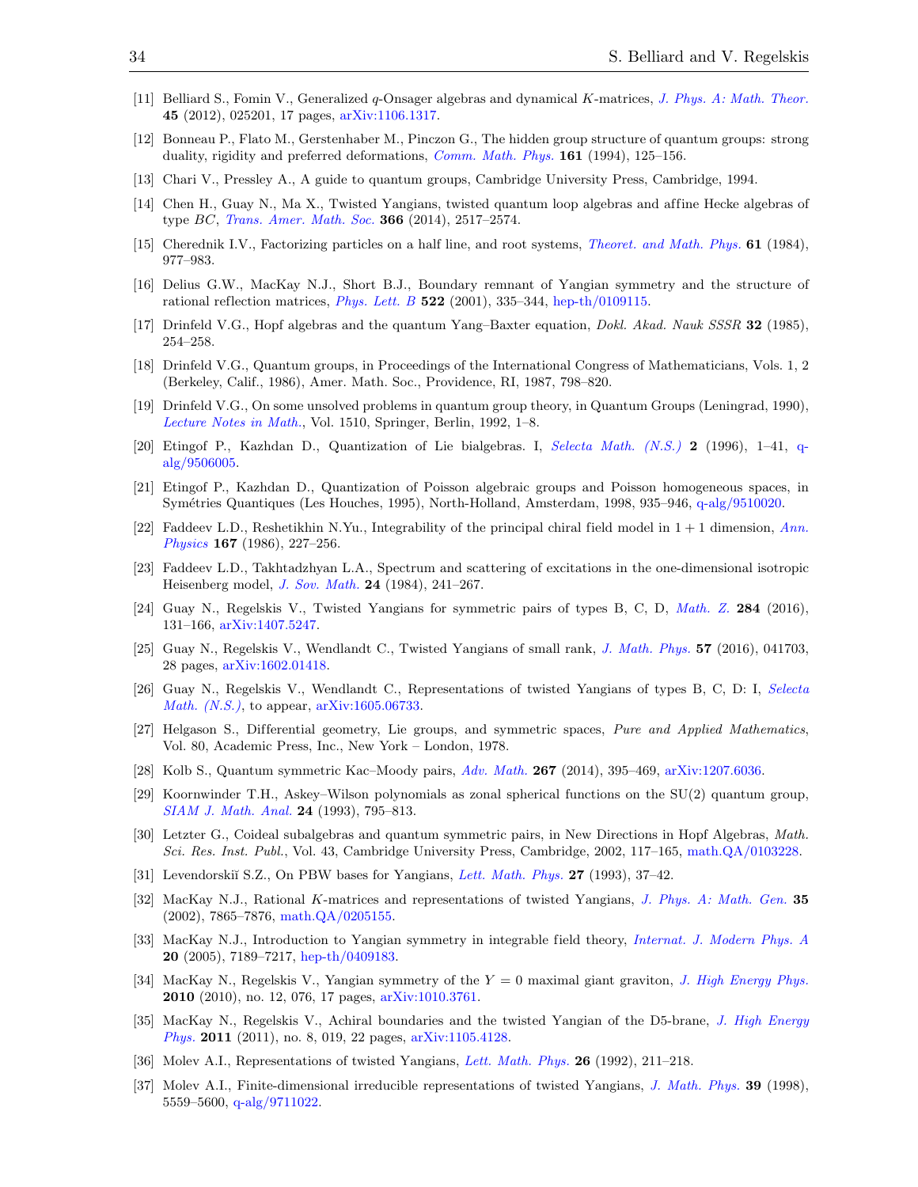[11] Belliard S., Fomin V., Generalized $q$-Onsager algebras and dynamical $K$-matrices, *J. Phys. A: Math. Theor.* **45** (2012), 025201, 17 pages, arXiv:1106.1317.

[12] Bonneau P., Flato M., Gerstenhaber M., Pinczon G., The hidden group structure of quantum groups: strong duality, rigidity and preferred deformations, *Comm. Math. Phys.* **161** (1994), 125–156.

[13] Chari V., Pressley A., A guide to quantum groups, Cambridge University Press, Cambridge, 1994.

[14] Chen H., Guay N., Ma X., Twisted Yangians, twisted quantum loop algebras and affine Hecke algebras of type $BC$, *Trans. Amer. Math. Soc.* **366** (2014), 2517–2574.

[15] Cherednik I.V., Factorizing particles on a half line, and root systems, *Theoret. and Math. Phys.* **61** (1984), 977–983.

[16] Delius G.W., MacKay N.J., Short B.J., Boundary remnant of Yangian symmetry and the structure of rational reflection matrices, *Phys. Lett. B* **522** (2001), 335–344, hep-th/0109115.

[17] Drinfeld V.G., Hopf algebras and the quantum Yang–Baxter equation, *Dokl. Akad. Nauk SSSR* **32** (1985), 254–258.

[18] Drinfeld V.G., Quantum groups, in Proceedings of the International Congress of Mathematicians, Vols. 1, 2 (Berkeley, Calif., 1986), Amer. Math. Soc., Providence, RI, 1987, 798–820.

[19] Drinfeld V.G., On some unsolved problems in quantum group theory, in Quantum Groups (Leningrad, 1990), *Lecture Notes in Math.*, Vol. 1510, Springer, Berlin, 1992, 1–8.

[20] Etingof P., Kazhdan D., Quantization of Lie bialgebras. I, *Selecta Math. (N.S.)* **2** (1996), 1–41, q-alg/9506005.

[21] Etingof P., Kazhdan D., Quantization of Poisson algebraic groups and Poisson homogeneous spaces, in Symétries Quantiques (Les Houches, 1995), North-Holland, Amsterdam, 1998, 935–946, q-alg/9510020.

[22] Faddeev L.D., Reshetikhin N.Yu., Integrability of the principal chiral field model in $1+1$ dimension, *Ann. Physics* **167** (1986), 227–256.

[23] Faddeev L.D., Takhtadzhyan L.A., Spectrum and scattering of excitations in the one-dimensional isotropic Heisenberg model, *J. Sov. Math.* **24** (1984), 241–267.

[24] Guay N., Regelskis V., Twisted Yangians for symmetric pairs of types B, C, D, *Math. Z.* **284** (2016), 131–166, arXiv:1407.5247.

[25] Guay N., Regelskis V., Wendlandt C., Twisted Yangians of small rank, *J. Math. Phys.* **57** (2016), 041703, 28 pages, arXiv:1602.01418.

[26] Guay N., Regelskis V., Wendlandt C., Representations of twisted Yangians of types B, C, D: I, *Selecta Math. (N.S.)*, to appear, arXiv:1605.06733.

[27] Helgason S., Differential geometry, Lie groups, and symmetric spaces, *Pure and Applied Mathematics*, Vol. 80, Academic Press, Inc., New York – London, 1978.

[28] Kolb S., Quantum symmetric Kac–Moody pairs, *Adv. Math.* **267** (2014), 395–469, arXiv:1207.6036.

[29] Koornwinder T.H., Askey–Wilson polynomials as zonal spherical functions on the SU(2) quantum group, *SIAM J. Math. Anal.* **24** (1993), 795–813.

[30] Letzter G., Coideal subalgebras and quantum symmetric pairs, in New Directions in Hopf Algebras, *Math. Sci. Res. Inst. Publ.*, Vol. 43, Cambridge University Press, Cambridge, 2002, 117–165, math.QA/0103228.

[31] Levendorskiĭ S.Z., On PBW bases for Yangians, *Lett. Math. Phys.* **27** (1993), 37–42.

[32] MacKay N.J., Rational $K$-matrices and representations of twisted Yangians, *J. Phys. A: Math. Gen.* **35** (2002), 7865–7876, math.QA/0205155.

[33] MacKay N.J., Introduction to Yangian symmetry in integrable field theory, *Internat. J. Modern Phys. A* **20** (2005), 7189–7217, hep-th/0409183.

[34] MacKay N., Regelskis V., Yangian symmetry of the $Y=0$ maximal giant graviton, *J. High Energy Phys.* **2010** (2010), no. 12, 076, 17 pages, arXiv:1010.3761.

[35] MacKay N., Regelskis V., Achiral boundaries and the twisted Yangian of the D5-brane, *J. High Energy Phys.* **2011** (2011), no. 8, 019, 22 pages, arXiv:1105.4128.

[36] Molev A.I., Representations of twisted Yangians, *Lett. Math. Phys.* **26** (1992), 211–218.

[37] Molev A.I., Finite-dimensional irreducible representations of twisted Yangians, *J. Math. Phys.* **39** (1998), 5559–5600, q-alg/9711022.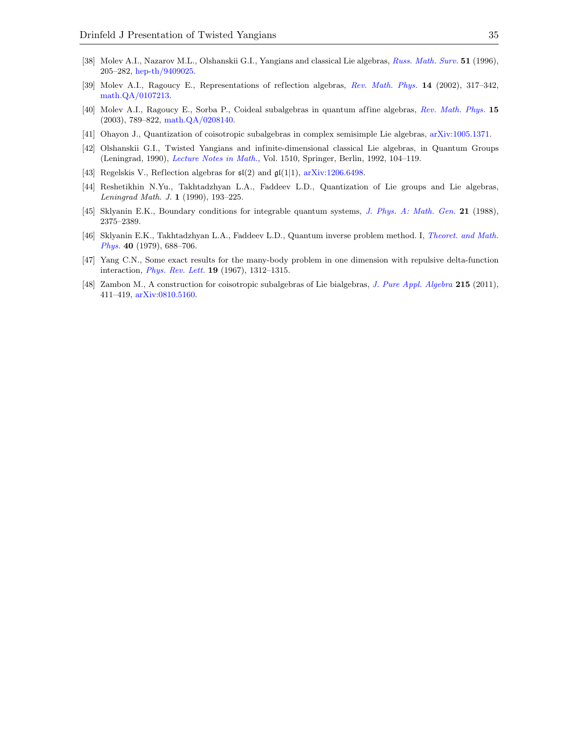[38] Molev A.I., Nazarov M.L., Olshanskii G.I., Yangians and classical Lie algebras, *Russ. Math. Surv.* **51** (1996), 205–282, hep-th/9409025.

[39] Molev A.I., Ragoucy E., Representations of reflection algebras, *Rev. Math. Phys.* **14** (2002), 317–342, math.QA/0107213.

[40] Molev A.I., Ragoucy E., Sorba P., Coideal subalgebras in quantum affine algebras, *Rev. Math. Phys.* **15** (2003), 789–822, math.QA/0208140.

[41] Ohayon J., Quantization of coisotropic subalgebras in complex semisimple Lie algebras, arXiv:1005.1371.

[42] Olshanskii G.I., Twisted Yangians and infinite-dimensional classical Lie algebras, in Quantum Groups (Leningrad, 1990), *Lecture Notes in Math.*, Vol. 1510, Springer, Berlin, 1992, 104–119.

[43] Regelskis V., Reflection algebras for $\mathfrak{sl}(2)$ and $\mathfrak{gl}(1|1)$, arXiv:1206.6498.

[44] Reshetikhin N.Yu., Takhtadzhyan L.A., Faddeev L.D., Quantization of Lie groups and Lie algebras, *Leningrad Math. J.* **1** (1990), 193–225.

[45] Sklyanin E.K., Boundary conditions for integrable quantum systems, *J. Phys. A: Math. Gen.* **21** (1988), 2375–2389.

[46] Sklyanin E.K., Takhtadzhyan L.A., Faddeev L.D., Quantum inverse problem method. I, *Theoret. and Math. Phys.* **40** (1979), 688–706.

[47] Yang C.N., Some exact results for the many-body problem in one dimension with repulsive delta-function interaction, *Phys. Rev. Lett.* **19** (1967), 1312–1315.

[48] Zambon M., A construction for coisotropic subalgebras of Lie bialgebras, *J. Pure Appl. Algebra* **215** (2011), 411–419, arXiv:0810.5160.